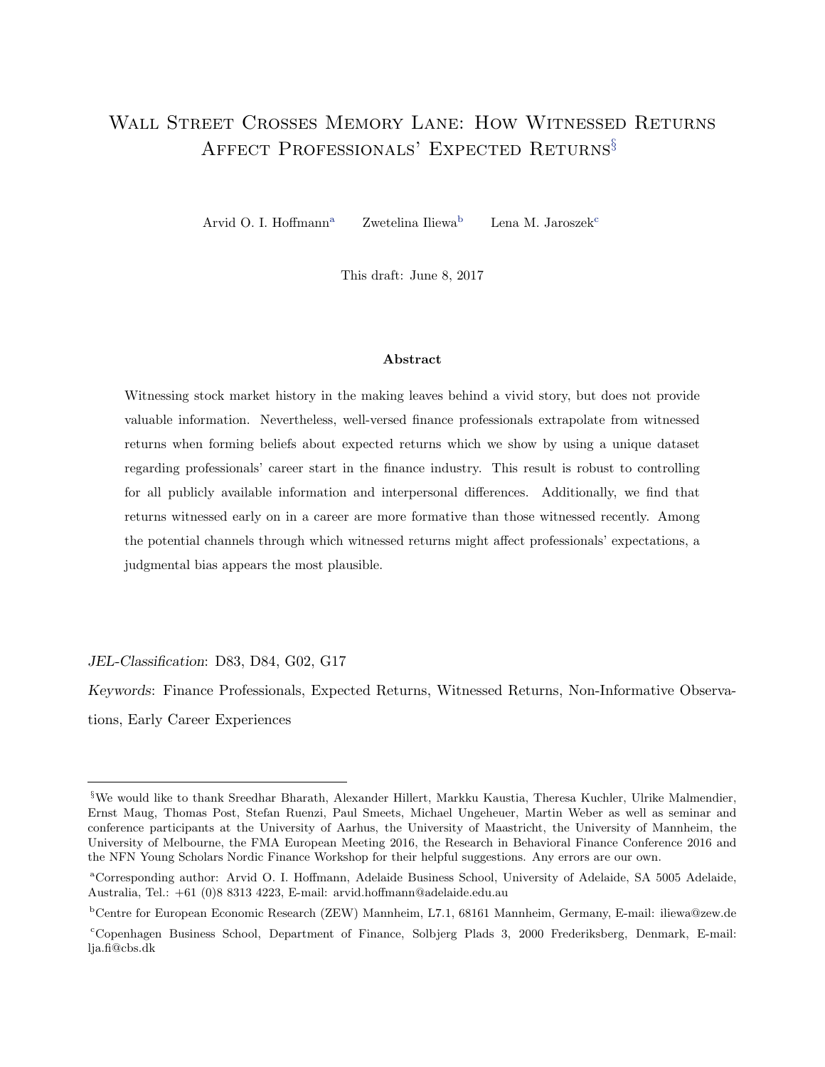# Wall Street Crosses Memory Lane: How Witnessed Returns Affect Professionals' Expected Returns[§]

Arvid O. I. Hoffmann[a] Zwetelina Iliewa[b] Lena M. Jaroszek[c]

This draft: June 8, 2017

## Abstract

Witnessing stock market history in the making leaves behind a vivid story, but does not provide valuable information. Nevertheless, well-versed finance professionals extrapolate from witnessed returns when forming beliefs about expected returns which we show by using a unique dataset regarding professionals' career start in the finance industry. This result is robust to controlling for all publicly available information and interpersonal differences. Additionally, we find that returns witnessed early on in a career are more formative than those witnessed recently. Among the potential channels through which witnessed returns might affect professionals' expectations, a judgmental bias appears the most plausible.

*JEL-Classification*: D83, D84, G02, G17

*Keywords*: Finance Professionals, Expected Returns, Witnessed Returns, Non-Informative Observations, Early Career Experiences

---

[§] We would like to thank Sreedhar Bharath, Alexander Hillert, Markku Kaustia, Theresa Kuchler, Ulrike Malmendier, Ernst Maug, Thomas Post, Stefan Ruenzi, Paul Smeets, Michael Ungeheuer, Martin Weber as well as seminar and conference participants at the University of Aarhus, the University of Maastricht, the University of Mannheim, the University of Melbourne, the FMA European Meeting 2016, the Research in Behavioral Finance Conference 2016 and the NFN Young Scholars Nordic Finance Workshop for their helpful suggestions. Any errors are our own.

[a] Corresponding author: Arvid O. I. Hoffmann, Adelaide Business School, University of Adelaide, SA 5005 Adelaide, Australia, Tel.: +61 (0)8 8313 4223, E-mail: arvid.hoffmann@adelaide.edu.au

[b] Centre for European Economic Research (ZEW) Mannheim, L7.1, 68161 Mannheim, Germany, E-mail: iliewa@zew.de

[c] Copenhagen Business School, Department of Finance, Solbjerg Plads 3, 2000 Frederiksberg, Denmark, E-mail: lja.fi@cbs.dk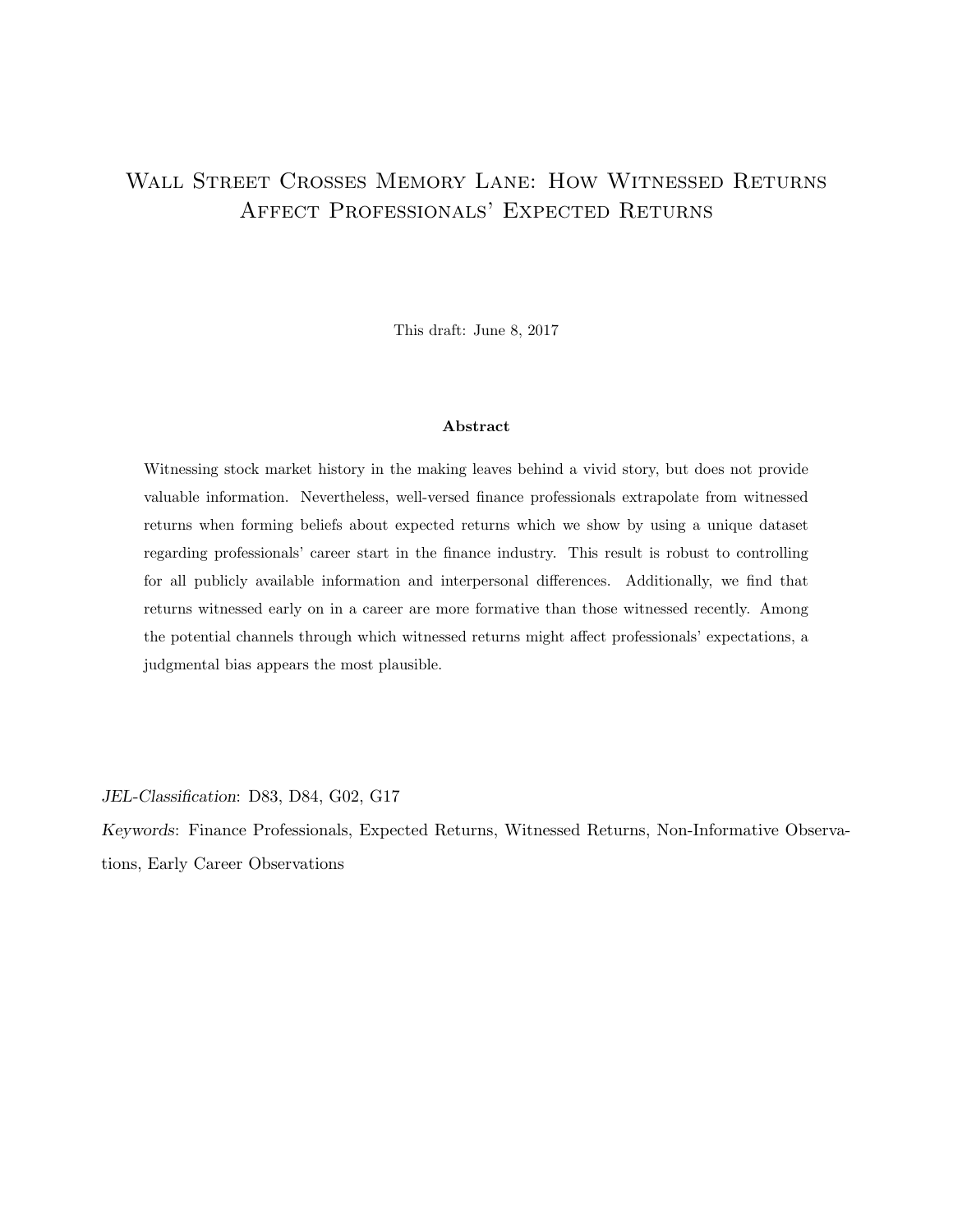# Wall Street Crosses Memory Lane: How Witnessed Returns Affect Professionals' Expected Returns

This draft: June 8, 2017

**Abstract**

Witnessing stock market history in the making leaves behind a vivid story, but does not provide valuable information. Nevertheless, well-versed finance professionals extrapolate from witnessed returns when forming beliefs about expected returns which we show by using a unique dataset regarding professionals' career start in the finance industry. This result is robust to controlling for all publicly available information and interpersonal differences. Additionally, we find that returns witnessed early on in a career are more formative than those witnessed recently. Among the potential channels through which witnessed returns might affect professionals' expectations, a judgmental bias appears the most plausible.

*JEL-Classification*: D83, D84, G02, G17

*Keywords*: Finance Professionals, Expected Returns, Witnessed Returns, Non-Informative Observations, Early Career Observations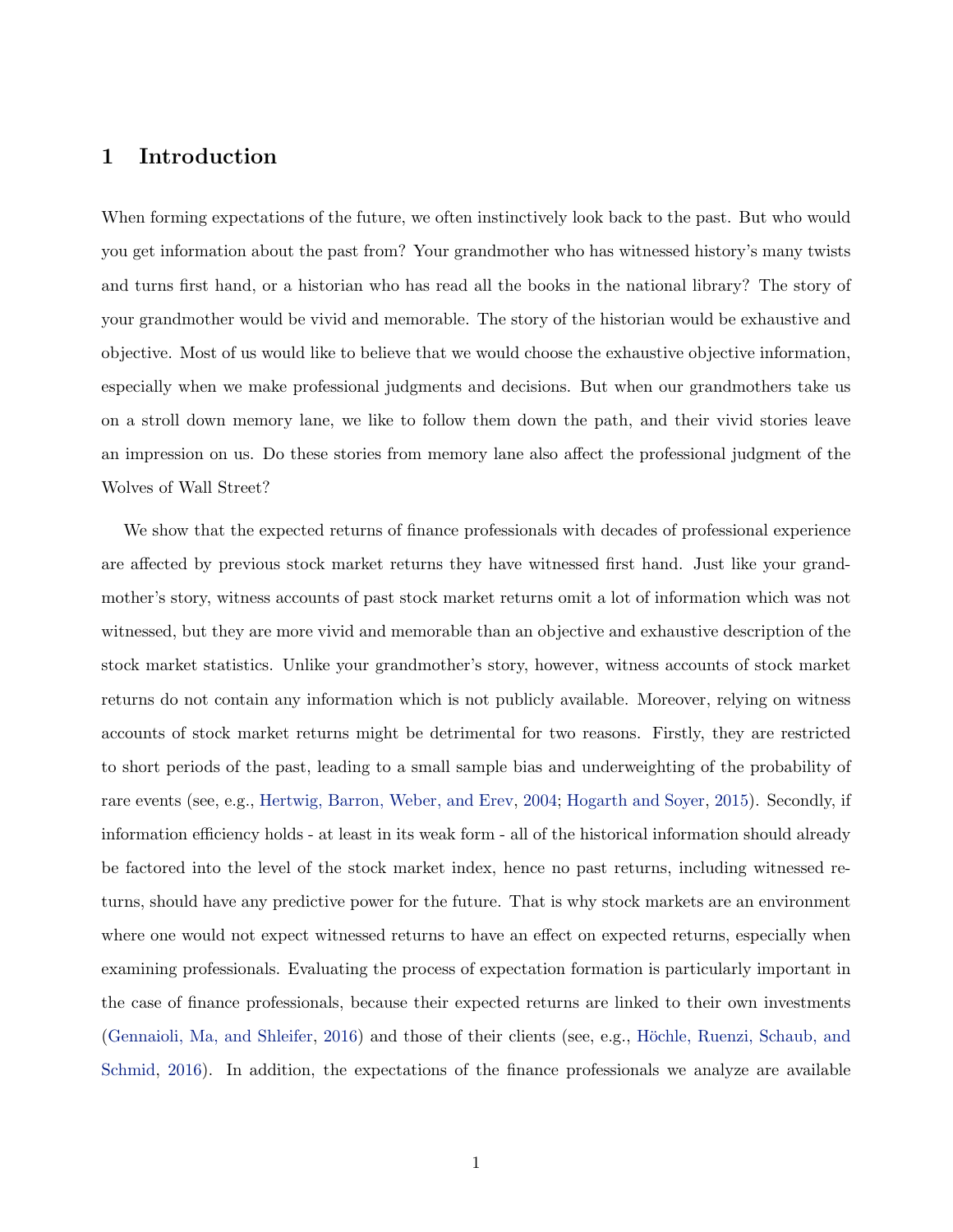# 1 Introduction

When forming expectations of the future, we often instinctively look back to the past. But who would you get information about the past from? Your grandmother who has witnessed history's many twists and turns first hand, or a historian who has read all the books in the national library? The story of your grandmother would be vivid and memorable. The story of the historian would be exhaustive and objective. Most of us would like to believe that we would choose the exhaustive objective information, especially when we make professional judgments and decisions. But when our grandmothers take us on a stroll down memory lane, we like to follow them down the path, and their vivid stories leave an impression on us. Do these stories from memory lane also affect the professional judgment of the Wolves of Wall Street?

We show that the expected returns of finance professionals with decades of professional experience are affected by previous stock market returns they have witnessed first hand. Just like your grandmother's story, witness accounts of past stock market returns omit a lot of information which was not witnessed, but they are more vivid and memorable than an objective and exhaustive description of the stock market statistics. Unlike your grandmother's story, however, witness accounts of stock market returns do not contain any information which is not publicly available. Moreover, relying on witness accounts of stock market returns might be detrimental for two reasons. Firstly, they are restricted to short periods of the past, leading to a small sample bias and underweighting of the probability of rare events (see, e.g., Hertwig, Barron, Weber, and Erev, 2004; Hogarth and Soyer, 2015). Secondly, if information efficiency holds - at least in its weak form - all of the historical information should already be factored into the level of the stock market index, hence no past returns, including witnessed returns, should have any predictive power for the future. That is why stock markets are an environment where one would not expect witnessed returns to have an effect on expected returns, especially when examining professionals. Evaluating the process of expectation formation is particularly important in the case of finance professionals, because their expected returns are linked to their own investments (Gennaioli, Ma, and Shleifer, 2016) and those of their clients (see, e.g., Höchle, Ruenzi, Schaub, and Schmid, 2016). In addition, the expectations of the finance professionals we analyze are available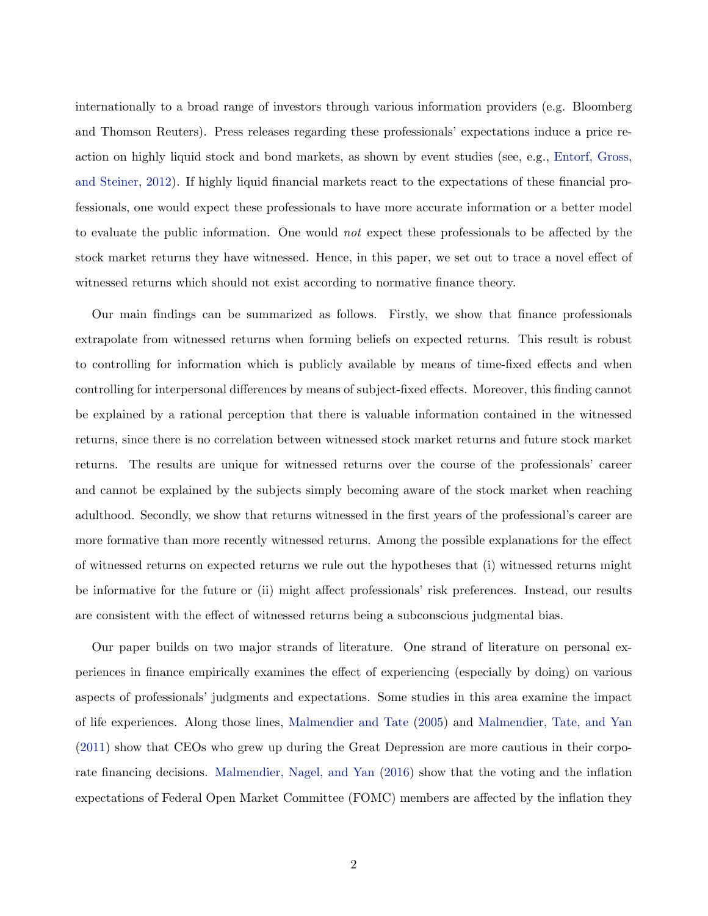internationally to a broad range of investors through various information providers (e.g. Bloomberg and Thomson Reuters). Press releases regarding these professionals' expectations induce a price reaction on highly liquid stock and bond markets, as shown by event studies (see, e.g., Entorf, Gross, and Steiner, 2012). If highly liquid financial markets react to the expectations of these financial professionals, one would expect these professionals to have more accurate information or a better model to evaluate the public information. One would *not* expect these professionals to be affected by the stock market returns they have witnessed. Hence, in this paper, we set out to trace a novel effect of witnessed returns which should not exist according to normative finance theory.

Our main findings can be summarized as follows. Firstly, we show that finance professionals extrapolate from witnessed returns when forming beliefs on expected returns. This result is robust to controlling for information which is publicly available by means of time-fixed effects and when controlling for interpersonal differences by means of subject-fixed effects. Moreover, this finding cannot be explained by a rational perception that there is valuable information contained in the witnessed returns, since there is no correlation between witnessed stock market returns and future stock market returns. The results are unique for witnessed returns over the course of the professionals' career and cannot be explained by the subjects simply becoming aware of the stock market when reaching adulthood. Secondly, we show that returns witnessed in the first years of the professional's career are more formative than more recently witnessed returns. Among the possible explanations for the effect of witnessed returns on expected returns we rule out the hypotheses that (i) witnessed returns might be informative for the future or (ii) might affect professionals' risk preferences. Instead, our results are consistent with the effect of witnessed returns being a subconscious judgmental bias.

Our paper builds on two major strands of literature. One strand of literature on personal experiences in finance empirically examines the effect of experiencing (especially by doing) on various aspects of professionals' judgments and expectations. Some studies in this area examine the impact of life experiences. Along those lines, Malmendier and Tate (2005) and Malmendier, Tate, and Yan (2011) show that CEOs who grew up during the Great Depression are more cautious in their corporate financing decisions. Malmendier, Nagel, and Yan (2016) show that the voting and the inflation expectations of Federal Open Market Committee (FOMC) members are affected by the inflation they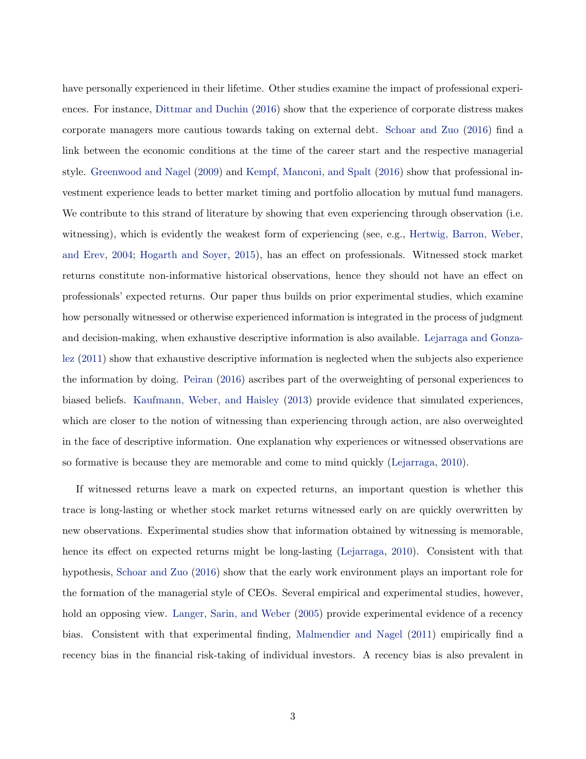have personally experienced in their lifetime. Other studies examine the impact of professional experiences. For instance, Dittmar and Duchin (2016) show that the experience of corporate distress makes corporate managers more cautious towards taking on external debt. Schoar and Zuo (2016) find a link between the economic conditions at the time of the career start and the respective managerial style. Greenwood and Nagel (2009) and Kempf, Manconi, and Spalt (2016) show that professional investment experience leads to better market timing and portfolio allocation by mutual fund managers. We contribute to this strand of literature by showing that even experiencing through observation (i.e. witnessing), which is evidently the weakest form of experiencing (see, e.g., Hertwig, Barron, Weber, and Erev, 2004; Hogarth and Soyer, 2015), has an effect on professionals. Witnessed stock market returns constitute non-informative historical observations, hence they should not have an effect on professionals' expected returns. Our paper thus builds on prior experimental studies, which examine how personally witnessed or otherwise experienced information is integrated in the process of judgment and decision-making, when exhaustive descriptive information is also available. Lejarraga and Gonzalez (2011) show that exhaustive descriptive information is neglected when the subjects also experience the information by doing. Peiran (2016) ascribes part of the overweighting of personal experiences to biased beliefs. Kaufmann, Weber, and Haisley (2013) provide evidence that simulated experiences, which are closer to the notion of witnessing than experiencing through action, are also overweighted in the face of descriptive information. One explanation why experiences or witnessed observations are so formative is because they are memorable and come to mind quickly (Lejarraga, 2010).

If witnessed returns leave a mark on expected returns, an important question is whether this trace is long-lasting or whether stock market returns witnessed early on are quickly overwritten by new observations. Experimental studies show that information obtained by witnessing is memorable, hence its effect on expected returns might be long-lasting (Lejarraga, 2010). Consistent with that hypothesis, Schoar and Zuo (2016) show that the early work environment plays an important role for the formation of the managerial style of CEOs. Several empirical and experimental studies, however, hold an opposing view. Langer, Sarin, and Weber (2005) provide experimental evidence of a recency bias. Consistent with that experimental finding, Malmendier and Nagel (2011) empirically find a recency bias in the financial risk-taking of individual investors. A recency bias is also prevalent in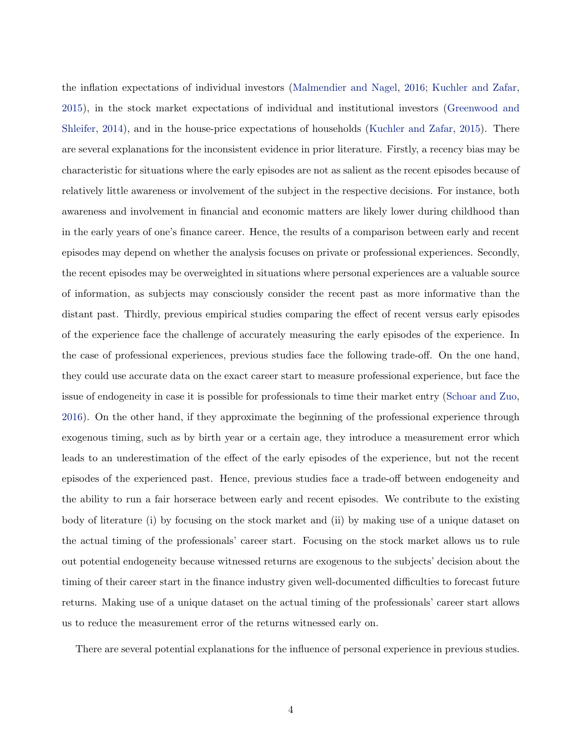the inflation expectations of individual investors (Malmendier and Nagel, 2016; Kuchler and Zafar, 2015), in the stock market expectations of individual and institutional investors (Greenwood and Shleifer, 2014), and in the house-price expectations of households (Kuchler and Zafar, 2015). There are several explanations for the inconsistent evidence in prior literature. Firstly, a recency bias may be characteristic for situations where the early episodes are not as salient as the recent episodes because of relatively little awareness or involvement of the subject in the respective decisions. For instance, both awareness and involvement in financial and economic matters are likely lower during childhood than in the early years of one's finance career. Hence, the results of a comparison between early and recent episodes may depend on whether the analysis focuses on private or professional experiences. Secondly, the recent episodes may be overweighted in situations where personal experiences are a valuable source of information, as subjects may consciously consider the recent past as more informative than the distant past. Thirdly, previous empirical studies comparing the effect of recent versus early episodes of the experience face the challenge of accurately measuring the early episodes of the experience. In the case of professional experiences, previous studies face the following trade-off. On the one hand, they could use accurate data on the exact career start to measure professional experience, but face the issue of endogeneity in case it is possible for professionals to time their market entry (Schoar and Zuo, 2016). On the other hand, if they approximate the beginning of the professional experience through exogenous timing, such as by birth year or a certain age, they introduce a measurement error which leads to an underestimation of the effect of the early episodes of the experience, but not the recent episodes of the experienced past. Hence, previous studies face a trade-off between endogeneity and the ability to run a fair horserace between early and recent episodes. We contribute to the existing body of literature (i) by focusing on the stock market and (ii) by making use of a unique dataset on the actual timing of the professionals' career start. Focusing on the stock market allows us to rule out potential endogeneity because witnessed returns are exogenous to the subjects' decision about the timing of their career start in the finance industry given well-documented difficulties to forecast future returns. Making use of a unique dataset on the actual timing of the professionals' career start allows us to reduce the measurement error of the returns witnessed early on.

There are several potential explanations for the influence of personal experience in previous studies.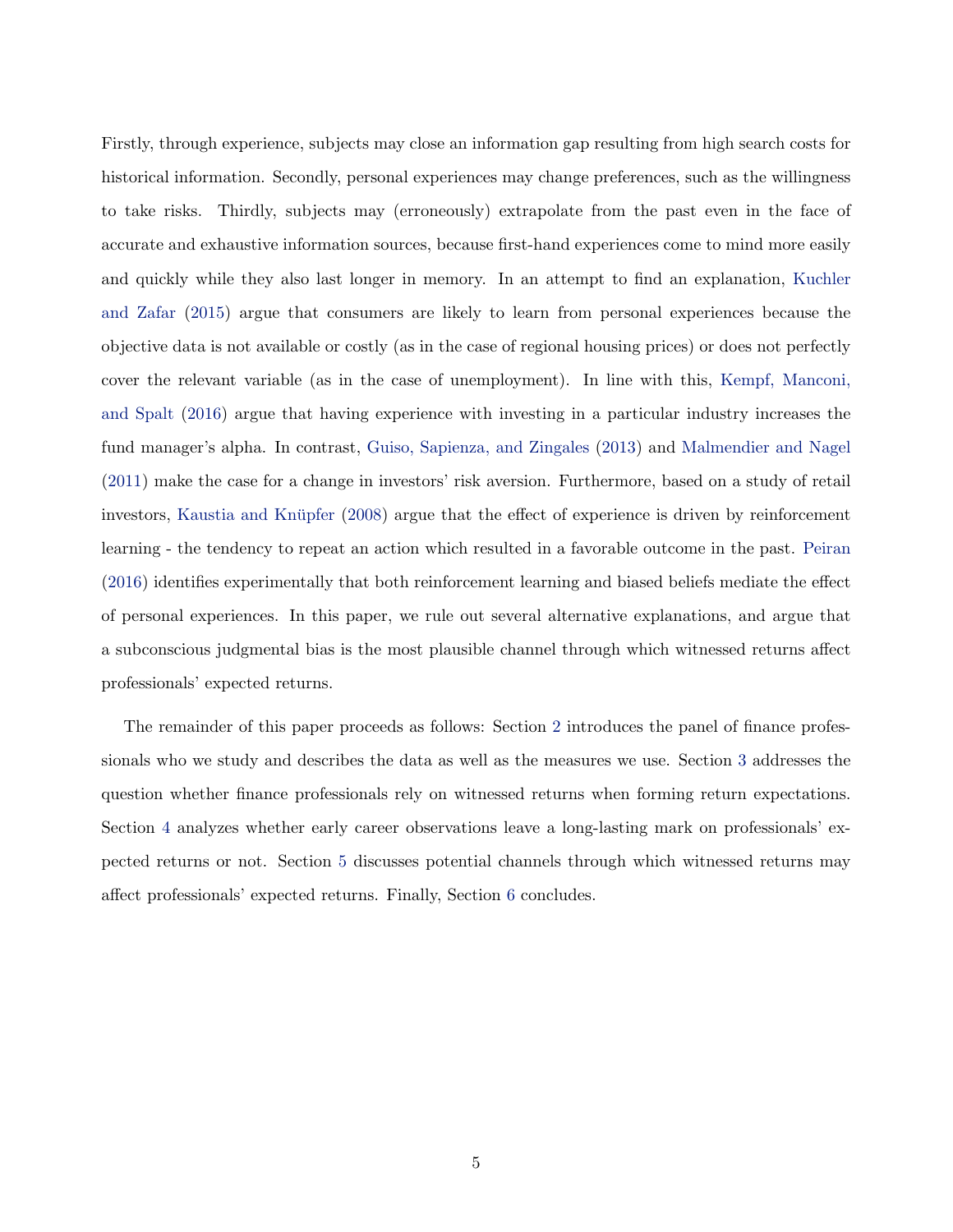Firstly, through experience, subjects may close an information gap resulting from high search costs for historical information. Secondly, personal experiences may change preferences, such as the willingness to take risks. Thirdly, subjects may (erroneously) extrapolate from the past even in the face of accurate and exhaustive information sources, because first-hand experiences come to mind more easily and quickly while they also last longer in memory. In an attempt to find an explanation, Kuchler and Zafar (2015) argue that consumers are likely to learn from personal experiences because the objective data is not available or costly (as in the case of regional housing prices) or does not perfectly cover the relevant variable (as in the case of unemployment). In line with this, Kempf, Manconi, and Spalt (2016) argue that having experience with investing in a particular industry increases the fund manager's alpha. In contrast, Guiso, Sapienza, and Zingales (2013) and Malmendier and Nagel (2011) make the case for a change in investors' risk aversion. Furthermore, based on a study of retail investors, Kaustia and Knüpfer (2008) argue that the effect of experience is driven by reinforcement learning - the tendency to repeat an action which resulted in a favorable outcome in the past. Peiran (2016) identifies experimentally that both reinforcement learning and biased beliefs mediate the effect of personal experiences. In this paper, we rule out several alternative explanations, and argue that a subconscious judgmental bias is the most plausible channel through which witnessed returns affect professionals' expected returns.

The remainder of this paper proceeds as follows: Section 2 introduces the panel of finance professionals who we study and describes the data as well as the measures we use. Section 3 addresses the question whether finance professionals rely on witnessed returns when forming return expectations. Section 4 analyzes whether early career observations leave a long-lasting mark on professionals' expected returns or not. Section 5 discusses potential channels through which witnessed returns may affect professionals' expected returns. Finally, Section 6 concludes.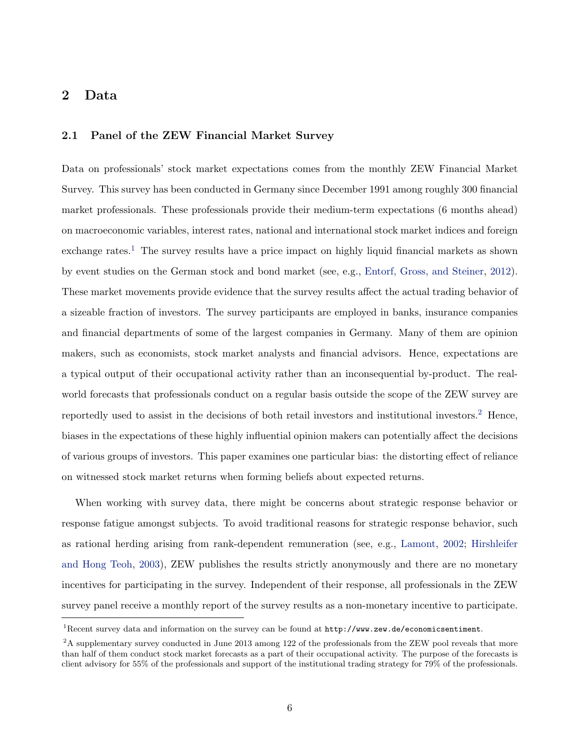## 2 Data

### 2.1 Panel of the ZEW Financial Market Survey

Data on professionals' stock market expectations comes from the monthly ZEW Financial Market Survey. This survey has been conducted in Germany since December 1991 among roughly 300 financial market professionals. These professionals provide their medium-term expectations (6 months ahead) on macroeconomic variables, interest rates, national and international stock market indices and foreign exchange rates.[1] The survey results have a price impact on highly liquid financial markets as shown by event studies on the German stock and bond market (see, e.g., Entorf, Gross, and Steiner, 2012). These market movements provide evidence that the survey results affect the actual trading behavior of a sizeable fraction of investors. The survey participants are employed in banks, insurance companies and financial departments of some of the largest companies in Germany. Many of them are opinion makers, such as economists, stock market analysts and financial advisors. Hence, expectations are a typical output of their occupational activity rather than an inconsequential by-product. The real-world forecasts that professionals conduct on a regular basis outside the scope of the ZEW survey are reportedly used to assist in the decisions of both retail investors and institutional investors.[2] Hence, biases in the expectations of these highly influential opinion makers can potentially affect the decisions of various groups of investors. This paper examines one particular bias: the distorting effect of reliance on witnessed stock market returns when forming beliefs about expected returns.

When working with survey data, there might be concerns about strategic response behavior or response fatigue amongst subjects. To avoid traditional reasons for strategic response behavior, such as rational herding arising from rank-dependent remuneration (see, e.g., Lamont, 2002; Hirshleifer and Hong Teoh, 2003), ZEW publishes the results strictly anonymously and there are no monetary incentives for participating in the survey. Independent of their response, all professionals in the ZEW survey panel receive a monthly report of the survey results as a non-monetary incentive to participate.

[1] Recent survey data and information on the survey can be found at `http://www.zew.de/economicsentiment`.

[2] A supplementary survey conducted in June 2013 among 122 of the professionals from the ZEW pool reveals that more than half of them conduct stock market forecasts as a part of their occupational activity. The purpose of the forecasts is client advisory for 55% of the professionals and support of the institutional trading strategy for 79% of the professionals.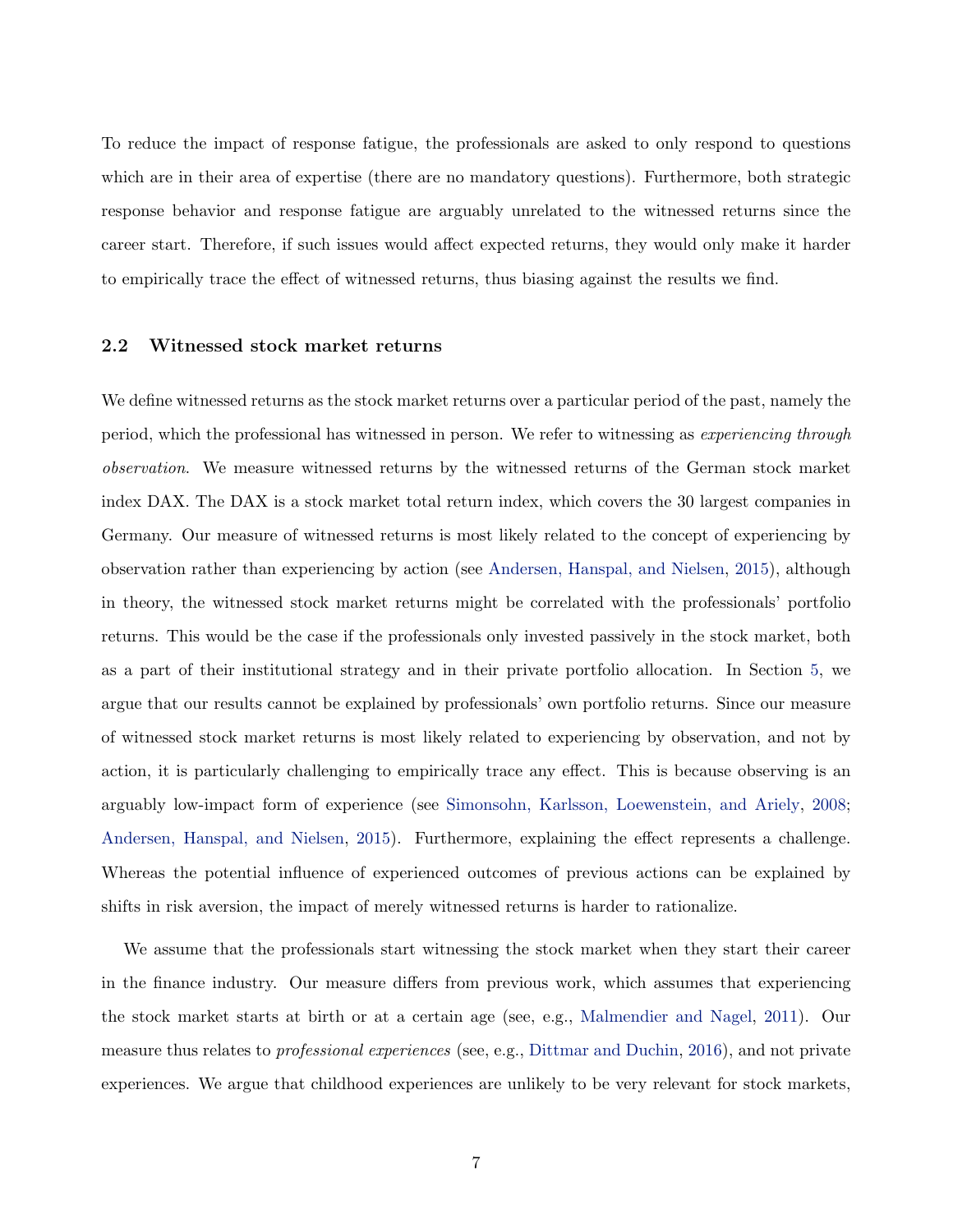To reduce the impact of response fatigue, the professionals are asked to only respond to questions which are in their area of expertise (there are no mandatory questions). Furthermore, both strategic response behavior and response fatigue are arguably unrelated to the witnessed returns since the career start. Therefore, if such issues would affect expected returns, they would only make it harder to empirically trace the effect of witnessed returns, thus biasing against the results we find.

### 2.2 Witnessed stock market returns

We define witnessed returns as the stock market returns over a particular period of the past, namely the period, which the professional has witnessed in person. We refer to witnessing as *experiencing through observation*. We measure witnessed returns by the witnessed returns of the German stock market index DAX. The DAX is a stock market total return index, which covers the 30 largest companies in Germany. Our measure of witnessed returns is most likely related to the concept of experiencing by observation rather than experiencing by action (see Andersen, Hanspal, and Nielsen, 2015), although in theory, the witnessed stock market returns might be correlated with the professionals' portfolio returns. This would be the case if the professionals only invested passively in the stock market, both as a part of their institutional strategy and in their private portfolio allocation. In Section 5, we argue that our results cannot be explained by professionals' own portfolio returns. Since our measure of witnessed stock market returns is most likely related to experiencing by observation, and not by action, it is particularly challenging to empirically trace any effect. This is because observing is an arguably low-impact form of experience (see Simonsohn, Karlsson, Loewenstein, and Ariely, 2008; Andersen, Hanspal, and Nielsen, 2015). Furthermore, explaining the effect represents a challenge. Whereas the potential influence of experienced outcomes of previous actions can be explained by shifts in risk aversion, the impact of merely witnessed returns is harder to rationalize.

We assume that the professionals start witnessing the stock market when they start their career in the finance industry. Our measure differs from previous work, which assumes that experiencing the stock market starts at birth or at a certain age (see, e.g., Malmendier and Nagel, 2011). Our measure thus relates to *professional experiences* (see, e.g., Dittmar and Duchin, 2016), and not private experiences. We argue that childhood experiences are unlikely to be very relevant for stock markets,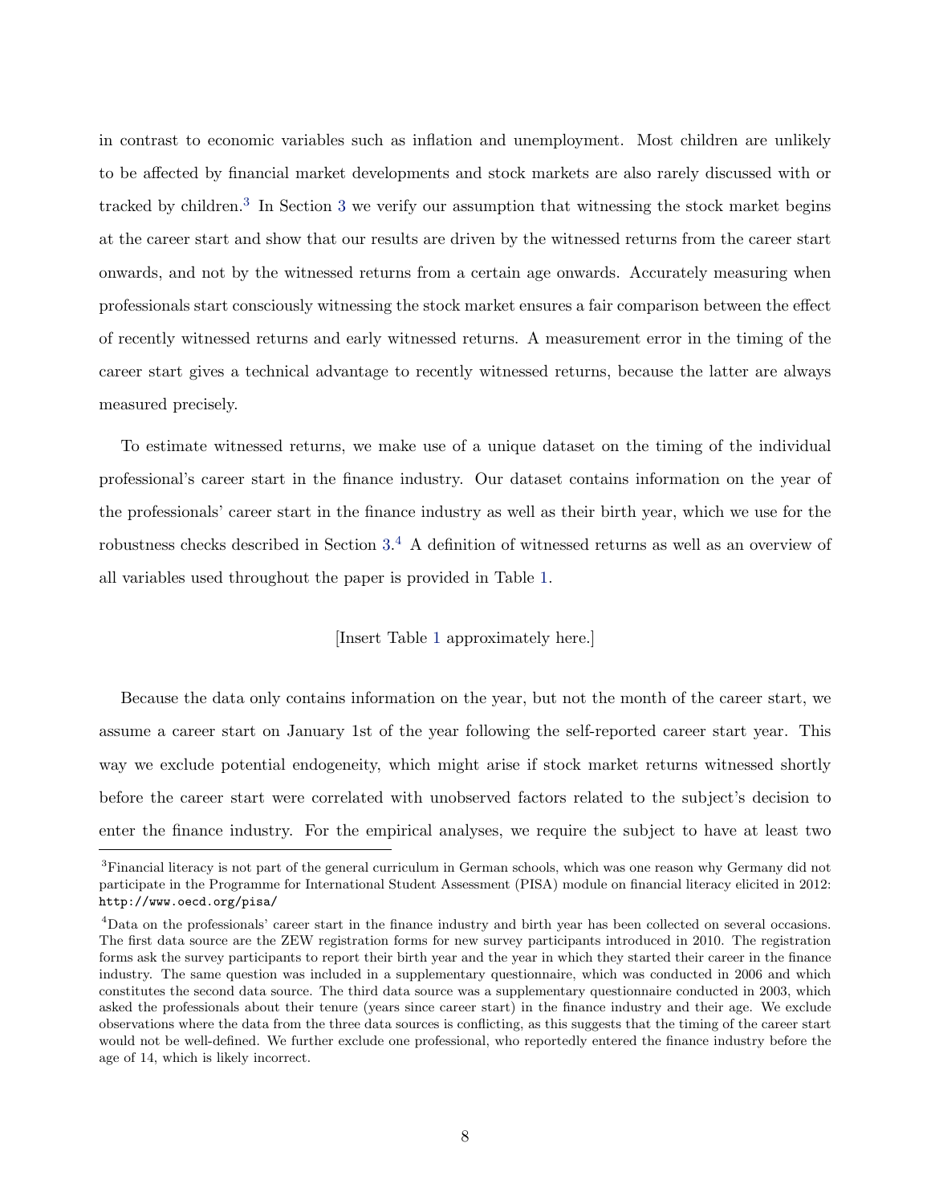in contrast to economic variables such as inflation and unemployment. Most children are unlikely to be affected by financial market developments and stock markets are also rarely discussed with or tracked by children.[3] In Section 3 we verify our assumption that witnessing the stock market begins at the career start and show that our results are driven by the witnessed returns from the career start onwards, and not by the witnessed returns from a certain age onwards. Accurately measuring when professionals start consciously witnessing the stock market ensures a fair comparison between the effect of recently witnessed returns and early witnessed returns. A measurement error in the timing of the career start gives a technical advantage to recently witnessed returns, because the latter are always measured precisely.

To estimate witnessed returns, we make use of a unique dataset on the timing of the individual professional's career start in the finance industry. Our dataset contains information on the year of the professionals' career start in the finance industry as well as their birth year, which we use for the robustness checks described in Section 3.[4] A definition of witnessed returns as well as an overview of all variables used throughout the paper is provided in Table 1.

[Insert Table 1 approximately here.]

Because the data only contains information on the year, but not the month of the career start, we assume a career start on January 1st of the year following the self-reported career start year. This way we exclude potential endogeneity, which might arise if stock market returns witnessed shortly before the career start were correlated with unobserved factors related to the subject's decision to enter the finance industry. For the empirical analyses, we require the subject to have at least two

[3]Financial literacy is not part of the general curriculum in German schools, which was one reason why Germany did not participate in the Programme for International Student Assessment (PISA) module on financial literacy elicited in 2012: http://www.oecd.org/pisa/

[4]Data on the professionals' career start in the finance industry and birth year has been collected on several occasions. The first data source are the ZEW registration forms for new survey participants introduced in 2010. The registration forms ask the survey participants to report their birth year and the year in which they started their career in the finance industry. The same question was included in a supplementary questionnaire, which was conducted in 2006 and which constitutes the second data source. The third data source was a supplementary questionnaire conducted in 2003, which asked the professionals about their tenure (years since career start) in the finance industry and their age. We exclude observations where the data from the three data sources is conflicting, as this suggests that the timing of the career start would not be well-defined. We further exclude one professional, who reportedly entered the finance industry before the age of 14, which is likely incorrect.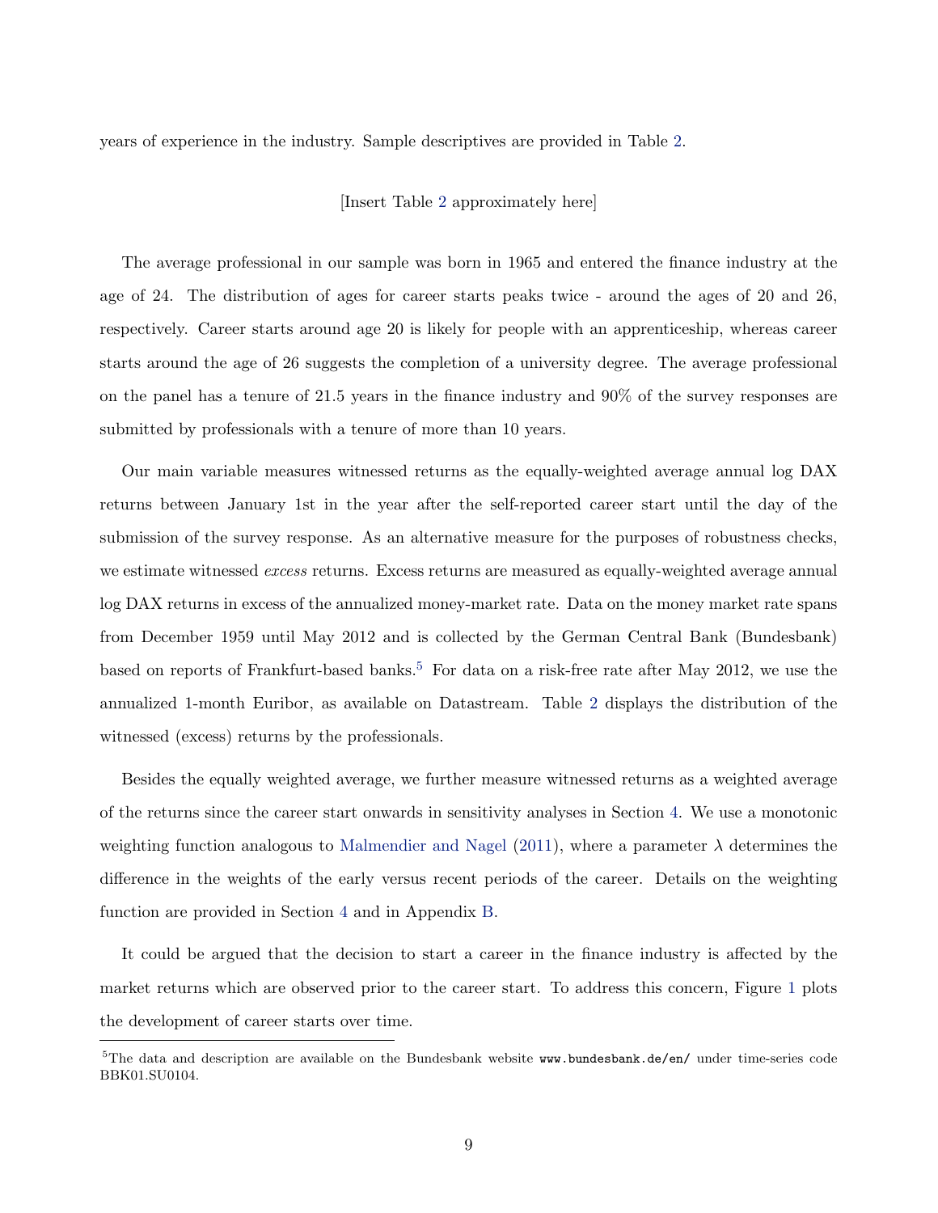years of experience in the industry. Sample descriptives are provided in Table 2.

[Insert Table 2 approximately here]

The average professional in our sample was born in 1965 and entered the finance industry at the age of 24. The distribution of ages for career starts peaks twice - around the ages of 20 and 26, respectively. Career starts around age 20 is likely for people with an apprenticeship, whereas career starts around the age of 26 suggests the completion of a university degree. The average professional on the panel has a tenure of 21.5 years in the finance industry and 90% of the survey responses are submitted by professionals with a tenure of more than 10 years.

Our main variable measures witnessed returns as the equally-weighted average annual log DAX returns between January 1st in the year after the self-reported career start until the day of the submission of the survey response. As an alternative measure for the purposes of robustness checks, we estimate witnessed *excess* returns. Excess returns are measured as equally-weighted average annual log DAX returns in excess of the annualized money-market rate. Data on the money market rate spans from December 1959 until May 2012 and is collected by the German Central Bank (Bundesbank) based on reports of Frankfurt-based banks.[5] For data on a risk-free rate after May 2012, we use the annualized 1-month Euribor, as available on Datastream. Table 2 displays the distribution of the witnessed (excess) returns by the professionals.

Besides the equally weighted average, we further measure witnessed returns as a weighted average of the returns since the career start onwards in sensitivity analyses in Section 4. We use a monotonic weighting function analogous to Malmendier and Nagel (2011), where a parameter $\lambda$ determines the difference in the weights of the early versus recent periods of the career. Details on the weighting function are provided in Section 4 and in Appendix B.

It could be argued that the decision to start a career in the finance industry is affected by the market returns which are observed prior to the career start. To address this concern, Figure 1 plots the development of career starts over time.

[5] The data and description are available on the Bundesbank website `www.bundesbank.de/en/` under time-series code BBK01.SU0104.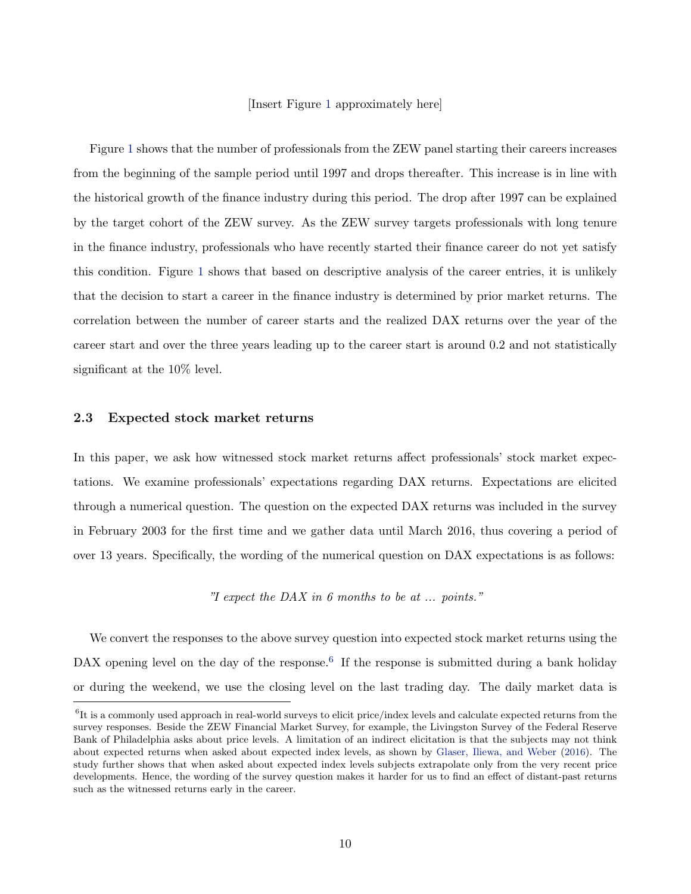[Insert Figure 1 approximately here]

Figure 1 shows that the number of professionals from the ZEW panel starting their careers increases from the beginning of the sample period until 1997 and drops thereafter. This increase is in line with the historical growth of the finance industry during this period. The drop after 1997 can be explained by the target cohort of the ZEW survey. As the ZEW survey targets professionals with long tenure in the finance industry, professionals who have recently started their finance career do not yet satisfy this condition. Figure 1 shows that based on descriptive analysis of the career entries, it is unlikely that the decision to start a career in the finance industry is determined by prior market returns. The correlation between the number of career starts and the realized DAX returns over the year of the career start and over the three years leading up to the career start is around 0.2 and not statistically significant at the 10% level.

### 2.3 Expected stock market returns

In this paper, we ask how witnessed stock market returns affect professionals' stock market expectations. We examine professionals' expectations regarding DAX returns. Expectations are elicited through a numerical question. The question on the expected DAX returns was included in the survey in February 2003 for the first time and we gather data until March 2016, thus covering a period of over 13 years. Specifically, the wording of the numerical question on DAX expectations is as follows:

*"I expect the DAX in 6 months to be at ... points."*

We convert the responses to the above survey question into expected stock market returns using the DAX opening level on the day of the response.[6] If the response is submitted during a bank holiday or during the weekend, we use the closing level on the last trading day. The daily market data is

[6] It is a commonly used approach in real-world surveys to elicit price/index levels and calculate expected returns from the survey responses. Beside the ZEW Financial Market Survey, for example, the Livingston Survey of the Federal Reserve Bank of Philadelphia asks about price levels. A limitation of an indirect elicitation is that the subjects may not think about expected returns when asked about expected index levels, as shown by Glaser, Iliewa, and Weber (2016). The study further shows that when asked about expected index levels subjects extrapolate only from the very recent price developments. Hence, the wording of the survey question makes it harder for us to find an effect of distant-past returns such as the witnessed returns early in the career.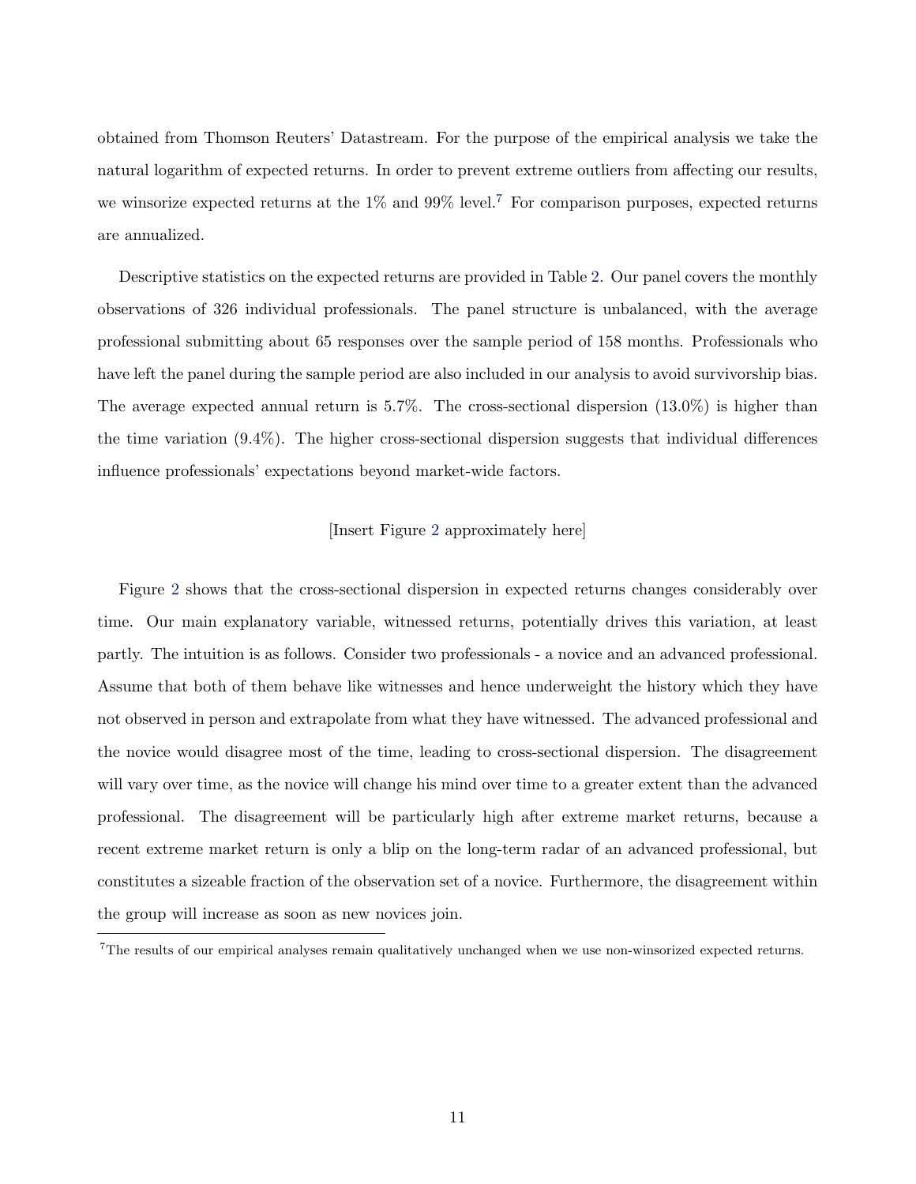obtained from Thomson Reuters' Datastream. For the purpose of the empirical analysis we take the natural logarithm of expected returns. In order to prevent extreme outliers from affecting our results, we winsorize expected returns at the 1% and 99% level.[7] For comparison purposes, expected returns are annualized.

Descriptive statistics on the expected returns are provided in Table 2. Our panel covers the monthly observations of 326 individual professionals. The panel structure is unbalanced, with the average professional submitting about 65 responses over the sample period of 158 months. Professionals who have left the panel during the sample period are also included in our analysis to avoid survivorship bias. The average expected annual return is 5.7%. The cross-sectional dispersion (13.0%) is higher than the time variation (9.4%). The higher cross-sectional dispersion suggests that individual differences influence professionals' expectations beyond market-wide factors.

[Insert Figure 2 approximately here]

Figure 2 shows that the cross-sectional dispersion in expected returns changes considerably over time. Our main explanatory variable, witnessed returns, potentially drives this variation, at least partly. The intuition is as follows. Consider two professionals - a novice and an advanced professional. Assume that both of them behave like witnesses and hence underweight the history which they have not observed in person and extrapolate from what they have witnessed. The advanced professional and the novice would disagree most of the time, leading to cross-sectional dispersion. The disagreement will vary over time, as the novice will change his mind over time to a greater extent than the advanced professional. The disagreement will be particularly high after extreme market returns, because a recent extreme market return is only a blip on the long-term radar of an advanced professional, but constitutes a sizeable fraction of the observation set of a novice. Furthermore, the disagreement within the group will increase as soon as new novices join.

[7] The results of our empirical analyses remain qualitatively unchanged when we use non-winsorized expected returns.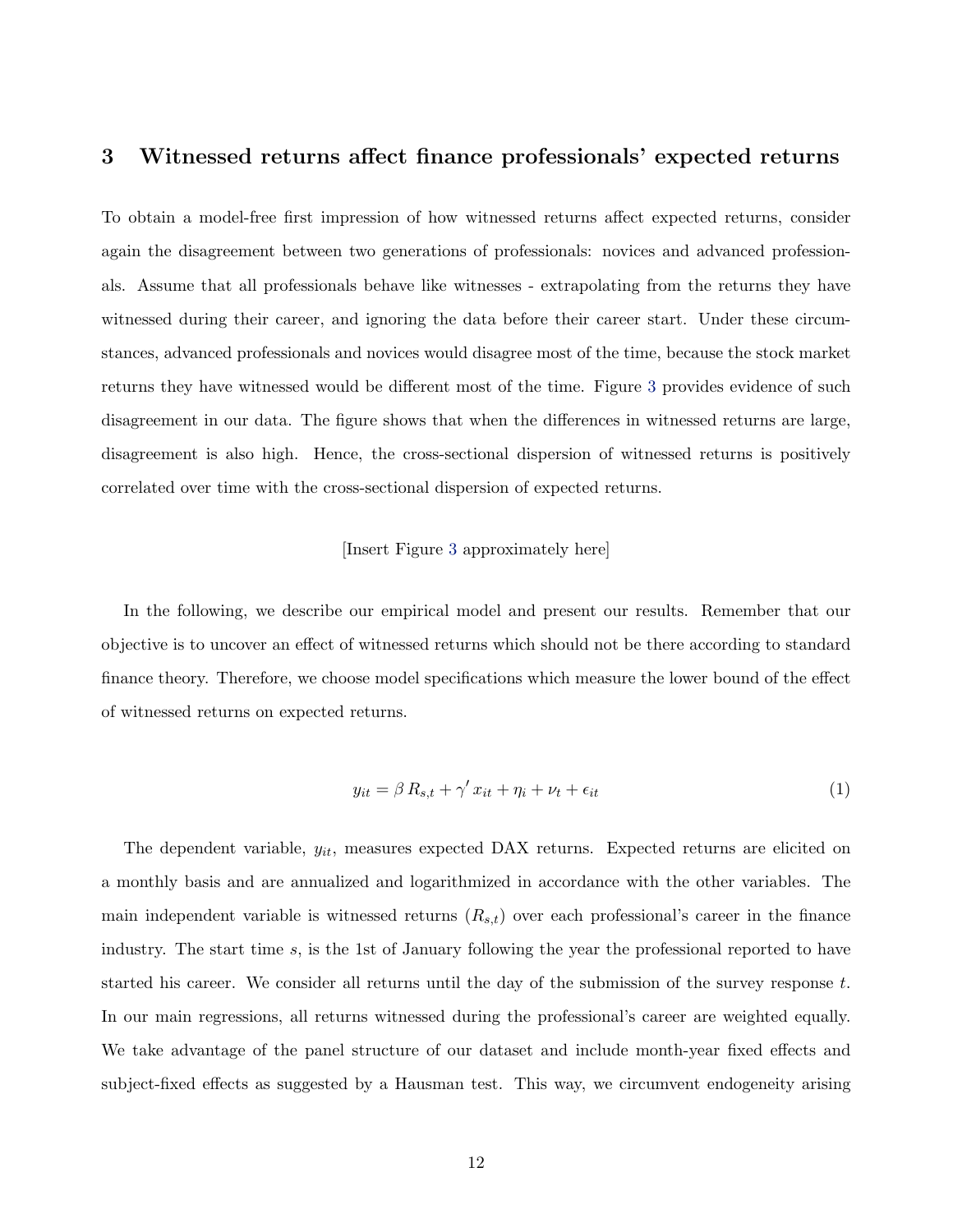## 3 Witnessed returns affect finance professionals' expected returns

To obtain a model-free first impression of how witnessed returns affect expected returns, consider again the disagreement between two generations of professionals: novices and advanced professionals. Assume that all professionals behave like witnesses - extrapolating from the returns they have witnessed during their career, and ignoring the data before their career start. Under these circumstances, advanced professionals and novices would disagree most of the time, because the stock market returns they have witnessed would be different most of the time. Figure 3 provides evidence of such disagreement in our data. The figure shows that when the differences in witnessed returns are large, disagreement is also high. Hence, the cross-sectional dispersion of witnessed returns is positively correlated over time with the cross-sectional dispersion of expected returns.

[Insert Figure 3 approximately here]

In the following, we describe our empirical model and present our results. Remember that our objective is to uncover an effect of witnessed returns which should not be there according to standard finance theory. Therefore, we choose model specifications which measure the lower bound of the effect of witnessed returns on expected returns.

$$y_{it} = \beta \, R_{s,t} + \gamma' \, x_{it} + \eta_i + \nu_t + \epsilon_{it} \tag{1}$$

The dependent variable, $y_{it}$, measures expected DAX returns. Expected returns are elicited on a monthly basis and are annualized and logarithmized in accordance with the other variables. The main independent variable is witnessed returns ($R_{s,t}$) over each professional's career in the finance industry. The start time $s$, is the 1st of January following the year the professional reported to have started his career. We consider all returns until the day of the submission of the survey response $t$. In our main regressions, all returns witnessed during the professional's career are weighted equally. We take advantage of the panel structure of our dataset and include month-year fixed effects and subject-fixed effects as suggested by a Hausman test. This way, we circumvent endogeneity arising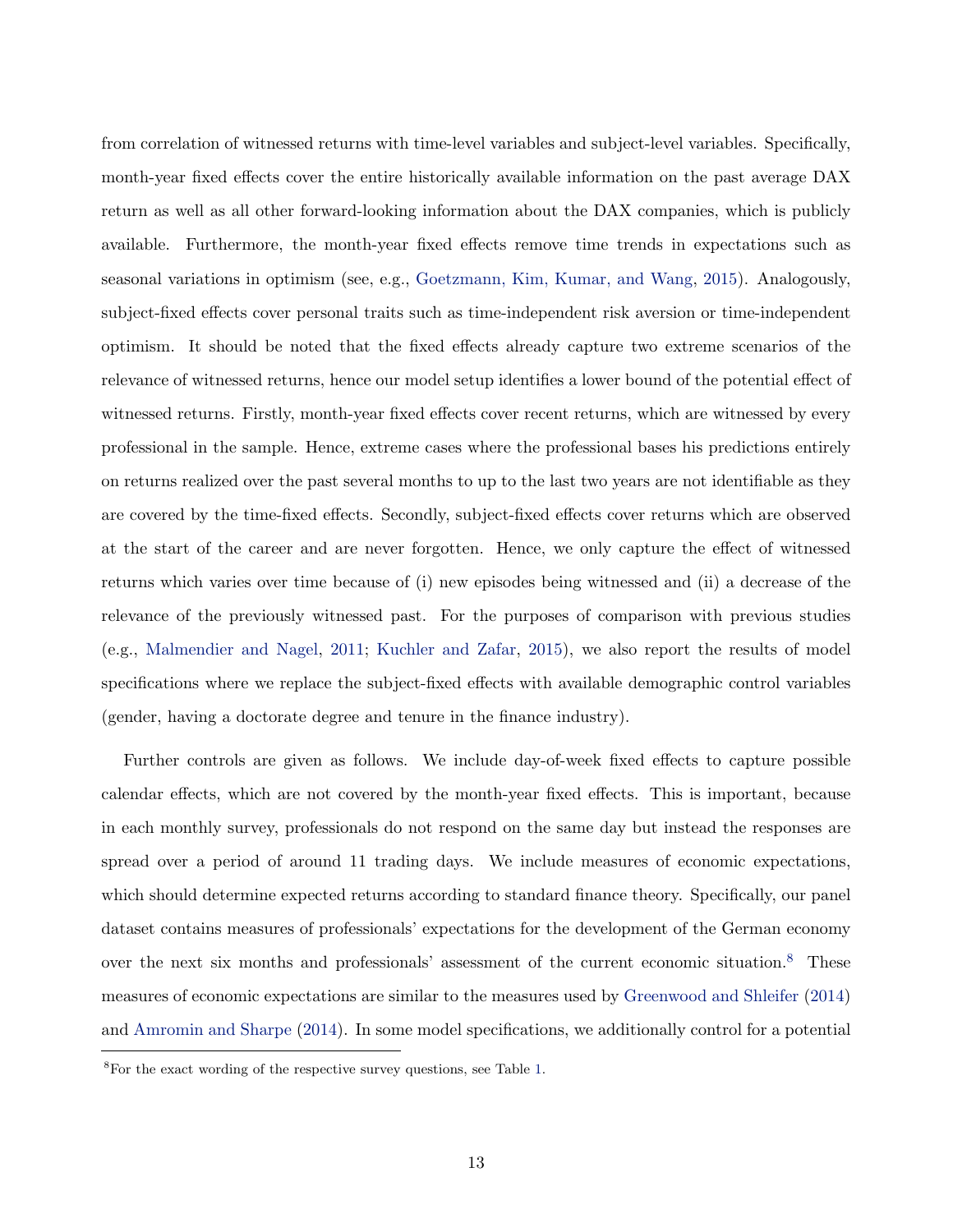from correlation of witnessed returns with time-level variables and subject-level variables. Specifically, month-year fixed effects cover the entire historically available information on the past average DAX return as well as all other forward-looking information about the DAX companies, which is publicly available. Furthermore, the month-year fixed effects remove time trends in expectations such as seasonal variations in optimism (see, e.g., Goetzmann, Kim, Kumar, and Wang, 2015). Analogously, subject-fixed effects cover personal traits such as time-independent risk aversion or time-independent optimism. It should be noted that the fixed effects already capture two extreme scenarios of the relevance of witnessed returns, hence our model setup identifies a lower bound of the potential effect of witnessed returns. Firstly, month-year fixed effects cover recent returns, which are witnessed by every professional in the sample. Hence, extreme cases where the professional bases his predictions entirely on returns realized over the past several months to up to the last two years are not identifiable as they are covered by the time-fixed effects. Secondly, subject-fixed effects cover returns which are observed at the start of the career and are never forgotten. Hence, we only capture the effect of witnessed returns which varies over time because of (i) new episodes being witnessed and (ii) a decrease of the relevance of the previously witnessed past. For the purposes of comparison with previous studies (e.g., Malmendier and Nagel, 2011; Kuchler and Zafar, 2015), we also report the results of model specifications where we replace the subject-fixed effects with available demographic control variables (gender, having a doctorate degree and tenure in the finance industry).

Further controls are given as follows. We include day-of-week fixed effects to capture possible calendar effects, which are not covered by the month-year fixed effects. This is important, because in each monthly survey, professionals do not respond on the same day but instead the responses are spread over a period of around 11 trading days. We include measures of economic expectations, which should determine expected returns according to standard finance theory. Specifically, our panel dataset contains measures of professionals' expectations for the development of the German economy over the next six months and professionals' assessment of the current economic situation.[8] These measures of economic expectations are similar to the measures used by Greenwood and Shleifer (2014) and Amromin and Sharpe (2014). In some model specifications, we additionally control for a potential

[8] For the exact wording of the respective survey questions, see Table 1.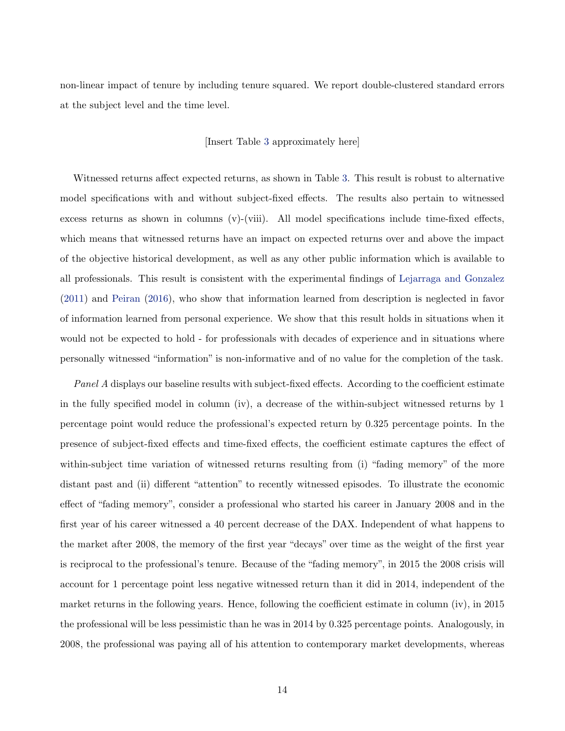non-linear impact of tenure by including tenure squared. We report double-clustered standard errors at the subject level and the time level.

[Insert Table 3 approximately here]

Witnessed returns affect expected returns, as shown in Table 3. This result is robust to alternative model specifications with and without subject-fixed effects. The results also pertain to witnessed excess returns as shown in columns (v)-(viii). All model specifications include time-fixed effects, which means that witnessed returns have an impact on expected returns over and above the impact of the objective historical development, as well as any other public information which is available to all professionals. This result is consistent with the experimental findings of Lejarraga and Gonzalez (2011) and Peiran (2016), who show that information learned from description is neglected in favor of information learned from personal experience. We show that this result holds in situations when it would not be expected to hold - for professionals with decades of experience and in situations where personally witnessed "information" is non-informative and of no value for the completion of the task.

*Panel A* displays our baseline results with subject-fixed effects. According to the coefficient estimate in the fully specified model in column (iv), a decrease of the within-subject witnessed returns by 1 percentage point would reduce the professional's expected return by 0.325 percentage points. In the presence of subject-fixed effects and time-fixed effects, the coefficient estimate captures the effect of within-subject time variation of witnessed returns resulting from (i) "fading memory" of the more distant past and (ii) different "attention" to recently witnessed episodes. To illustrate the economic effect of "fading memory", consider a professional who started his career in January 2008 and in the first year of his career witnessed a 40 percent decrease of the DAX. Independent of what happens to the market after 2008, the memory of the first year "decays" over time as the weight of the first year is reciprocal to the professional's tenure. Because of the "fading memory", in 2015 the 2008 crisis will account for 1 percentage point less negative witnessed return than it did in 2014, independent of the market returns in the following years. Hence, following the coefficient estimate in column (iv), in 2015 the professional will be less pessimistic than he was in 2014 by 0.325 percentage points. Analogously, in 2008, the professional was paying all of his attention to contemporary market developments, whereas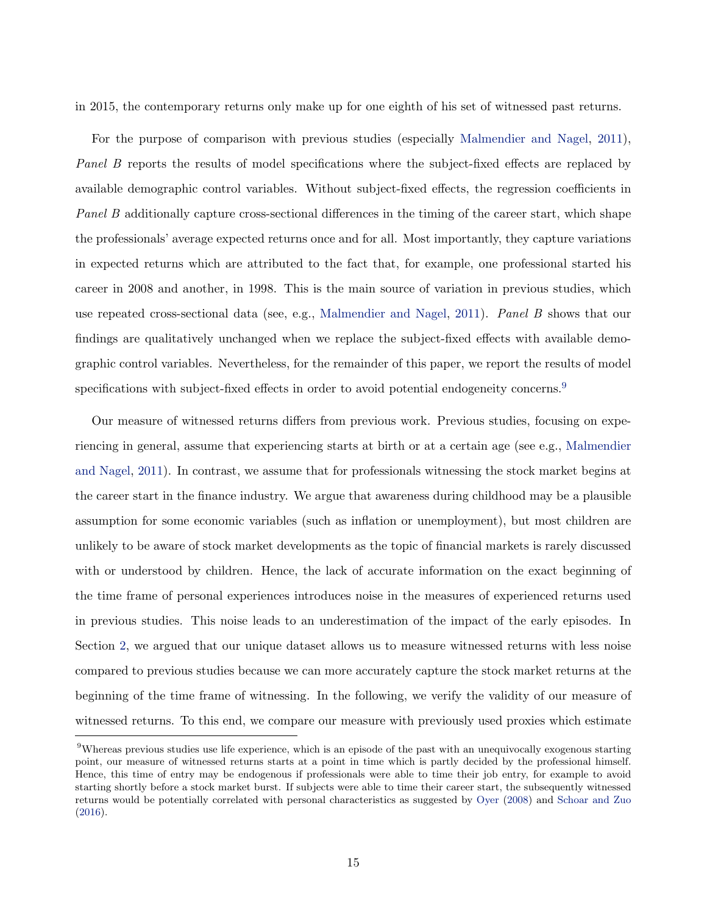in 2015, the contemporary returns only make up for one eighth of his set of witnessed past returns.

For the purpose of comparison with previous studies (especially Malmendier and Nagel, 2011), *Panel B* reports the results of model specifications where the subject-fixed effects are replaced by available demographic control variables. Without subject-fixed effects, the regression coefficients in *Panel B* additionally capture cross-sectional differences in the timing of the career start, which shape the professionals' average expected returns once and for all. Most importantly, they capture variations in expected returns which are attributed to the fact that, for example, one professional started his career in 2008 and another, in 1998. This is the main source of variation in previous studies, which use repeated cross-sectional data (see, e.g., Malmendier and Nagel, 2011). *Panel B* shows that our findings are qualitatively unchanged when we replace the subject-fixed effects with available demographic control variables. Nevertheless, for the remainder of this paper, we report the results of model specifications with subject-fixed effects in order to avoid potential endogeneity concerns.[9]

Our measure of witnessed returns differs from previous work. Previous studies, focusing on experiencing in general, assume that experiencing starts at birth or at a certain age (see e.g., Malmendier and Nagel, 2011). In contrast, we assume that for professionals witnessing the stock market begins at the career start in the finance industry. We argue that awareness during childhood may be a plausible assumption for some economic variables (such as inflation or unemployment), but most children are unlikely to be aware of stock market developments as the topic of financial markets is rarely discussed with or understood by children. Hence, the lack of accurate information on the exact beginning of the time frame of personal experiences introduces noise in the measures of experienced returns used in previous studies. This noise leads to an underestimation of the impact of the early episodes. In Section 2, we argued that our unique dataset allows us to measure witnessed returns with less noise compared to previous studies because we can more accurately capture the stock market returns at the beginning of the time frame of witnessing. In the following, we verify the validity of our measure of witnessed returns. To this end, we compare our measure with previously used proxies which estimate

[9] Whereas previous studies use life experience, which is an episode of the past with an unequivocally exogenous starting point, our measure of witnessed returns starts at a point in time which is partly decided by the professional himself. Hence, this time of entry may be endogenous if professionals were able to time their job entry, for example to avoid starting shortly before a stock market burst. If subjects were able to time their career start, the subsequently witnessed returns would be potentially correlated with personal characteristics as suggested by Oyer (2008) and Schoar and Zuo (2016).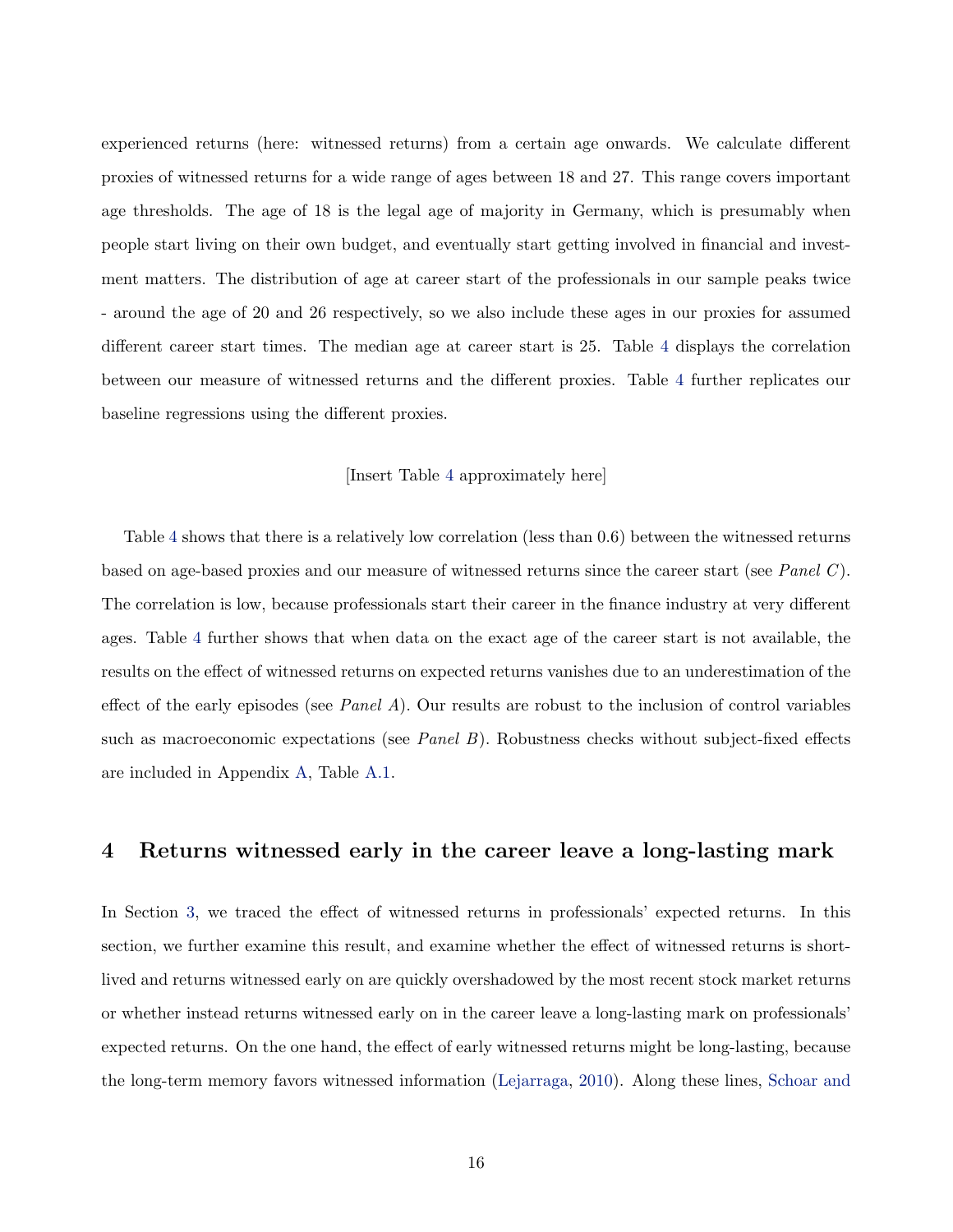experienced returns (here: witnessed returns) from a certain age onwards. We calculate different proxies of witnessed returns for a wide range of ages between 18 and 27. This range covers important age thresholds. The age of 18 is the legal age of majority in Germany, which is presumably when people start living on their own budget, and eventually start getting involved in financial and investment matters. The distribution of age at career start of the professionals in our sample peaks twice - around the age of 20 and 26 respectively, so we also include these ages in our proxies for assumed different career start times. The median age at career start is 25. Table 4 displays the correlation between our measure of witnessed returns and the different proxies. Table 4 further replicates our baseline regressions using the different proxies.

[Insert Table 4 approximately here]

Table 4 shows that there is a relatively low correlation (less than 0.6) between the witnessed returns based on age-based proxies and our measure of witnessed returns since the career start (see *Panel C*). The correlation is low, because professionals start their career in the finance industry at very different ages. Table 4 further shows that when data on the exact age of the career start is not available, the results on the effect of witnessed returns on expected returns vanishes due to an underestimation of the effect of the early episodes (see *Panel A*). Our results are robust to the inclusion of control variables such as macroeconomic expectations (see *Panel B*). Robustness checks without subject-fixed effects are included in Appendix A, Table A.1.

## 4 Returns witnessed early in the career leave a long-lasting mark

In Section 3, we traced the effect of witnessed returns in professionals' expected returns. In this section, we further examine this result, and examine whether the effect of witnessed returns is short-lived and returns witnessed early on are quickly overshadowed by the most recent stock market returns or whether instead returns witnessed early on in the career leave a long-lasting mark on professionals' expected returns. On the one hand, the effect of early witnessed returns might be long-lasting, because the long-term memory favors witnessed information (Lejarraga, 2010). Along these lines, Schoar and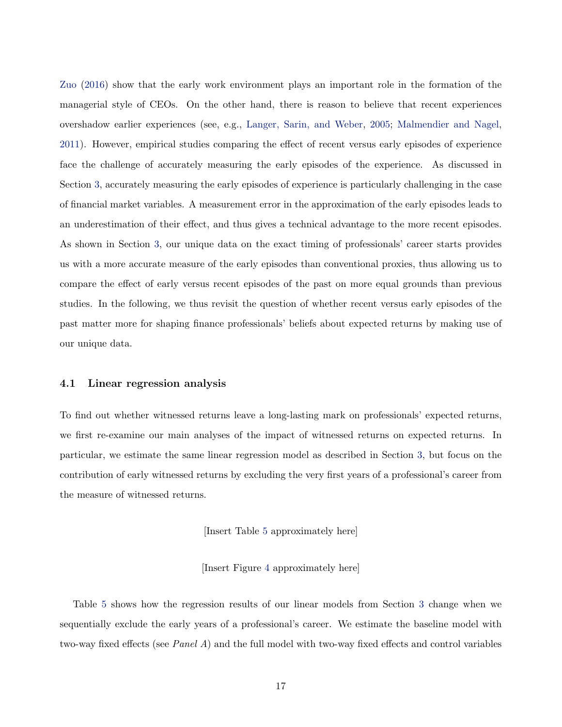Zuo (2016) show that the early work environment plays an important role in the formation of the managerial style of CEOs. On the other hand, there is reason to believe that recent experiences overshadow earlier experiences (see, e.g., Langer, Sarin, and Weber, 2005; Malmendier and Nagel, 2011). However, empirical studies comparing the effect of recent versus early episodes of experience face the challenge of accurately measuring the early episodes of the experience. As discussed in Section 3, accurately measuring the early episodes of experience is particularly challenging in the case of financial market variables. A measurement error in the approximation of the early episodes leads to an underestimation of their effect, and thus gives a technical advantage to the more recent episodes. As shown in Section 3, our unique data on the exact timing of professionals' career starts provides us with a more accurate measure of the early episodes than conventional proxies, thus allowing us to compare the effect of early versus recent episodes of the past on more equal grounds than previous studies. In the following, we thus revisit the question of whether recent versus early episodes of the past matter more for shaping finance professionals' beliefs about expected returns by making use of our unique data.

### 4.1 Linear regression analysis

To find out whether witnessed returns leave a long-lasting mark on professionals' expected returns, we first re-examine our main analyses of the impact of witnessed returns on expected returns. In particular, we estimate the same linear regression model as described in Section 3, but focus on the contribution of early witnessed returns by excluding the very first years of a professional's career from the measure of witnessed returns.

[Insert Table 5 approximately here]

[Insert Figure 4 approximately here]

Table 5 shows how the regression results of our linear models from Section 3 change when we sequentially exclude the early years of a professional's career. We estimate the baseline model with two-way fixed effects (see *Panel A*) and the full model with two-way fixed effects and control variables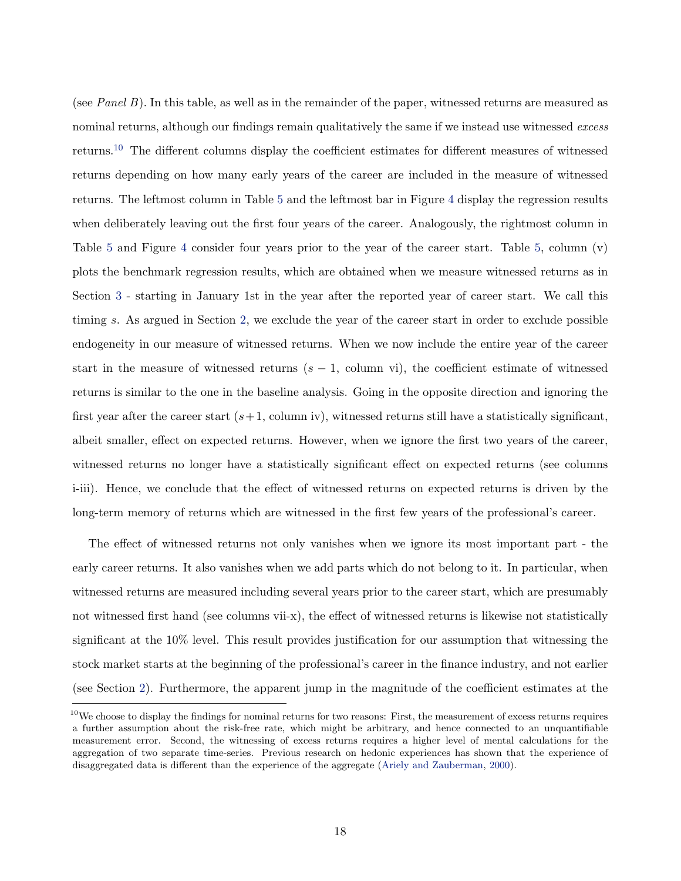(see *Panel B*). In this table, as well as in the remainder of the paper, witnessed returns are measured as nominal returns, although our findings remain qualitatively the same if we instead use witnessed *excess* returns.[10] The different columns display the coefficient estimates for different measures of witnessed returns depending on how many early years of the career are included in the measure of witnessed returns. The leftmost column in Table 5 and the leftmost bar in Figure 4 display the regression results when deliberately leaving out the first four years of the career. Analogously, the rightmost column in Table 5 and Figure 4 consider four years prior to the year of the career start. Table 5, column (v) plots the benchmark regression results, which are obtained when we measure witnessed returns as in Section 3 - starting in January 1st in the year after the reported year of career start. We call this timing $s$. As argued in Section 2, we exclude the year of the career start in order to exclude possible endogeneity in our measure of witnessed returns. When we now include the entire year of the career start in the measure of witnessed returns ($s-1$, column vi), the coefficient estimate of witnessed returns is similar to the one in the baseline analysis. Going in the opposite direction and ignoring the first year after the career start ($s+1$, column iv), witnessed returns still have a statistically significant, albeit smaller, effect on expected returns. However, when we ignore the first two years of the career, witnessed returns no longer have a statistically significant effect on expected returns (see columns i-iii). Hence, we conclude that the effect of witnessed returns on expected returns is driven by the long-term memory of returns which are witnessed in the first few years of the professional's career.

The effect of witnessed returns not only vanishes when we ignore its most important part - the early career returns. It also vanishes when we add parts which do not belong to it. In particular, when witnessed returns are measured including several years prior to the career start, which are presumably not witnessed first hand (see columns vii-x), the effect of witnessed returns is likewise not statistically significant at the 10% level. This result provides justification for our assumption that witnessing the stock market starts at the beginning of the professional's career in the finance industry, and not earlier (see Section 2). Furthermore, the apparent jump in the magnitude of the coefficient estimates at the

[10] We choose to display the findings for nominal returns for two reasons: First, the measurement of excess returns requires a further assumption about the risk-free rate, which might be arbitrary, and hence connected to an unquantifiable measurement error. Second, the witnessing of excess returns requires a higher level of mental calculations for the aggregation of two separate time-series. Previous research on hedonic experiences has shown that the experience of disaggregated data is different than the experience of the aggregate (Ariely and Zauberman, 2000).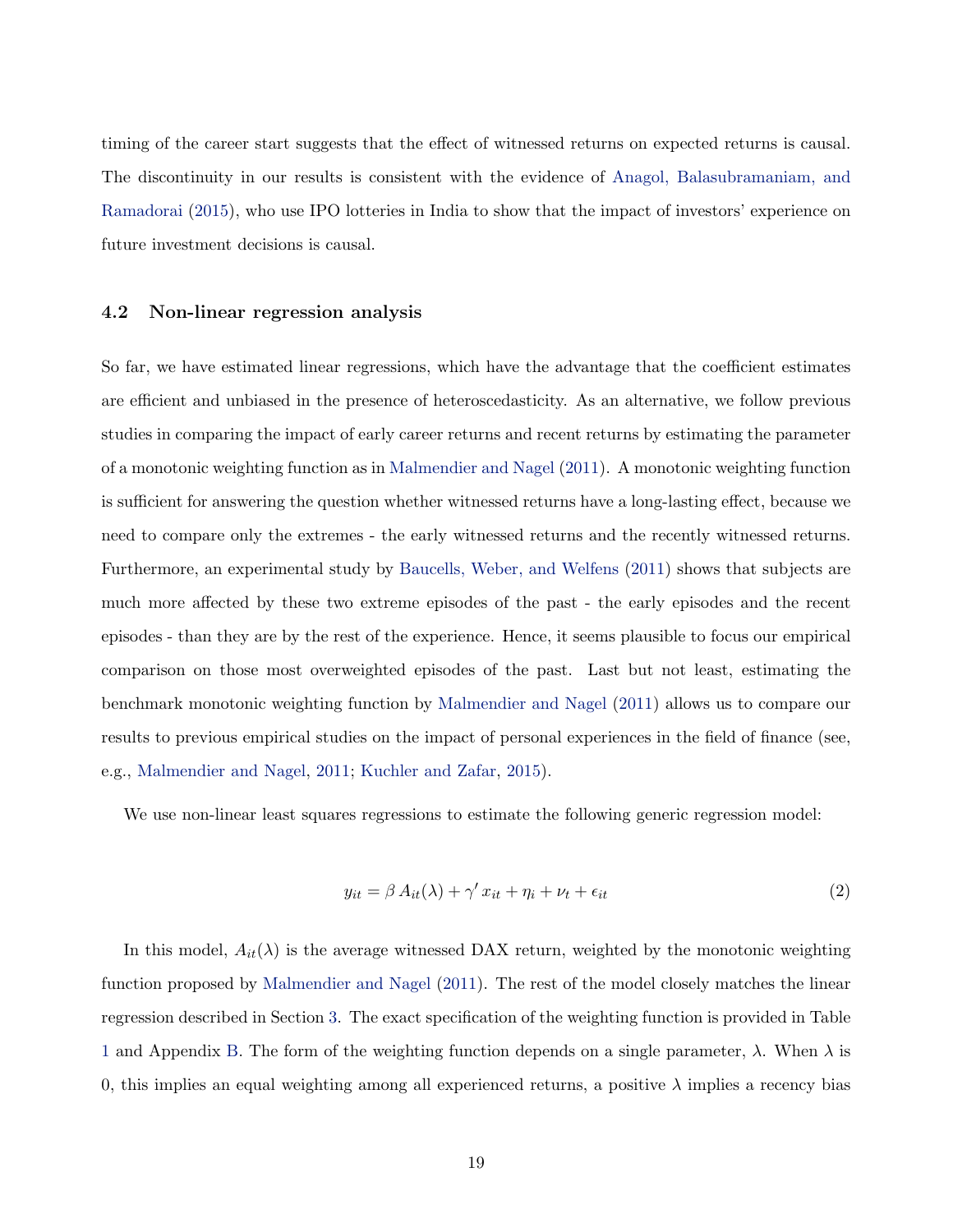timing of the career start suggests that the effect of witnessed returns on expected returns is causal. The discontinuity in our results is consistent with the evidence of Anagol, Balasubramaniam, and Ramadorai (2015), who use IPO lotteries in India to show that the impact of investors' experience on future investment decisions is causal.

### 4.2 Non-linear regression analysis

So far, we have estimated linear regressions, which have the advantage that the coefficient estimates are efficient and unbiased in the presence of heteroscedasticity. As an alternative, we follow previous studies in comparing the impact of early career returns and recent returns by estimating the parameter of a monotonic weighting function as in Malmendier and Nagel (2011). A monotonic weighting function is sufficient for answering the question whether witnessed returns have a long-lasting effect, because we need to compare only the extremes - the early witnessed returns and the recently witnessed returns. Furthermore, an experimental study by Baucells, Weber, and Welfens (2011) shows that subjects are much more affected by these two extreme episodes of the past - the early episodes and the recent episodes - than they are by the rest of the experience. Hence, it seems plausible to focus our empirical comparison on those most overweighted episodes of the past. Last but not least, estimating the benchmark monotonic weighting function by Malmendier and Nagel (2011) allows us to compare our results to previous empirical studies on the impact of personal experiences in the field of finance (see, e.g., Malmendier and Nagel, 2011; Kuchler and Zafar, 2015).

We use non-linear least squares regressions to estimate the following generic regression model:

$$y_{it} = \beta \, A_{it}(\lambda) + \gamma' \, x_{it} + \eta_i + \nu_t + \epsilon_{it} \tag{2}$$

In this model, $A_{it}(\lambda)$ is the average witnessed DAX return, weighted by the monotonic weighting function proposed by Malmendier and Nagel (2011). The rest of the model closely matches the linear regression described in Section 3. The exact specification of the weighting function is provided in Table 1 and Appendix B. The form of the weighting function depends on a single parameter, $\lambda$. When $\lambda$ is 0, this implies an equal weighting among all experienced returns, a positive $\lambda$ implies a recency bias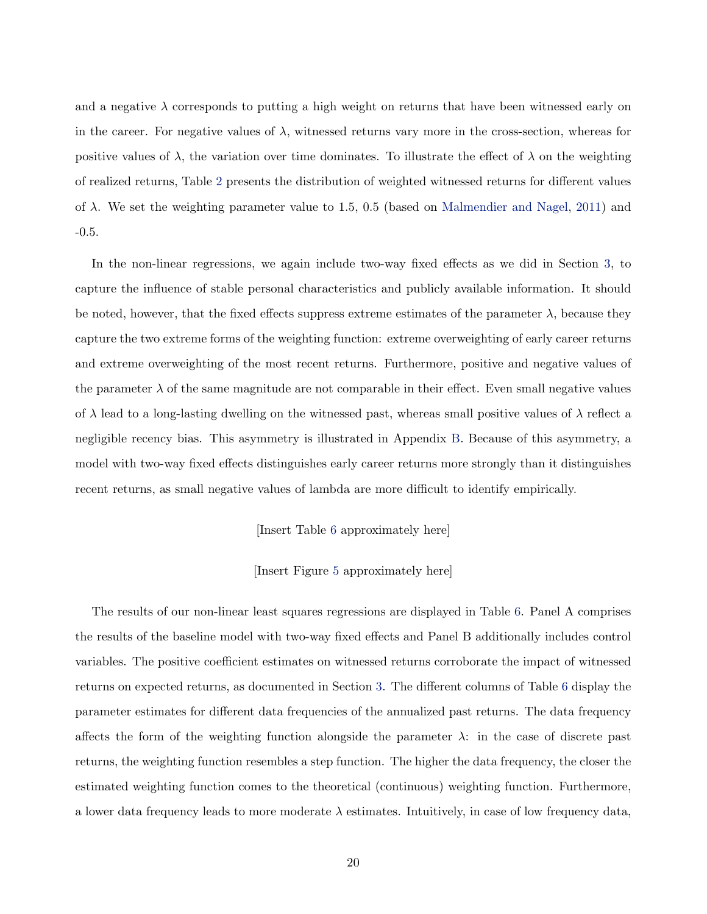and a negative $\lambda$ corresponds to putting a high weight on returns that have been witnessed early on in the career. For negative values of $\lambda$, witnessed returns vary more in the cross-section, whereas for positive values of $\lambda$, the variation over time dominates. To illustrate the effect of $\lambda$ on the weighting of realized returns, Table 2 presents the distribution of weighted witnessed returns for different values of $\lambda$. We set the weighting parameter value to 1.5, 0.5 (based on Malmendier and Nagel, 2011) and -0.5.

In the non-linear regressions, we again include two-way fixed effects as we did in Section 3, to capture the influence of stable personal characteristics and publicly available information. It should be noted, however, that the fixed effects suppress extreme estimates of the parameter $\lambda$, because they capture the two extreme forms of the weighting function: extreme overweighting of early career returns and extreme overweighting of the most recent returns. Furthermore, positive and negative values of the parameter $\lambda$ of the same magnitude are not comparable in their effect. Even small negative values of $\lambda$ lead to a long-lasting dwelling on the witnessed past, whereas small positive values of $\lambda$ reflect a negligible recency bias. This asymmetry is illustrated in Appendix B. Because of this asymmetry, a model with two-way fixed effects distinguishes early career returns more strongly than it distinguishes recent returns, as small negative values of lambda are more difficult to identify empirically.

[Insert Table 6 approximately here]

[Insert Figure 5 approximately here]

The results of our non-linear least squares regressions are displayed in Table 6. Panel A comprises the results of the baseline model with two-way fixed effects and Panel B additionally includes control variables. The positive coefficient estimates on witnessed returns corroborate the impact of witnessed returns on expected returns, as documented in Section 3. The different columns of Table 6 display the parameter estimates for different data frequencies of the annualized past returns. The data frequency affects the form of the weighting function alongside the parameter $\lambda$: in the case of discrete past returns, the weighting function resembles a step function. The higher the data frequency, the closer the estimated weighting function comes to the theoretical (continuous) weighting function. Furthermore, a lower data frequency leads to more moderate $\lambda$ estimates. Intuitively, in case of low frequency data,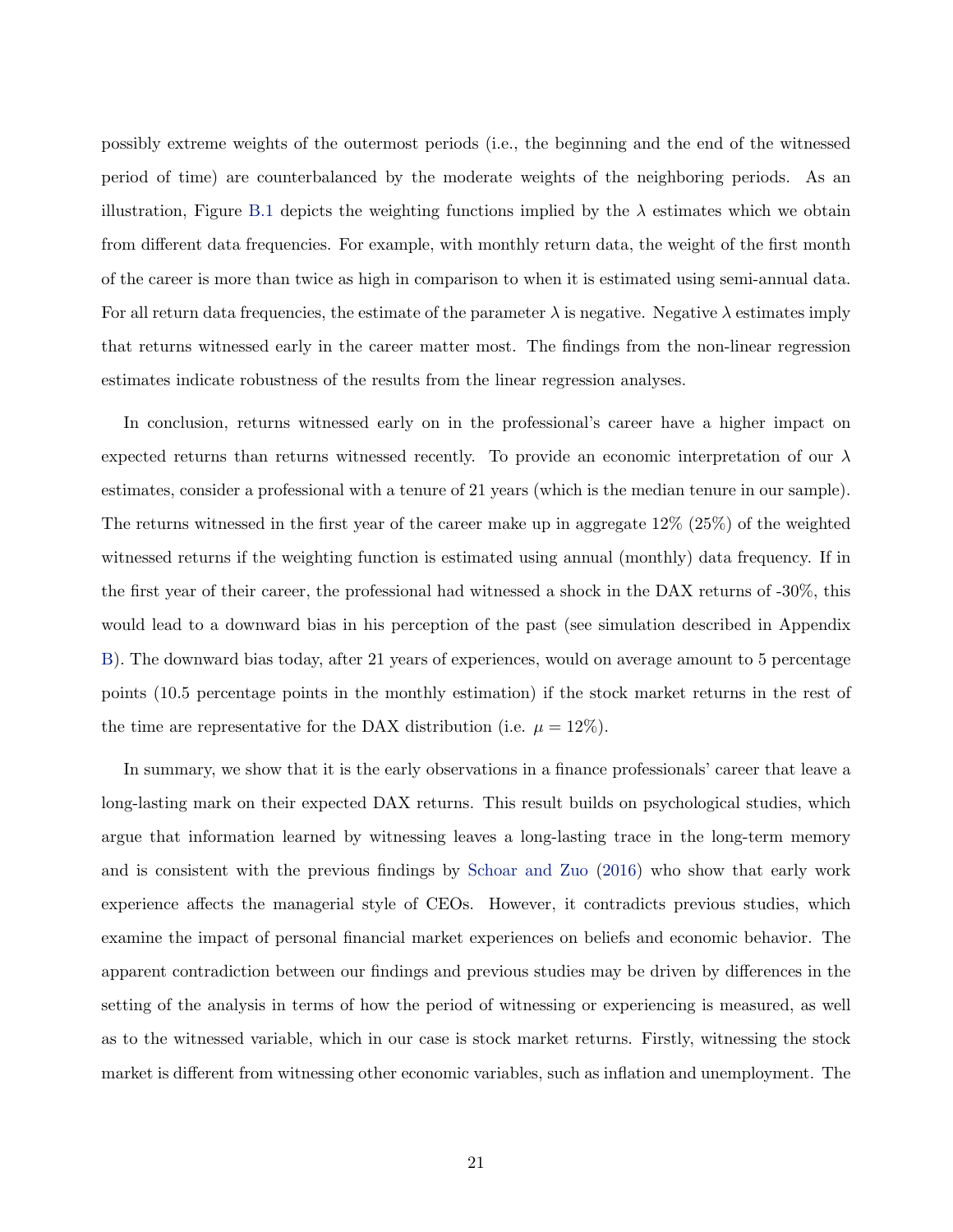possibly extreme weights of the outermost periods (i.e., the beginning and the end of the witnessed period of time) are counterbalanced by the moderate weights of the neighboring periods. As an illustration, Figure B.1 depicts the weighting functions implied by the $\lambda$ estimates which we obtain from different data frequencies. For example, with monthly return data, the weight of the first month of the career is more than twice as high in comparison to when it is estimated using semi-annual data. For all return data frequencies, the estimate of the parameter $\lambda$ is negative. Negative $\lambda$ estimates imply that returns witnessed early in the career matter most. The findings from the non-linear regression estimates indicate robustness of the results from the linear regression analyses.

In conclusion, returns witnessed early on in the professional's career have a higher impact on expected returns than returns witnessed recently. To provide an economic interpretation of our $\lambda$ estimates, consider a professional with a tenure of 21 years (which is the median tenure in our sample). The returns witnessed in the first year of the career make up in aggregate 12% (25%) of the weighted witnessed returns if the weighting function is estimated using annual (monthly) data frequency. If in the first year of their career, the professional had witnessed a shock in the DAX returns of -30%, this would lead to a downward bias in his perception of the past (see simulation described in Appendix B). The downward bias today, after 21 years of experiences, would on average amount to 5 percentage points (10.5 percentage points in the monthly estimation) if the stock market returns in the rest of the time are representative for the DAX distribution (i.e. $\mu = 12\%$).

In summary, we show that it is the early observations in a finance professionals' career that leave a long-lasting mark on their expected DAX returns. This result builds on psychological studies, which argue that information learned by witnessing leaves a long-lasting trace in the long-term memory and is consistent with the previous findings by Schoar and Zuo (2016) who show that early work experience affects the managerial style of CEOs. However, it contradicts previous studies, which examine the impact of personal financial market experiences on beliefs and economic behavior. The apparent contradiction between our findings and previous studies may be driven by differences in the setting of the analysis in terms of how the period of witnessing or experiencing is measured, as well as to the witnessed variable, which in our case is stock market returns. Firstly, witnessing the stock market is different from witnessing other economic variables, such as inflation and unemployment. The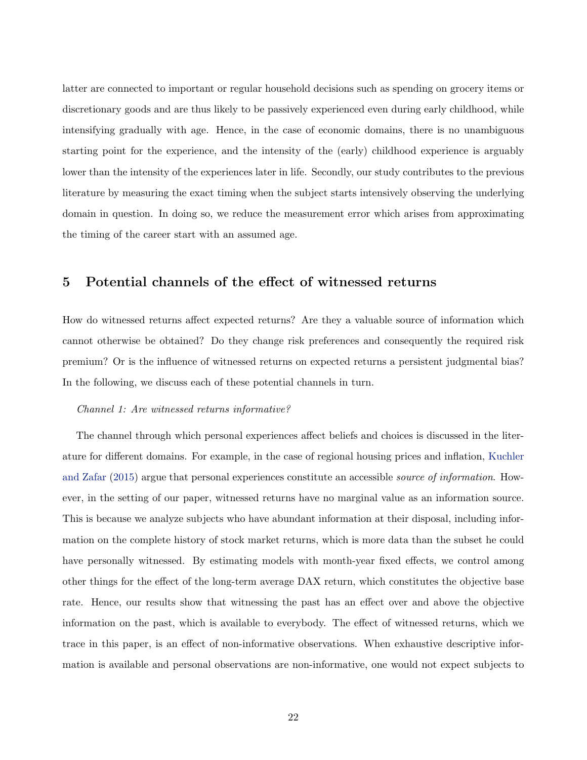latter are connected to important or regular household decisions such as spending on grocery items or discretionary goods and are thus likely to be passively experienced even during early childhood, while intensifying gradually with age. Hence, in the case of economic domains, there is no unambiguous starting point for the experience, and the intensity of the (early) childhood experience is arguably lower than the intensity of the experiences later in life. Secondly, our study contributes to the previous literature by measuring the exact timing when the subject starts intensively observing the underlying domain in question. In doing so, we reduce the measurement error which arises from approximating the timing of the career start with an assumed age.

## 5 Potential channels of the effect of witnessed returns

How do witnessed returns affect expected returns? Are they a valuable source of information which cannot otherwise be obtained? Do they change risk preferences and consequently the required risk premium? Or is the influence of witnessed returns on expected returns a persistent judgmental bias? In the following, we discuss each of these potential channels in turn.

*Channel 1: Are witnessed returns informative?*

The channel through which personal experiences affect beliefs and choices is discussed in the literature for different domains. For example, in the case of regional housing prices and inflation, Kuchler and Zafar (2015) argue that personal experiences constitute an accessible *source of information*. However, in the setting of our paper, witnessed returns have no marginal value as an information source. This is because we analyze subjects who have abundant information at their disposal, including information on the complete history of stock market returns, which is more data than the subset he could have personally witnessed. By estimating models with month-year fixed effects, we control among other things for the effect of the long-term average DAX return, which constitutes the objective base rate. Hence, our results show that witnessing the past has an effect over and above the objective information on the past, which is available to everybody. The effect of witnessed returns, which we trace in this paper, is an effect of non-informative observations. When exhaustive descriptive information is available and personal observations are non-informative, one would not expect subjects to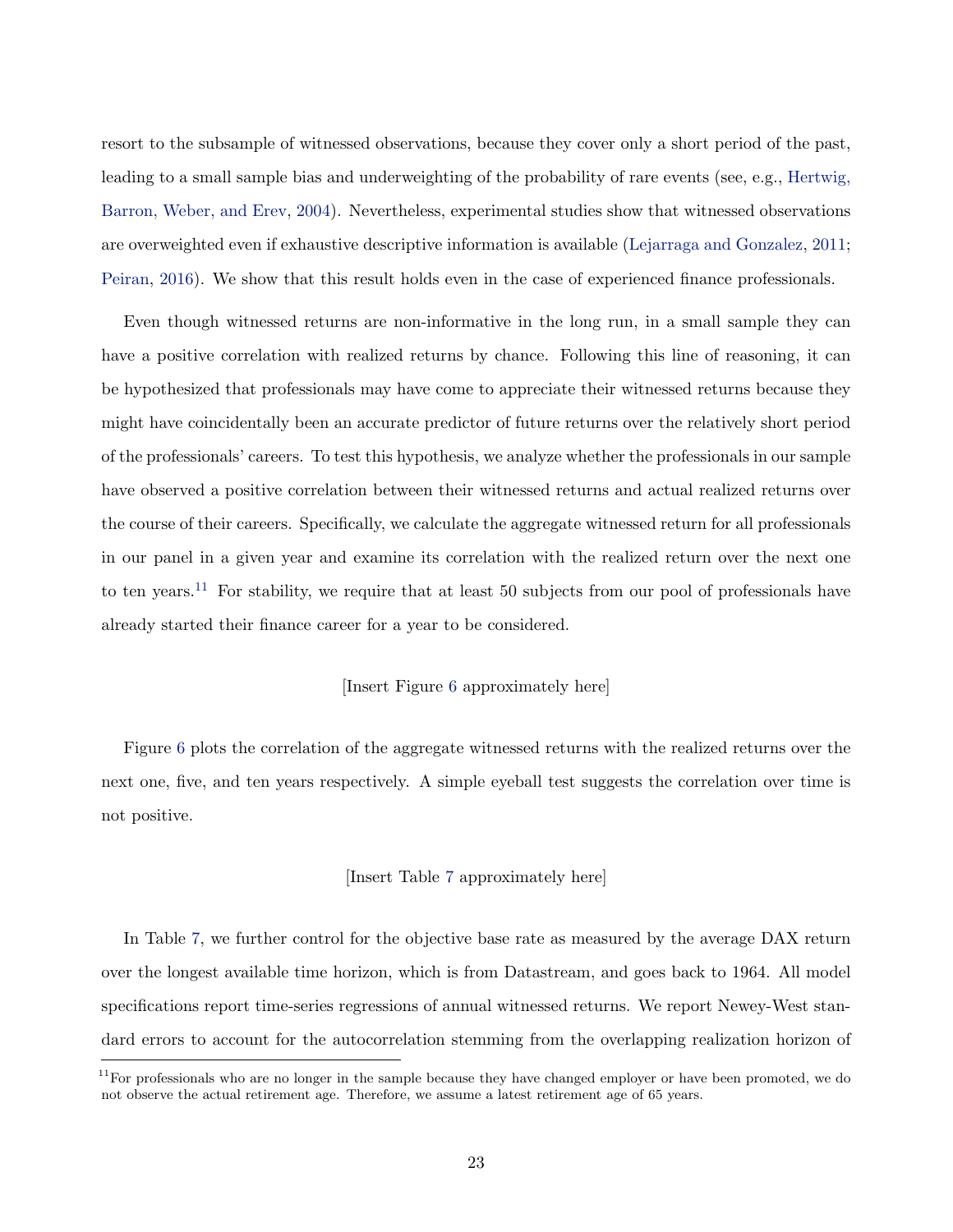resort to the subsample of witnessed observations, because they cover only a short period of the past, leading to a small sample bias and underweighting of the probability of rare events (see, e.g., Hertwig, Barron, Weber, and Erev, 2004). Nevertheless, experimental studies show that witnessed observations are overweighted even if exhaustive descriptive information is available (Lejarraga and Gonzalez, 2011; Peiran, 2016). We show that this result holds even in the case of experienced finance professionals.

Even though witnessed returns are non-informative in the long run, in a small sample they can have a positive correlation with realized returns by chance. Following this line of reasoning, it can be hypothesized that professionals may have come to appreciate their witnessed returns because they might have coincidentally been an accurate predictor of future returns over the relatively short period of the professionals' careers. To test this hypothesis, we analyze whether the professionals in our sample have observed a positive correlation between their witnessed returns and actual realized returns over the course of their careers. Specifically, we calculate the aggregate witnessed return for all professionals in our panel in a given year and examine its correlation with the realized return over the next one to ten years.[11] For stability, we require that at least 50 subjects from our pool of professionals have already started their finance career for a year to be considered.

[Insert Figure 6 approximately here]

Figure 6 plots the correlation of the aggregate witnessed returns with the realized returns over the next one, five, and ten years respectively. A simple eyeball test suggests the correlation over time is not positive.

[Insert Table 7 approximately here]

In Table 7, we further control for the objective base rate as measured by the average DAX return over the longest available time horizon, which is from Datastream, and goes back to 1964. All model specifications report time-series regressions of annual witnessed returns. We report Newey-West standard errors to account for the autocorrelation stemming from the overlapping realization horizon of

[11] For professionals who are no longer in the sample because they have changed employer or have been promoted, we do not observe the actual retirement age. Therefore, we assume a latest retirement age of 65 years.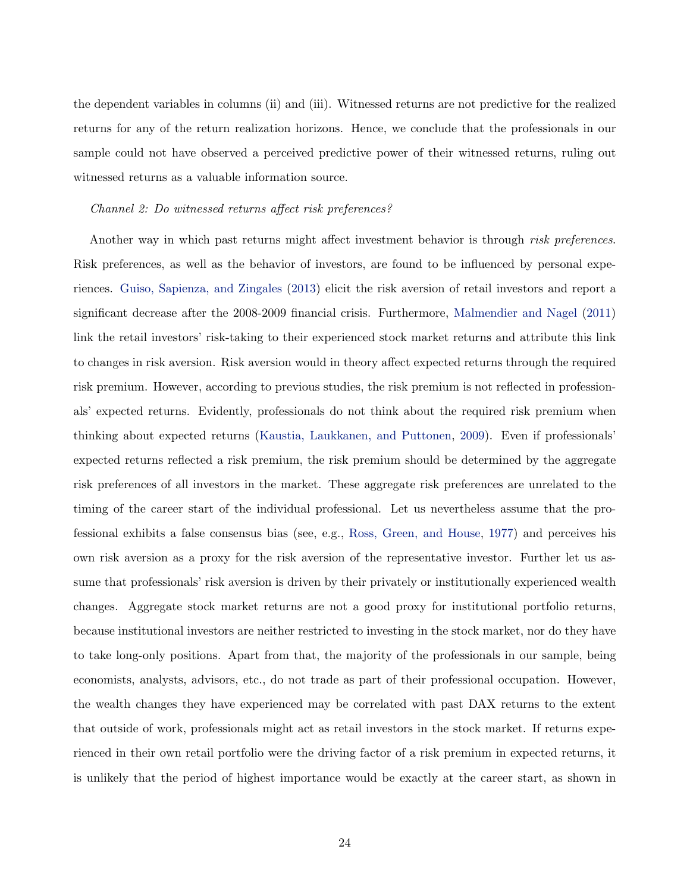the dependent variables in columns (ii) and (iii). Witnessed returns are not predictive for the realized returns for any of the return realization horizons. Hence, we conclude that the professionals in our sample could not have observed a perceived predictive power of their witnessed returns, ruling out witnessed returns as a valuable information source.

*Channel 2: Do witnessed returns affect risk preferences?*

Another way in which past returns might affect investment behavior is through *risk preferences*. Risk preferences, as well as the behavior of investors, are found to be influenced by personal experiences. Guiso, Sapienza, and Zingales (2013) elicit the risk aversion of retail investors and report a significant decrease after the 2008-2009 financial crisis. Furthermore, Malmendier and Nagel (2011) link the retail investors' risk-taking to their experienced stock market returns and attribute this link to changes in risk aversion. Risk aversion would in theory affect expected returns through the required risk premium. However, according to previous studies, the risk premium is not reflected in professionals' expected returns. Evidently, professionals do not think about the required risk premium when thinking about expected returns (Kaustia, Laukkanen, and Puttonen, 2009). Even if professionals' expected returns reflected a risk premium, the risk premium should be determined by the aggregate risk preferences of all investors in the market. These aggregate risk preferences are unrelated to the timing of the career start of the individual professional. Let us nevertheless assume that the professional exhibits a false consensus bias (see, e.g., Ross, Green, and House, 1977) and perceives his own risk aversion as a proxy for the risk aversion of the representative investor. Further let us assume that professionals' risk aversion is driven by their privately or institutionally experienced wealth changes. Aggregate stock market returns are not a good proxy for institutional portfolio returns, because institutional investors are neither restricted to investing in the stock market, nor do they have to take long-only positions. Apart from that, the majority of the professionals in our sample, being economists, analysts, advisors, etc., do not trade as part of their professional occupation. However, the wealth changes they have experienced may be correlated with past DAX returns to the extent that outside of work, professionals might act as retail investors in the stock market. If returns experienced in their own retail portfolio were the driving factor of a risk premium in expected returns, it is unlikely that the period of highest importance would be exactly at the career start, as shown in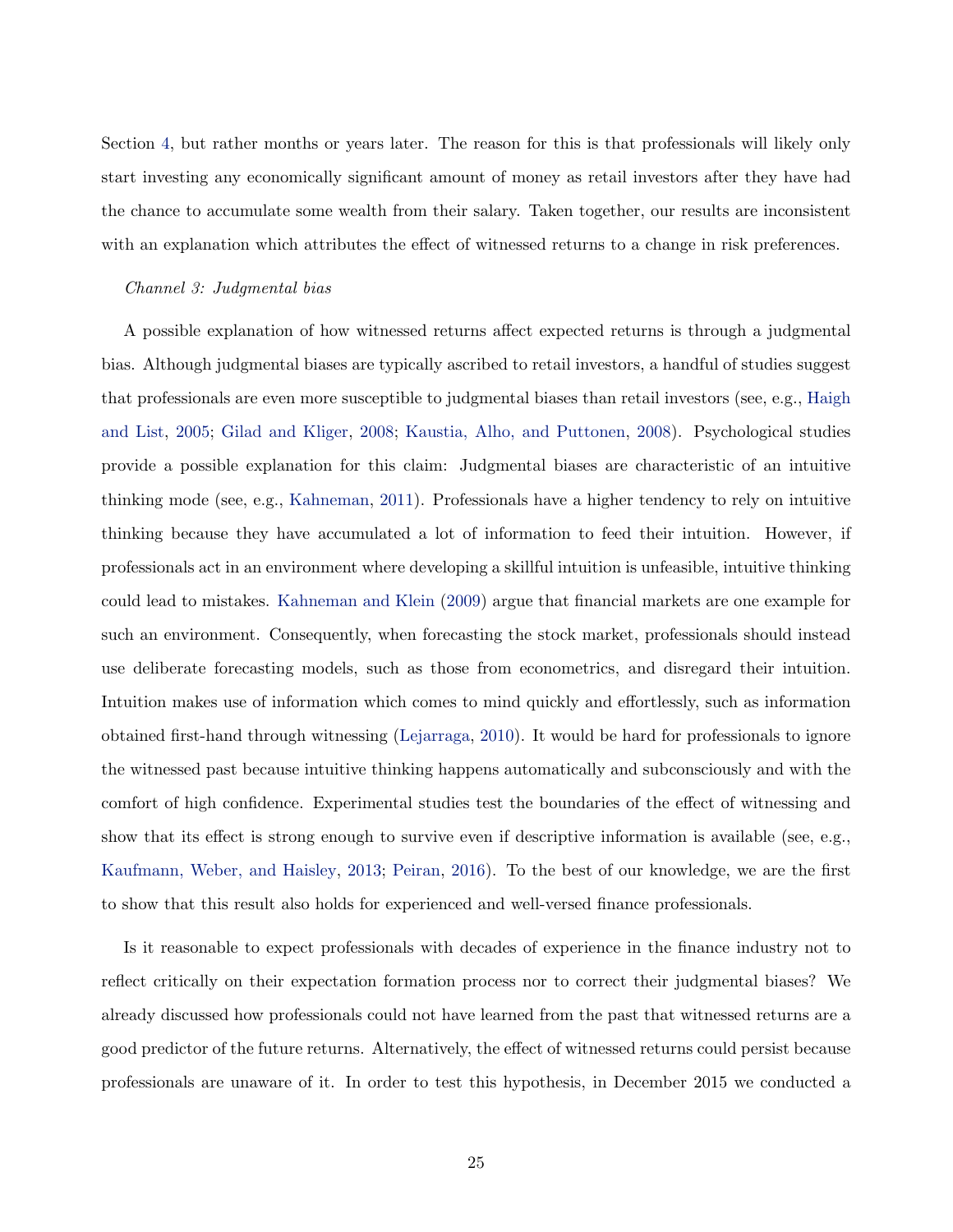Section 4, but rather months or years later. The reason for this is that professionals will likely only start investing any economically significant amount of money as retail investors after they have had the chance to accumulate some wealth from their salary. Taken together, our results are inconsistent with an explanation which attributes the effect of witnessed returns to a change in risk preferences.

*Channel 3: Judgmental bias*

A possible explanation of how witnessed returns affect expected returns is through a judgmental bias. Although judgmental biases are typically ascribed to retail investors, a handful of studies suggest that professionals are even more susceptible to judgmental biases than retail investors (see, e.g., Haigh and List, 2005; Gilad and Kliger, 2008; Kaustia, Alho, and Puttonen, 2008). Psychological studies provide a possible explanation for this claim: Judgmental biases are characteristic of an intuitive thinking mode (see, e.g., Kahneman, 2011). Professionals have a higher tendency to rely on intuitive thinking because they have accumulated a lot of information to feed their intuition. However, if professionals act in an environment where developing a skillful intuition is unfeasible, intuitive thinking could lead to mistakes. Kahneman and Klein (2009) argue that financial markets are one example for such an environment. Consequently, when forecasting the stock market, professionals should instead use deliberate forecasting models, such as those from econometrics, and disregard their intuition. Intuition makes use of information which comes to mind quickly and effortlessly, such as information obtained first-hand through witnessing (Lejarraga, 2010). It would be hard for professionals to ignore the witnessed past because intuitive thinking happens automatically and subconsciously and with the comfort of high confidence. Experimental studies test the boundaries of the effect of witnessing and show that its effect is strong enough to survive even if descriptive information is available (see, e.g., Kaufmann, Weber, and Haisley, 2013; Peiran, 2016). To the best of our knowledge, we are the first to show that this result also holds for experienced and well-versed finance professionals.

Is it reasonable to expect professionals with decades of experience in the finance industry not to reflect critically on their expectation formation process nor to correct their judgmental biases? We already discussed how professionals could not have learned from the past that witnessed returns are a good predictor of the future returns. Alternatively, the effect of witnessed returns could persist because professionals are unaware of it. In order to test this hypothesis, in December 2015 we conducted a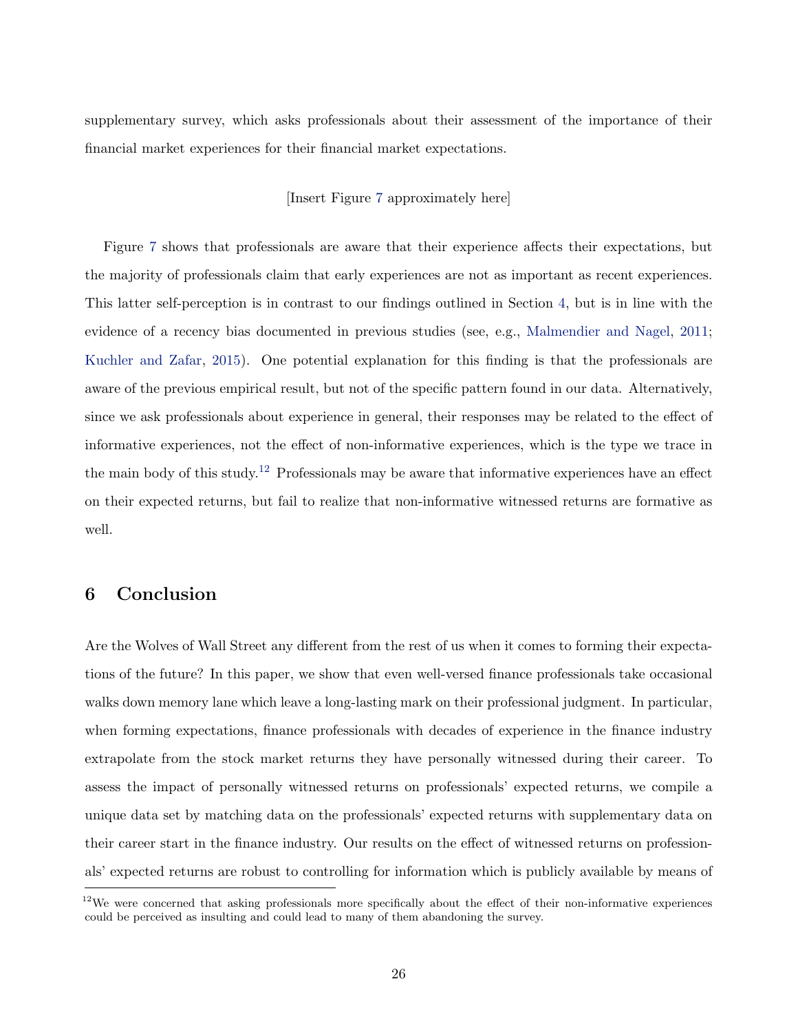supplementary survey, which asks professionals about their assessment of the importance of their financial market experiences for their financial market expectations.

[Insert Figure 7 approximately here]

Figure 7 shows that professionals are aware that their experience affects their expectations, but the majority of professionals claim that early experiences are not as important as recent experiences. This latter self-perception is in contrast to our findings outlined in Section 4, but is in line with the evidence of a recency bias documented in previous studies (see, e.g., Malmendier and Nagel, 2011; Kuchler and Zafar, 2015). One potential explanation for this finding is that the professionals are aware of the previous empirical result, but not of the specific pattern found in our data. Alternatively, since we ask professionals about experience in general, their responses may be related to the effect of informative experiences, not the effect of non-informative experiences, which is the type we trace in the main body of this study.[12] Professionals may be aware that informative experiences have an effect on their expected returns, but fail to realize that non-informative witnessed returns are formative as well.

## 6 Conclusion

Are the Wolves of Wall Street any different from the rest of us when it comes to forming their expectations of the future? In this paper, we show that even well-versed finance professionals take occasional walks down memory lane which leave a long-lasting mark on their professional judgment. In particular, when forming expectations, finance professionals with decades of experience in the finance industry extrapolate from the stock market returns they have personally witnessed during their career. To assess the impact of personally witnessed returns on professionals' expected returns, we compile a unique data set by matching data on the professionals' expected returns with supplementary data on their career start in the finance industry. Our results on the effect of witnessed returns on professionals' expected returns are robust to controlling for information which is publicly available by means of

[12] We were concerned that asking professionals more specifically about the effect of their non-informative experiences could be perceived as insulting and could lead to many of them abandoning the survey.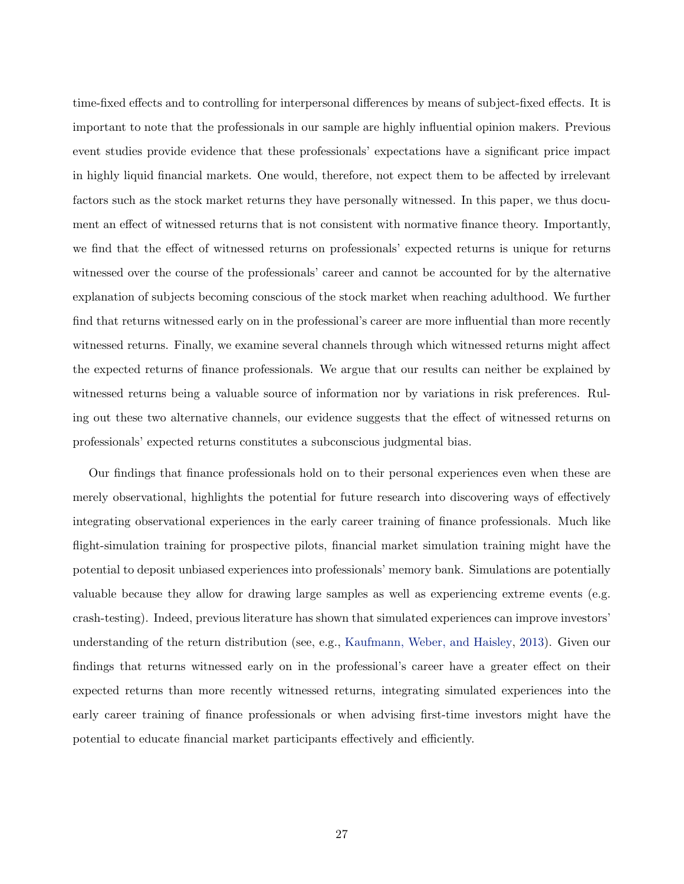time-fixed effects and to controlling for interpersonal differences by means of subject-fixed effects. It is important to note that the professionals in our sample are highly influential opinion makers. Previous event studies provide evidence that these professionals' expectations have a significant price impact in highly liquid financial markets. One would, therefore, not expect them to be affected by irrelevant factors such as the stock market returns they have personally witnessed. In this paper, we thus document an effect of witnessed returns that is not consistent with normative finance theory. Importantly, we find that the effect of witnessed returns on professionals' expected returns is unique for returns witnessed over the course of the professionals' career and cannot be accounted for by the alternative explanation of subjects becoming conscious of the stock market when reaching adulthood. We further find that returns witnessed early on in the professional's career are more influential than more recently witnessed returns. Finally, we examine several channels through which witnessed returns might affect the expected returns of finance professionals. We argue that our results can neither be explained by witnessed returns being a valuable source of information nor by variations in risk preferences. Ruling out these two alternative channels, our evidence suggests that the effect of witnessed returns on professionals' expected returns constitutes a subconscious judgmental bias.

Our findings that finance professionals hold on to their personal experiences even when these are merely observational, highlights the potential for future research into discovering ways of effectively integrating observational experiences in the early career training of finance professionals. Much like flight-simulation training for prospective pilots, financial market simulation training might have the potential to deposit unbiased experiences into professionals' memory bank. Simulations are potentially valuable because they allow for drawing large samples as well as experiencing extreme events (e.g. crash-testing). Indeed, previous literature has shown that simulated experiences can improve investors' understanding of the return distribution (see, e.g., Kaufmann, Weber, and Haisley, 2013). Given our findings that returns witnessed early on in the professional's career have a greater effect on their expected returns than more recently witnessed returns, integrating simulated experiences into the early career training of finance professionals or when advising first-time investors might have the potential to educate financial market participants effectively and efficiently.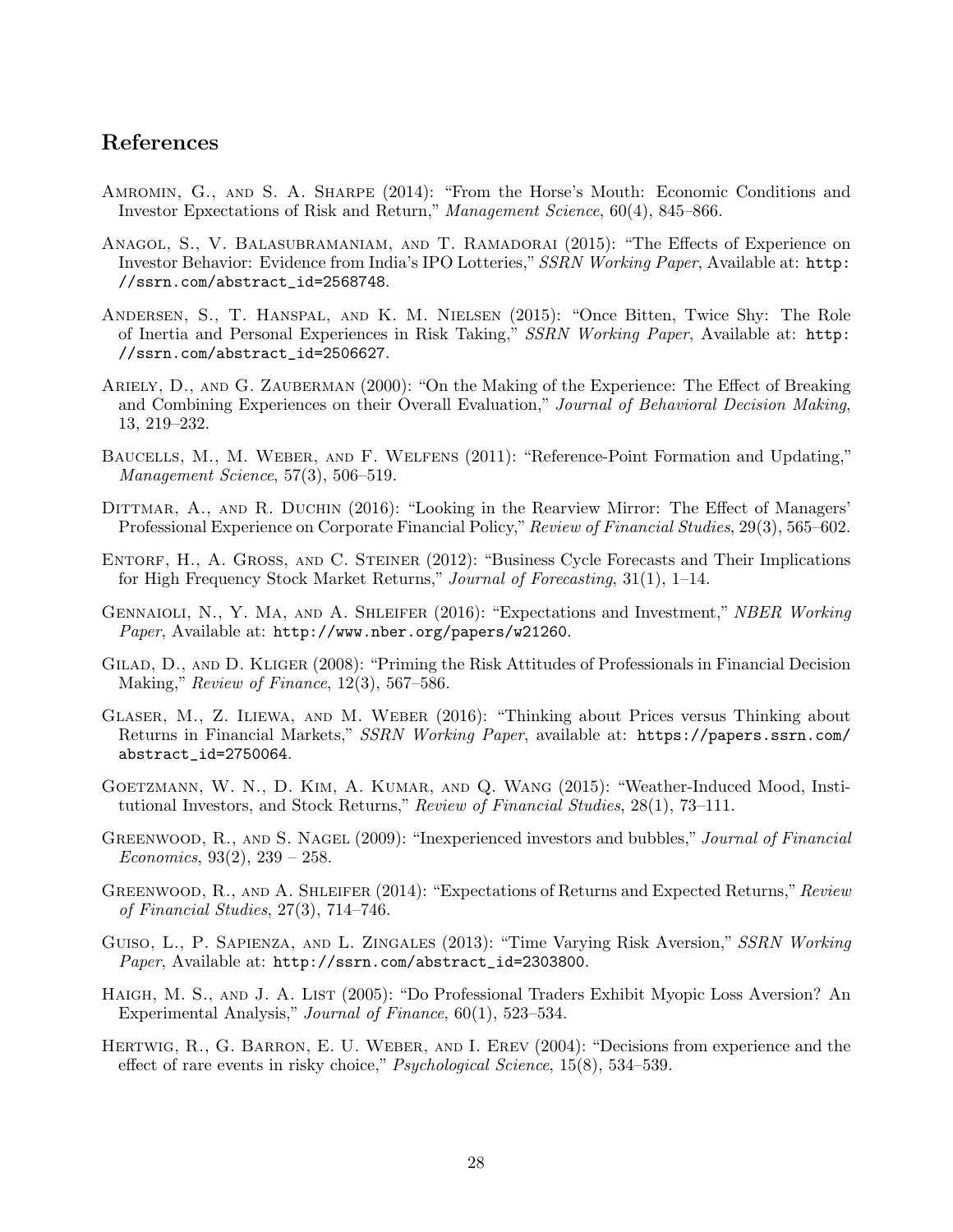## References

Amromin, G., and S. A. Sharpe (2014): "From the Horse's Mouth: Economic Conditions and Investor Epxectations of Risk and Return," *Management Science*, 60(4), 845–866.

Anagol, S., V. Balasubramaniam, and T. Ramadorai (2015): "The Effects of Experience on Investor Behavior: Evidence from India's IPO Lotteries," *SSRN Working Paper*, Available at: http://ssrn.com/abstract_id=2568748.

Andersen, S., T. Hanspal, and K. M. Nielsen (2015): "Once Bitten, Twice Shy: The Role of Inertia and Personal Experiences in Risk Taking," *SSRN Working Paper*, Available at: http://ssrn.com/abstract_id=2506627.

Ariely, D., and G. Zauberman (2000): "On the Making of the Experience: The Effect of Breaking and Combining Experiences on their Overall Evaluation," *Journal of Behavioral Decision Making*, 13, 219–232.

Baucells, M., M. Weber, and F. Welfens (2011): "Reference-Point Formation and Updating," *Management Science*, 57(3), 506–519.

Dittmar, A., and R. Duchin (2016): "Looking in the Rearview Mirror: The Effect of Managers' Professional Experience on Corporate Financial Policy," *Review of Financial Studies*, 29(3), 565–602.

Entorf, H., A. Gross, and C. Steiner (2012): "Business Cycle Forecasts and Their Implications for High Frequency Stock Market Returns," *Journal of Forecasting*, 31(1), 1–14.

Gennaioli, N., Y. Ma, and A. Shleifer (2016): "Expectations and Investment," *NBER Working Paper*, Available at: http://www.nber.org/papers/w21260.

Gilad, D., and D. Kliger (2008): "Priming the Risk Attitudes of Professionals in Financial Decision Making," *Review of Finance*, 12(3), 567–586.

Glaser, M., Z. Iliewa, and M. Weber (2016): "Thinking about Prices versus Thinking about Returns in Financial Markets," *SSRN Working Paper*, available at: https://papers.ssrn.com/abstract_id=2750064.

Goetzmann, W. N., D. Kim, A. Kumar, and Q. Wang (2015): "Weather-Induced Mood, Institutional Investors, and Stock Returns," *Review of Financial Studies*, 28(1), 73–111.

Greenwood, R., and S. Nagel (2009): "Inexperienced investors and bubbles," *Journal of Financial Economics*, 93(2), 239 – 258.

Greenwood, R., and A. Shleifer (2014): "Expectations of Returns and Expected Returns," *Review of Financial Studies*, 27(3), 714–746.

Guiso, L., P. Sapienza, and L. Zingales (2013): "Time Varying Risk Aversion," *SSRN Working Paper*, Available at: http://ssrn.com/abstract_id=2303800.

Haigh, M. S., and J. A. List (2005): "Do Professional Traders Exhibit Myopic Loss Aversion? An Experimental Analysis," *Journal of Finance*, 60(1), 523–534.

Hertwig, R., G. Barron, E. U. Weber, and I. Erev (2004): "Decisions from experience and the effect of rare events in risky choice," *Psychological Science*, 15(8), 534–539.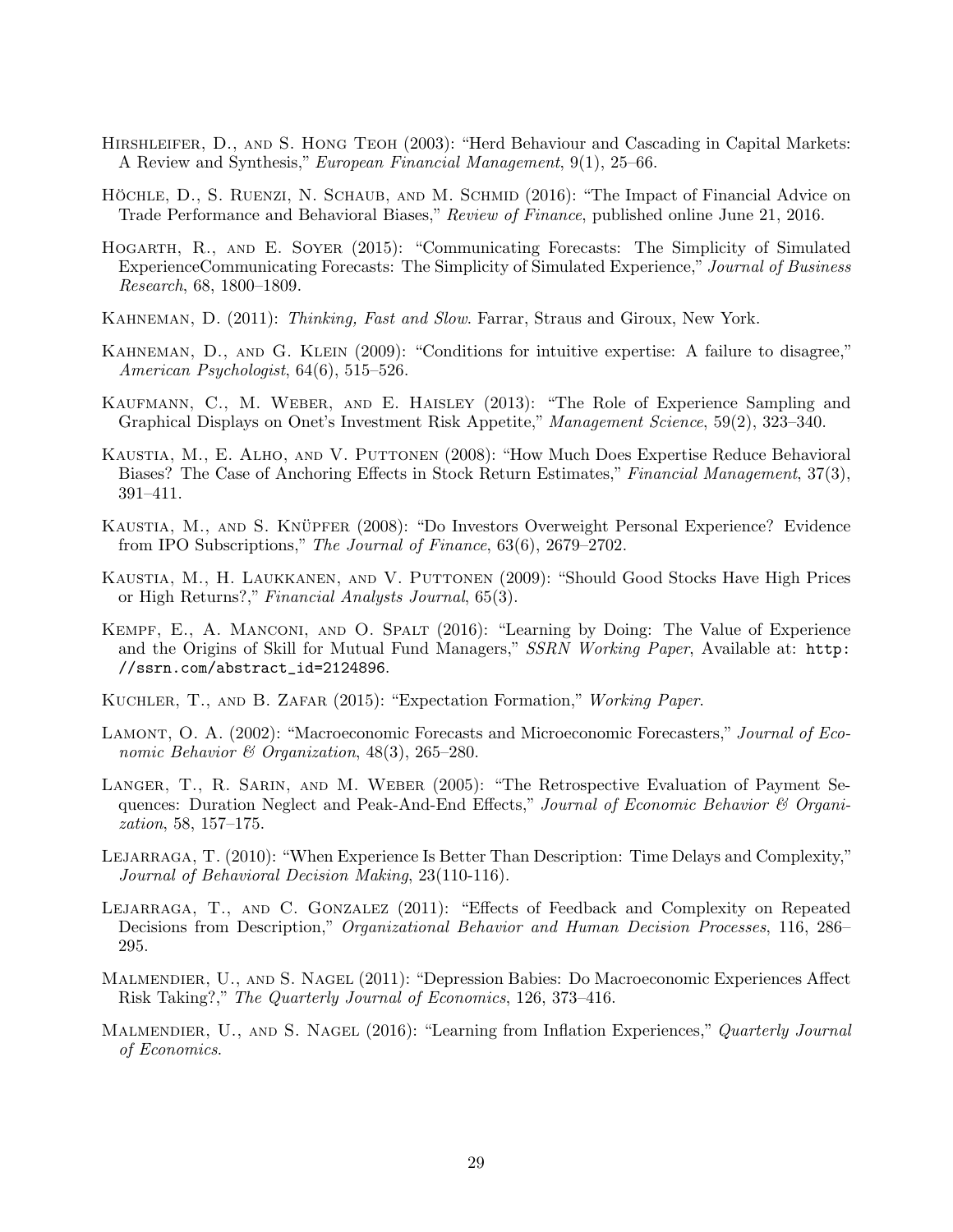Hirshleifer, D., and S. Hong Teoh (2003): "Herd Behaviour and Cascading in Capital Markets: A Review and Synthesis," *European Financial Management*, 9(1), 25–66.

Höchle, D., S. Ruenzi, N. Schaub, and M. Schmid (2016): "The Impact of Financial Advice on Trade Performance and Behavioral Biases," *Review of Finance*, published online June 21, 2016.

Hogarth, R., and E. Soyer (2015): "Communicating Forecasts: The Simplicity of Simulated ExperienceCommunicating Forecasts: The Simplicity of Simulated Experience," *Journal of Business Research*, 68, 1800–1809.

Kahneman, D. (2011): *Thinking, Fast and Slow*. Farrar, Straus and Giroux, New York.

Kahneman, D., and G. Klein (2009): "Conditions for intuitive expertise: A failure to disagree," *American Psychologist*, 64(6), 515–526.

Kaufmann, C., M. Weber, and E. Haisley (2013): "The Role of Experience Sampling and Graphical Displays on Onet's Investment Risk Appetite," *Management Science*, 59(2), 323–340.

Kaustia, M., E. Alho, and V. Puttonen (2008): "How Much Does Expertise Reduce Behavioral Biases? The Case of Anchoring Effects in Stock Return Estimates," *Financial Management*, 37(3), 391–411.

Kaustia, M., and S. Knüpfer (2008): "Do Investors Overweight Personal Experience? Evidence from IPO Subscriptions," *The Journal of Finance*, 63(6), 2679–2702.

Kaustia, M., H. Laukkanen, and V. Puttonen (2009): "Should Good Stocks Have High Prices or High Returns?," *Financial Analysts Journal*, 65(3).

Kempf, E., A. Manconi, and O. Spalt (2016): "Learning by Doing: The Value of Experience and the Origins of Skill for Mutual Fund Managers," *SSRN Working Paper*, Available at: http://ssrn.com/abstract_id=2124896.

Kuchler, T., and B. Zafar (2015): "Expectation Formation," *Working Paper*.

Lamont, O. A. (2002): "Macroeconomic Forecasts and Microeconomic Forecasters," *Journal of Economic Behavior & Organization*, 48(3), 265–280.

Langer, T., R. Sarin, and M. Weber (2005): "The Retrospective Evaluation of Payment Sequences: Duration Neglect and Peak-And-End Effects," *Journal of Economic Behavior & Organization*, 58, 157–175.

Lejarraga, T. (2010): "When Experience Is Better Than Description: Time Delays and Complexity," *Journal of Behavioral Decision Making*, 23(110-116).

Lejarraga, T., and C. Gonzalez (2011): "Effects of Feedback and Complexity on Repeated Decisions from Description," *Organizational Behavior and Human Decision Processes*, 116, 286–295.

Malmendier, U., and S. Nagel (2011): "Depression Babies: Do Macroeconomic Experiences Affect Risk Taking?," *The Quarterly Journal of Economics*, 126, 373–416.

Malmendier, U., and S. Nagel (2016): "Learning from Inflation Experiences," *Quarterly Journal of Economics*.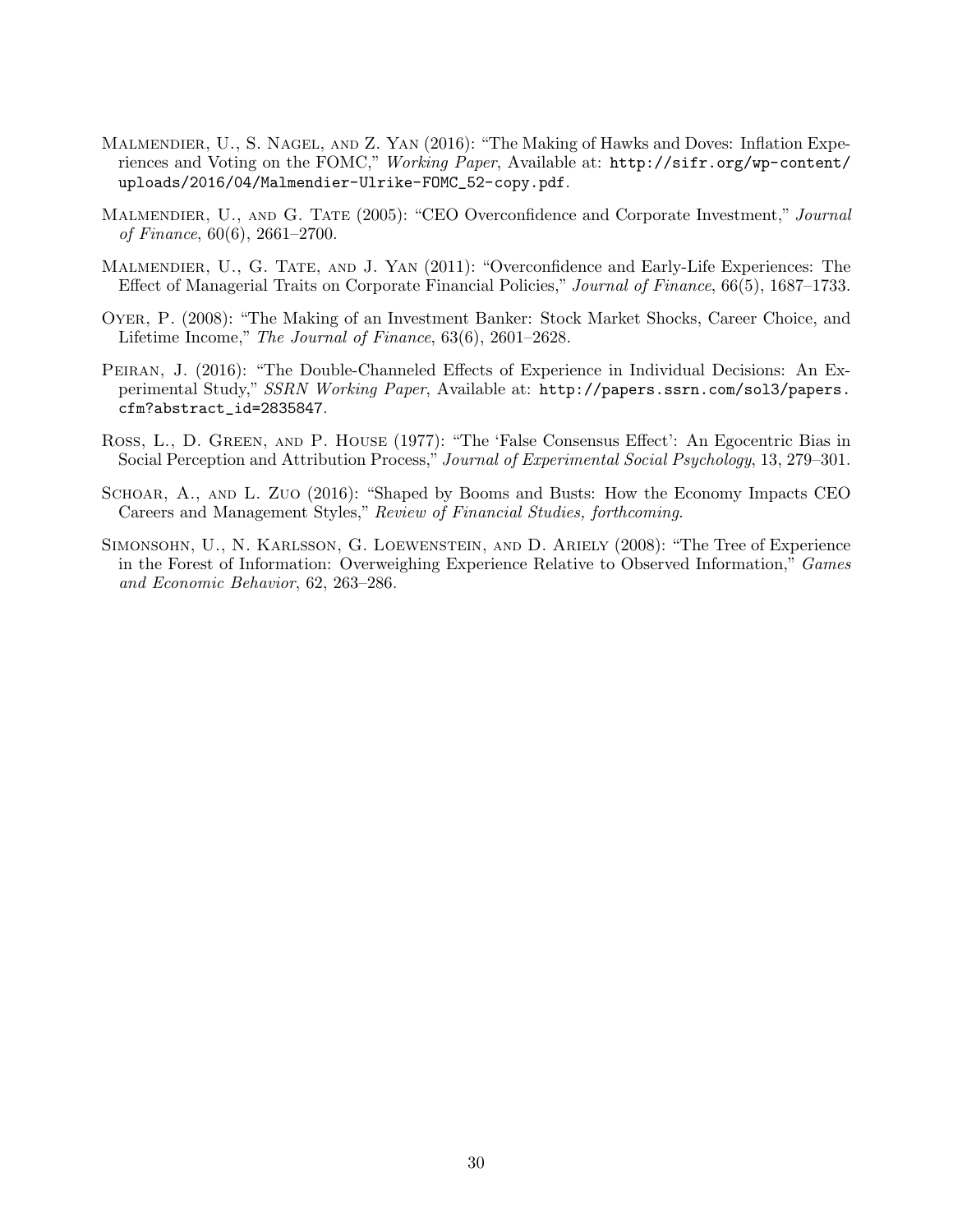Malmendier, U., S. Nagel, and Z. Yan (2016): "The Making of Hawks and Doves: Inflation Experiences and Voting on the FOMC," *Working Paper*, Available at: http://sifr.org/wp-content/uploads/2016/04/Malmendier-Ulrike-FOMC_52-copy.pdf.

Malmendier, U., and G. Tate (2005): "CEO Overconfidence and Corporate Investment," *Journal of Finance*, 60(6), 2661–2700.

Malmendier, U., G. Tate, and J. Yan (2011): "Overconfidence and Early-Life Experiences: The Effect of Managerial Traits on Corporate Financial Policies," *Journal of Finance*, 66(5), 1687–1733.

Oyer, P. (2008): "The Making of an Investment Banker: Stock Market Shocks, Career Choice, and Lifetime Income," *The Journal of Finance*, 63(6), 2601–2628.

Peiran, J. (2016): "The Double-Channeled Effects of Experience in Individual Decisions: An Experimental Study," *SSRN Working Paper*, Available at: http://papers.ssrn.com/sol3/papers.cfm?abstract_id=2835847.

Ross, L., D. Green, and P. House (1977): "The 'False Consensus Effect': An Egocentric Bias in Social Perception and Attribution Process," *Journal of Experimental Social Psychology*, 13, 279–301.

Schoar, A., and L. Zuo (2016): "Shaped by Booms and Busts: How the Economy Impacts CEO Careers and Management Styles," *Review of Financial Studies, forthcoming*.

Simonsohn, U., N. Karlsson, G. Loewenstein, and D. Ariely (2008): "The Tree of Experience in the Forest of Information: Overweighing Experience Relative to Observed Information," *Games and Economic Behavior*, 62, 263–286.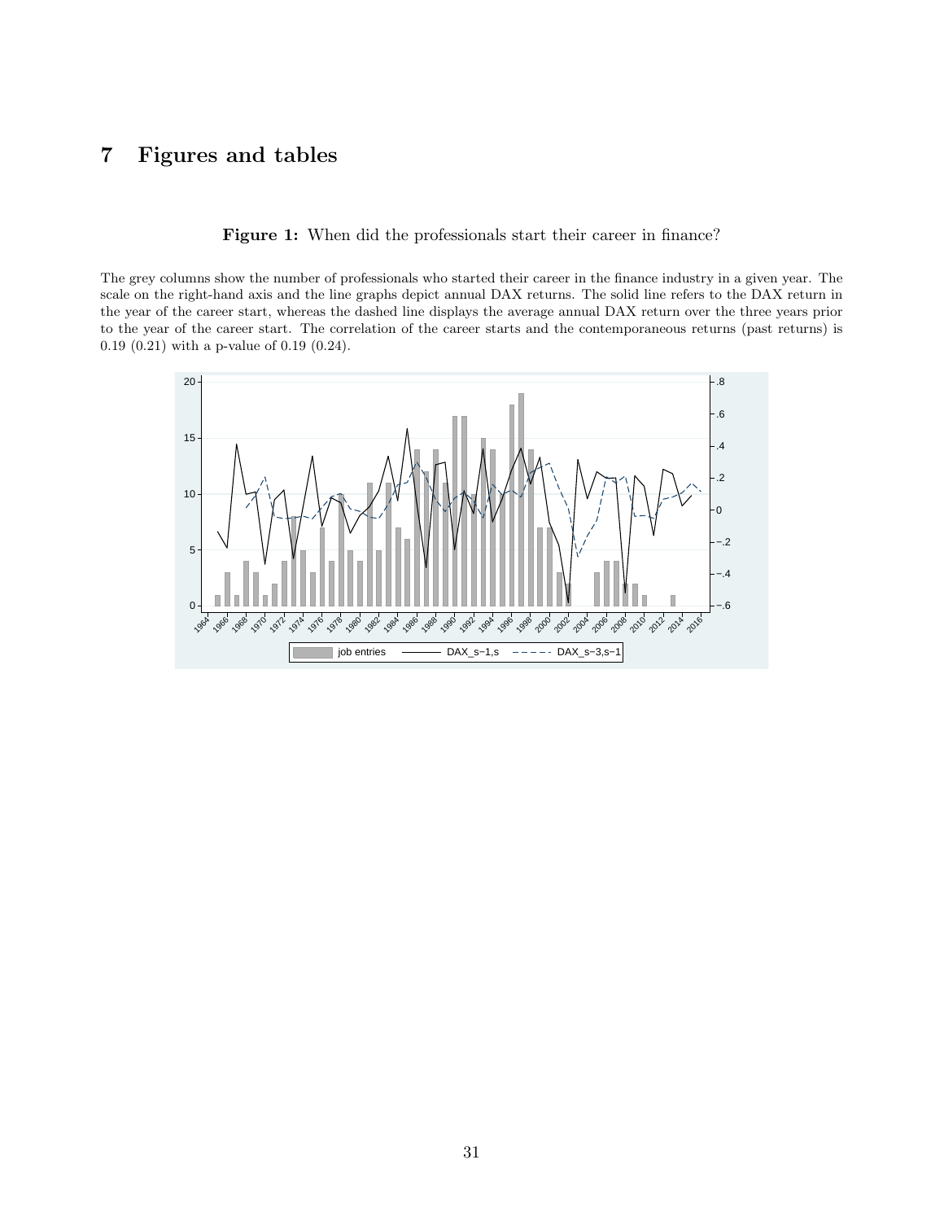# 7 Figures and tables

**Figure 1:** When did the professionals start their career in finance?

The grey columns show the number of professionals who started their career in the finance industry in a given year. The scale on the right-hand axis and the line graphs depict annual DAX returns. The solid line refers to the DAX return in the year of the career start, whereas the dashed line displays the average annual DAX return over the three years prior to the year of the career start. The correlation of the career starts and the contemporaneous returns (past returns) is 0.19 (0.21) with a p-value of 0.19 (0.24).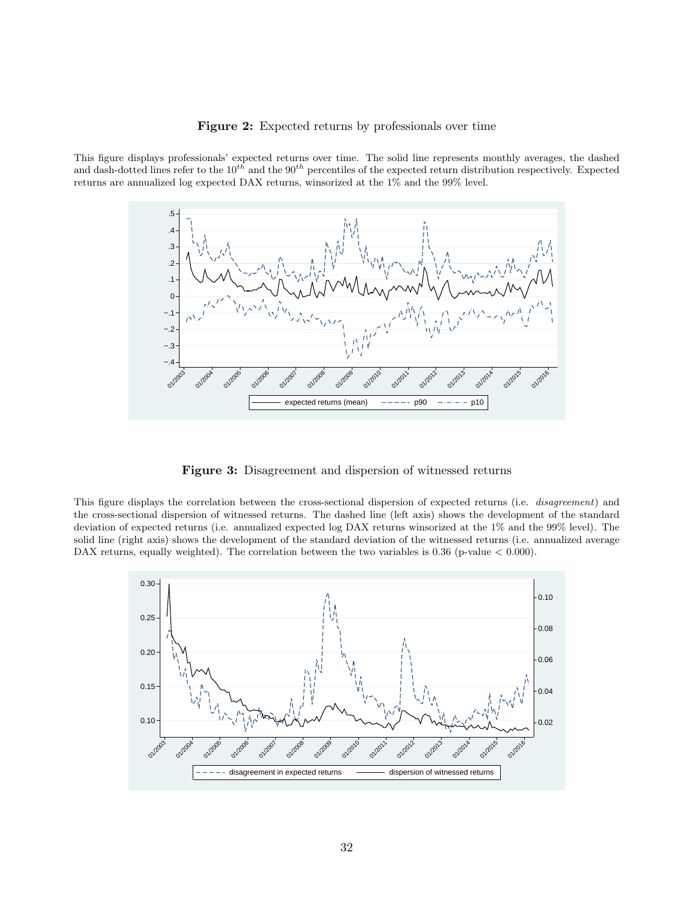**Figure 2:** Expected returns by professionals over time

This figure displays professionals' expected returns over time. The solid line represents monthly averages, the dashed and dash-dotted lines refer to the $10^{th}$ and the $90^{th}$ percentiles of the expected return distribution respectively. Expected returns are annualized log expected DAX returns, winsorized at the 1% and the 99% level.

**Figure 3:** Disagreement and dispersion of witnessed returns

This figure displays the correlation between the cross-sectional dispersion of expected returns (i.e. *disagreement*) and the cross-sectional dispersion of witnessed returns. The dashed line (left axis) shows the development of the standard deviation of expected returns (i.e. annualized expected log DAX returns winsorized at the 1% and the 99% level). The solid line (right axis) shows the development of the standard deviation of the witnessed returns (i.e. annualized average DAX returns, equally weighted). The correlation between the two variables is 0.36 (p-value $< 0.000$).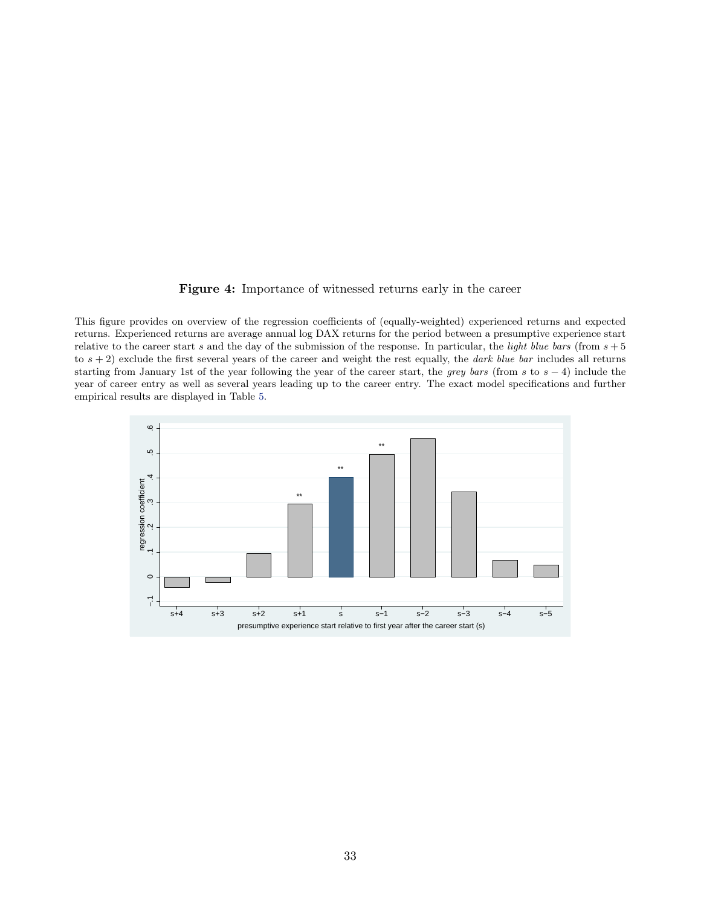**Figure 4:** Importance of witnessed returns early in the career

This figure provides on overview of the regression coefficients of (equally-weighted) experienced returns and expected returns. Experienced returns are average annual log DAX returns for the period between a presumptive experience start relative to the career start $s$ and the day of the submission of the response. In particular, the *light blue bars* (from $s+5$ to $s+2$) exclude the first several years of the career and weight the rest equally, the *dark blue bar* includes all returns starting from January 1st of the year following the year of the career start, the *grey bars* (from $s$ to $s-4$) include the year of career entry as well as several years leading up to the career entry. The exact model specifications and further empirical results are displayed in Table 5.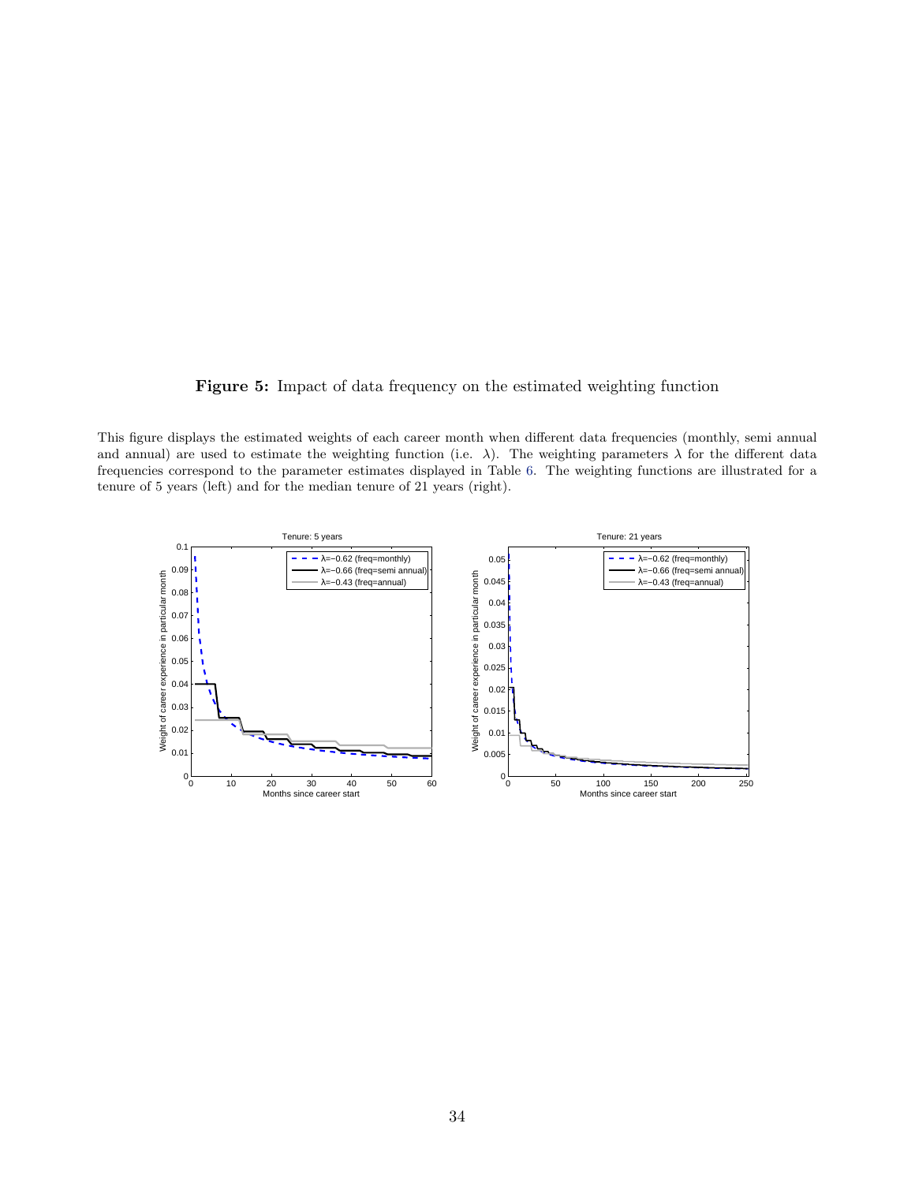**Figure 5:** Impact of data frequency on the estimated weighting function

This figure displays the estimated weights of each career month when different data frequencies (monthly, semi annual and annual) are used to estimate the weighting function (i.e. $\lambda$). The weighting parameters $\lambda$ for the different data frequencies correspond to the parameter estimates displayed in Table 6. The weighting functions are illustrated for a tenure of 5 years (left) and for the median tenure of 21 years (right).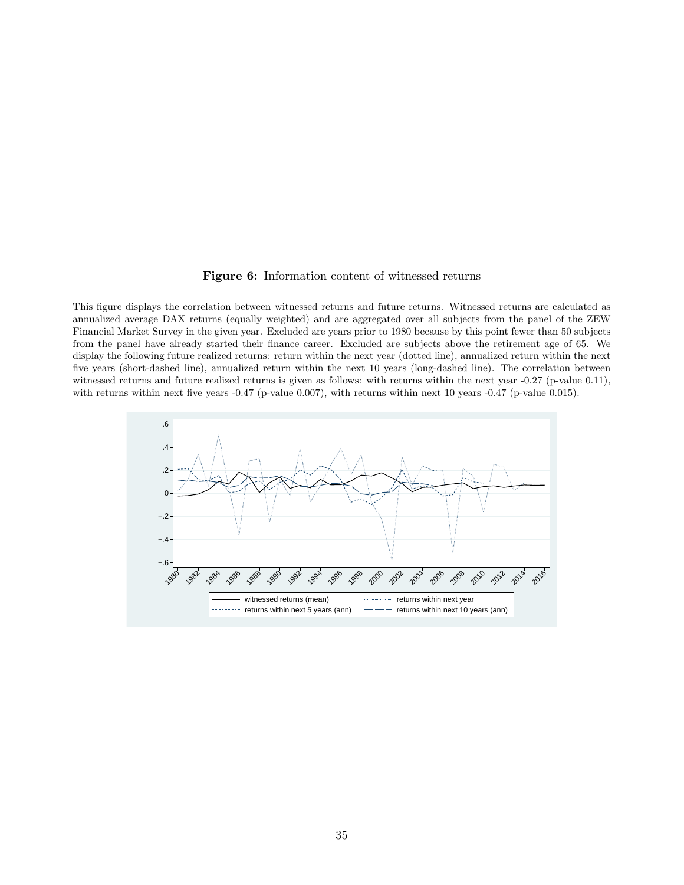**Figure 6:** Information content of witnessed returns

This figure displays the correlation between witnessed returns and future returns. Witnessed returns are calculated as annualized average DAX returns (equally weighted) and are aggregated over all subjects from the panel of the ZEW Financial Market Survey in the given year. Excluded are years prior to 1980 because by this point fewer than 50 subjects from the panel have already started their finance career. Excluded are subjects above the retirement age of 65. We display the following future realized returns: return within the next year (dotted line), annualized return within the next five years (short-dashed line), annualized return within the next 10 years (long-dashed line). The correlation between witnessed returns and future realized returns is given as follows: with returns within the next year -0.27 (p-value 0.11), with returns within next five years -0.47 (p-value 0.007), with returns within next 10 years -0.47 (p-value 0.015).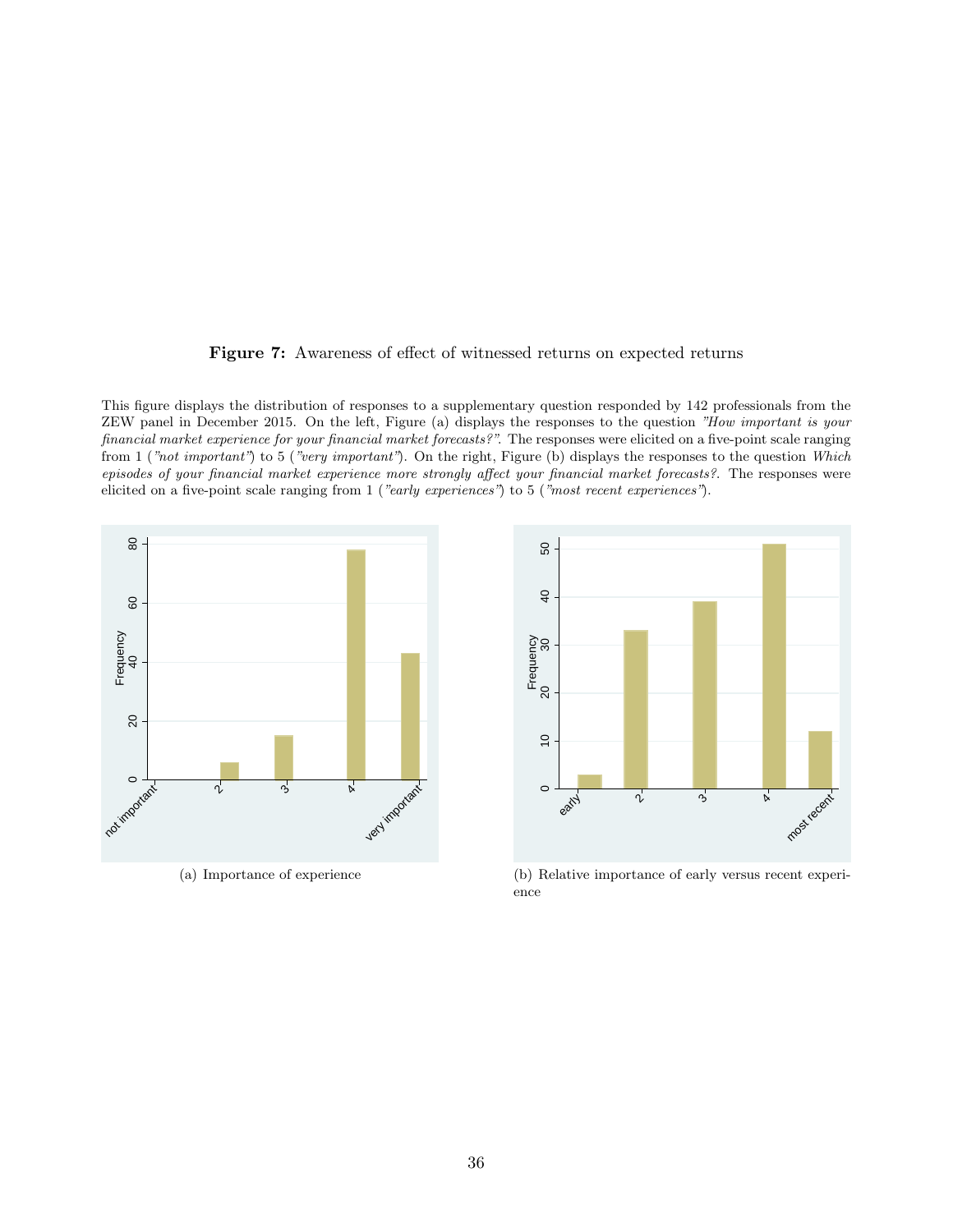**Figure 7:** Awareness of effect of witnessed returns on expected returns

This figure displays the distribution of responses to a supplementary question responded by 142 professionals from the ZEW panel in December 2015. On the left, Figure (a) displays the responses to the question *"How important is your financial market experience for your financial market forecasts?"*. The responses were elicited on a five-point scale ranging from 1 (*"not important"*) to 5 (*"very important"*). On the right, Figure (b) displays the responses to the question *Which episodes of your financial market experience more strongly affect your financial market forecasts?*. The responses were elicited on a five-point scale ranging from 1 (*"early experiences"*) to 5 (*"most recent experiences"*).

(a) Importance of experience

(b) Relative importance of early versus recent experience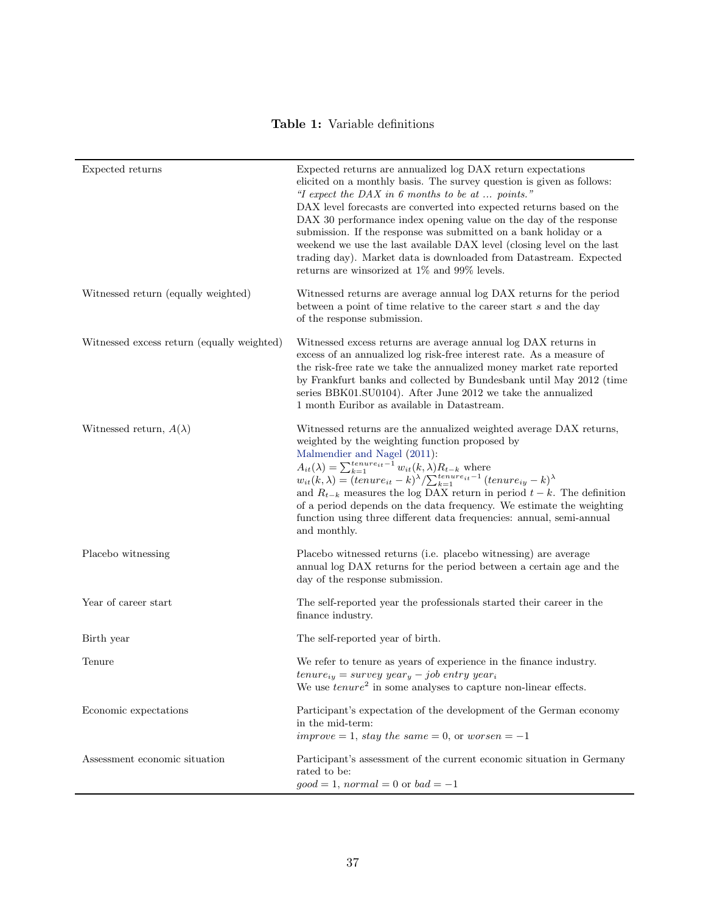**Table 1:** Variable definitions

| | |
|---|---|
| Expected returns | Expected returns are annualized log DAX return expectations elicited on a monthly basis. The survey question is given as follows: *"I expect the DAX in 6 months to be at ... points."* DAX level forecasts are converted into expected returns based on the DAX 30 performance index opening value on the day of the response submission. If the response was submitted on a bank holiday or a weekend we use the last available DAX level (closing level on the last trading day). Market data is downloaded from Datastream. Expected returns are winsorized at 1% and 99% levels. |
| Witnessed return (equally weighted) | Witnessed returns are average annual log DAX returns for the period between a point of time relative to the career start $s$ and the day of the response submission. |
| Witnessed excess return (equally weighted) | Witnessed excess returns are average annual log DAX returns in excess of an annualized log risk-free interest rate. As a measure of the risk-free rate we take the annualized money market rate reported by Frankfurt banks and collected by Bundesbank until May 2012 (time series BBK01.SU0104). After June 2012 we take the annualized 1 month Euribor as available in Datastream. |
| Witnessed return, $A(\lambda)$ | Witnessed returns are the annualized weighted average DAX returns, weighted by the weighting function proposed by Malmendier and Nagel (2011): $A_{it}(\lambda) = \sum_{k=1}^{tenure_{it}-1} w_{it}(k,\lambda) R_{t-k}$ where $w_{it}(k,\lambda) = (tenure_{it} - k)^{\lambda} / \sum_{k=1}^{tenure_{it}-1} (tenure_{iy} - k)^{\lambda}$ and $R_{t-k}$ measures the log DAX return in period $t-k$. The definition of a period depends on the data frequency. We estimate the weighting function using three different data frequencies: annual, semi-annual and monthly. |
| Placebo witnessing | Placebo witnessed returns (i.e. placebo witnessing) are average annual log DAX returns for the period between a certain age and the day of the response submission. |
| Year of career start | The self-reported year the professionals started their career in the finance industry. |
| Birth year | The self-reported year of birth. |
| Tenure | We refer to tenure as years of experience in the finance industry. $tenure_{iy} = survey\ year_y - job\ entry\ year_i$ We use $tenure^2$ in some analyses to capture non-linear effects. |
| Economic expectations | Participant's expectation of the development of the German economy in the mid-term: $improve = 1$, $stay\ the\ same = 0$, or $worsen = -1$ |
| Assessment economic situation | Participant's assessment of the current economic situation in Germany rated to be: $good = 1$, $normal = 0$ or $bad = -1$ |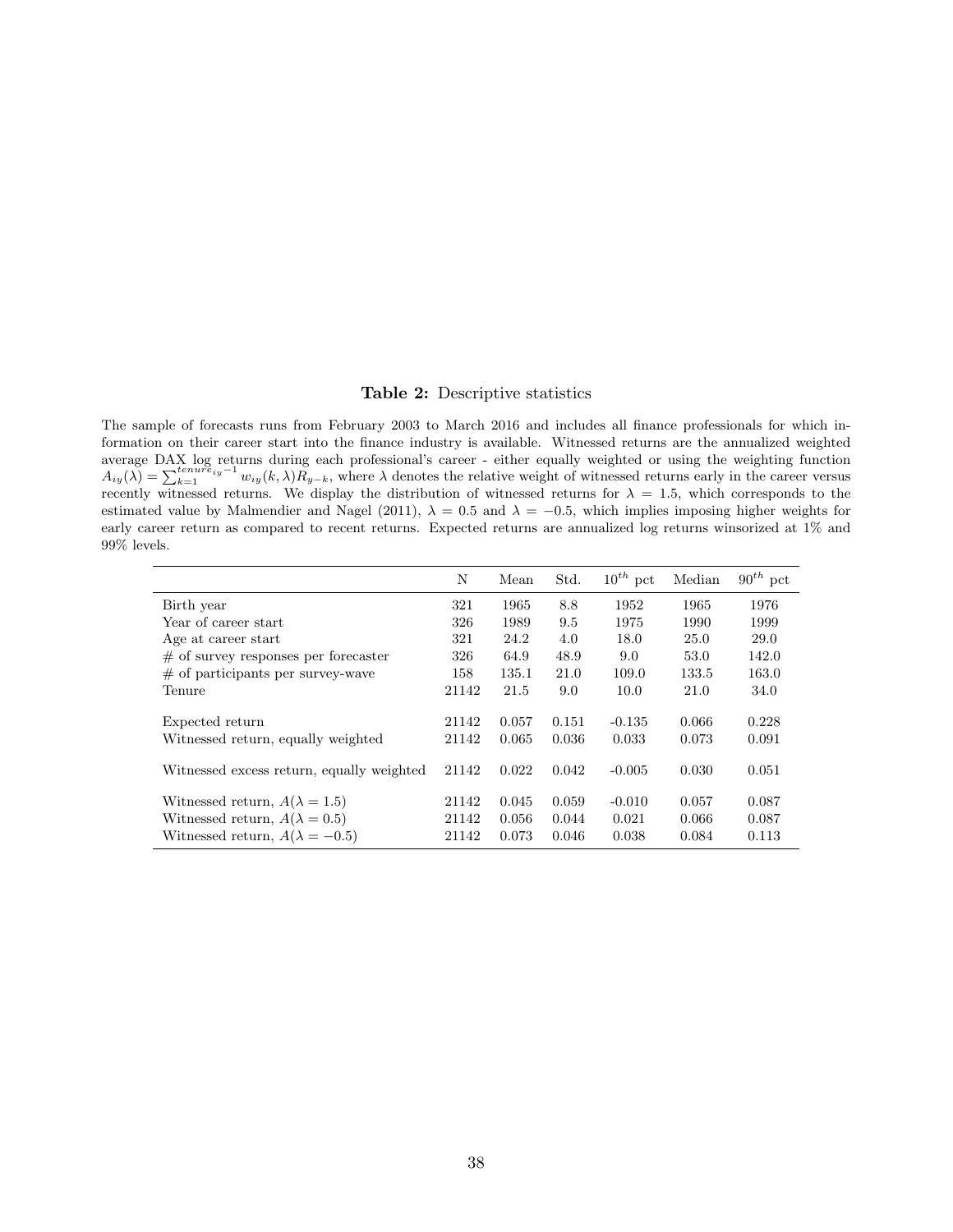**Table 2:** Descriptive statistics

The sample of forecasts runs from February 2003 to March 2016 and includes all finance professionals for which information on their career start into the finance industry is available. Witnessed returns are the annualized weighted average DAX log returns during each professional's career - either equally weighted or using the weighting function $A_{iy}(\lambda) = \sum_{k=1}^{tenure_{iy}-1} w_{iy}(k, \lambda) R_{y-k}$, where $\lambda$ denotes the relative weight of witnessed returns early in the career versus recently witnessed returns. We display the distribution of witnessed returns for $\lambda = 1.5$, which corresponds to the estimated value by Malmendier and Nagel (2011), $\lambda = 0.5$ and $\lambda = -0.5$, which implies imposing higher weights for early career return as compared to recent returns. Expected returns are annualized log returns winsorized at 1% and 99% levels.

| | N | Mean | Std. | $10^{th}$ pct | Median | $90^{th}$ pct |
|---|---|---|---|---|---|---|
| Birth year | 321 | 1965 | 8.8 | 1952 | 1965 | 1976 |
| Year of career start | 326 | 1989 | 9.5 | 1975 | 1990 | 1999 |
| Age at career start | 321 | 24.2 | 4.0 | 18.0 | 25.0 | 29.0 |
| # of survey responses per forecaster | 326 | 64.9 | 48.9 | 9.0 | 53.0 | 142.0 |
| # of participants per survey-wave | 158 | 135.1 | 21.0 | 109.0 | 133.5 | 163.0 |
| Tenure | 21142 | 21.5 | 9.0 | 10.0 | 21.0 | 34.0 |
| Expected return | 21142 | 0.057 | 0.151 | -0.135 | 0.066 | 0.228 |
| Witnessed return, equally weighted | 21142 | 0.065 | 0.036 | 0.033 | 0.073 | 0.091 |
| Witnessed excess return, equally weighted | 21142 | 0.022 | 0.042 | -0.005 | 0.030 | 0.051 |
| Witnessed return, $A(\lambda = 1.5)$ | 21142 | 0.045 | 0.059 | -0.010 | 0.057 | 0.087 |
| Witnessed return, $A(\lambda = 0.5)$ | 21142 | 0.056 | 0.044 | 0.021 | 0.066 | 0.087 |
| Witnessed return, $A(\lambda = -0.5)$ | 21142 | 0.073 | 0.046 | 0.038 | 0.084 | 0.113 |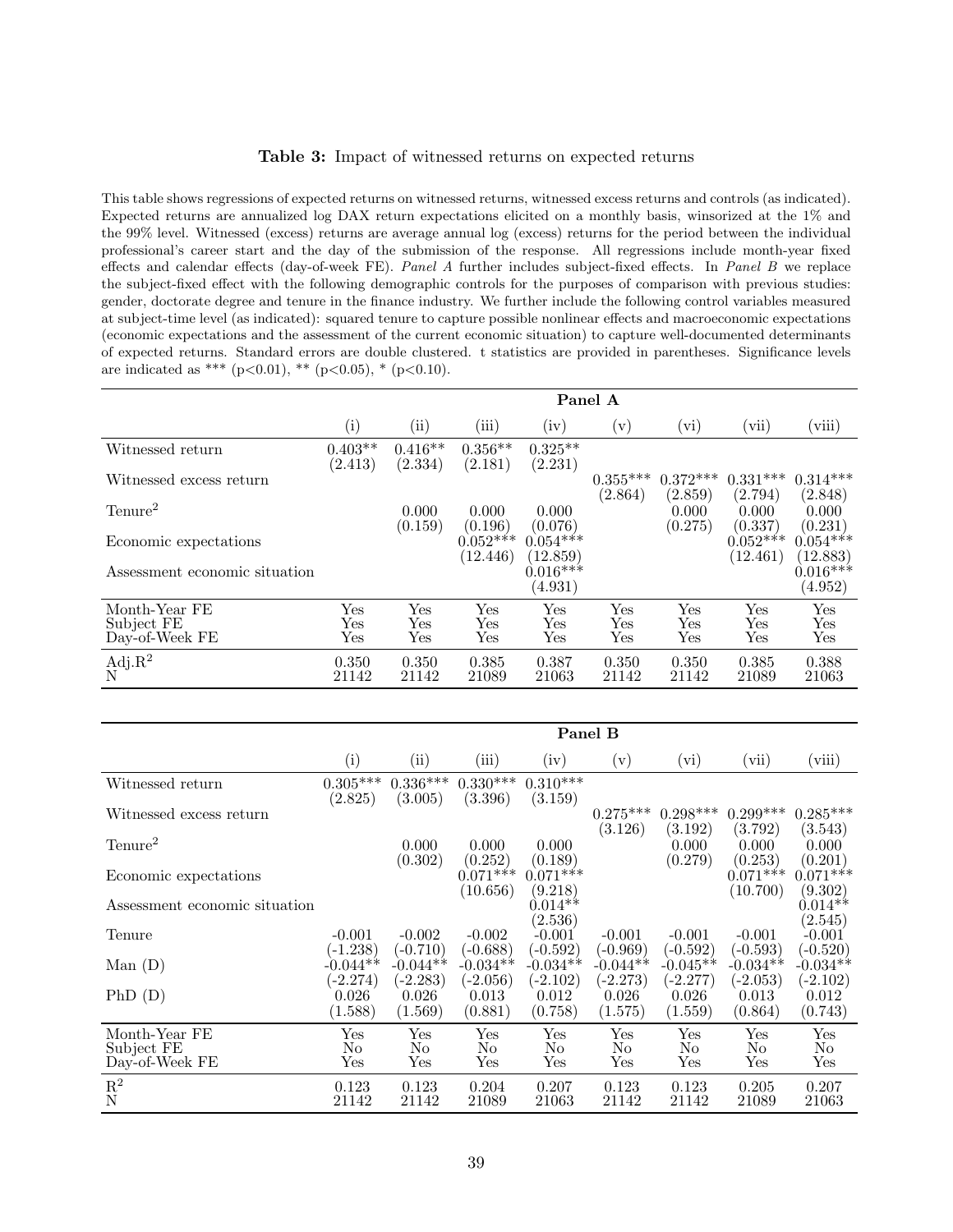**Table 3:** Impact of witnessed returns on expected returns

This table shows regressions of expected returns on witnessed returns, witnessed excess returns and controls (as indicated). Expected returns are annualized log DAX return expectations elicited on a monthly basis, winsorized at the 1% and the 99% level. Witnessed (excess) returns are average annual log (excess) returns for the period between the individual professional's career start and the day of the submission of the response. All regressions include month-year fixed effects and calendar effects (day-of-week FE). *Panel A* further includes subject-fixed effects. In *Panel B* we replace the subject-fixed effect with the following demographic controls for the purposes of comparison with previous studies: gender, doctorate degree and tenure in the finance industry. We further include the following control variables measured at subject-time level (as indicated): squared tenure to capture possible nonlinear effects and macroeconomic expectations (economic expectations and the assessment of the current economic situation) to capture well-documented determinants of expected returns. Standard errors are double clustered. t statistics are provided in parentheses. Significance levels are indicated as *** (p<0.01), ** (p<0.05), * (p<0.10).

| | **Panel A** | | | | | | | |
|---|---|---|---|---|---|---|---|---|
| | (i) | (ii) | (iii) | (iv) | (v) | (vi) | (vii) | (viii) |
| Witnessed return | 0.403** | 0.416** | 0.356** | 0.325** | | | | |
| | (2.413) | (2.334) | (2.181) | (2.231) | | | | |
| Witnessed excess return | | | | | 0.355*** | 0.372*** | 0.331*** | 0.314*** |
| | | | | | (2.864) | (2.859) | (2.794) | (2.848) |
| Tenure$^2$ | | 0.000 | 0.000 | 0.000 | | 0.000 | 0.000 | 0.000 |
| | | (0.159) | (0.196) | (0.076) | | (0.275) | (0.337) | (0.231) |
| Economic expectations | | | 0.052*** | 0.054*** | | | 0.052*** | 0.054*** |
| | | | (12.446) | (12.859) | | | (12.461) | (12.883) |
| Assessment economic situation | | | | 0.016*** | | | | 0.016*** |
| | | | | (4.931) | | | | (4.952) |
| Month-Year FE | Yes | Yes | Yes | Yes | Yes | Yes | Yes | Yes |
| Subject FE | Yes | Yes | Yes | Yes | Yes | Yes | Yes | Yes |
| Day-of-Week FE | Yes | Yes | Yes | Yes | Yes | Yes | Yes | Yes |
| Adj.$R^2$ | 0.350 | 0.350 | 0.385 | 0.387 | 0.350 | 0.350 | 0.385 | 0.388 |
| N | 21142 | 21142 | 21089 | 21063 | 21142 | 21142 | 21089 | 21063 |

| | **Panel B** | | | | | | | |
|---|---|---|---|---|---|---|---|---|
| | (i) | (ii) | (iii) | (iv) | (v) | (vi) | (vii) | (viii) |
| Witnessed return | 0.305*** | 0.336*** | 0.330*** | 0.310*** | | | | |
| | (2.825) | (3.005) | (3.396) | (3.159) | | | | |
| Witnessed excess return | | | | | 0.275*** | 0.298*** | 0.299*** | 0.285*** |
| | | | | | (3.126) | (3.192) | (3.792) | (3.543) |
| Tenure$^2$ | | 0.000 | 0.000 | 0.000 | | 0.000 | 0.000 | 0.000 |
| | | (0.302) | (0.252) | (0.189) | | (0.279) | (0.253) | (0.201) |
| Economic expectations | | | 0.071*** | 0.071*** | | | 0.071*** | 0.071*** |
| | | | (10.656) | (9.218) | | | (10.700) | (9.302) |
| Assessment economic situation | | | | 0.014** | | | | 0.014** |
| | | | | (2.536) | | | | (2.545) |
| Tenure | -0.001 | -0.002 | -0.002 | -0.001 | -0.001 | -0.001 | -0.001 | -0.001 |
| | (-1.238) | (-0.710) | (-0.688) | (-0.592) | (-0.969) | (-0.592) | (-0.593) | (-0.520) |
| Man (D) | -0.044** | -0.044** | -0.034** | -0.034** | -0.044** | -0.045** | -0.034** | -0.034** |
| | (-2.274) | (-2.283) | (-2.056) | (-2.102) | (-2.273) | (-2.277) | (-2.053) | (-2.102) |
| PhD (D) | 0.026 | 0.026 | 0.013 | 0.012 | 0.026 | 0.026 | 0.013 | 0.012 |
| | (1.588) | (1.569) | (0.881) | (0.758) | (1.575) | (1.559) | (0.864) | (0.743) |
| Month-Year FE | Yes | Yes | Yes | Yes | Yes | Yes | Yes | Yes |
| Subject FE | No | No | No | No | No | No | No | No |
| Day-of-Week FE | Yes | Yes | Yes | Yes | Yes | Yes | Yes | Yes |
| $R^2$ | 0.123 | 0.123 | 0.204 | 0.207 | 0.123 | 0.123 | 0.205 | 0.207 |
| N | 21142 | 21142 | 21089 | 21063 | 21142 | 21142 | 21089 | 21063 |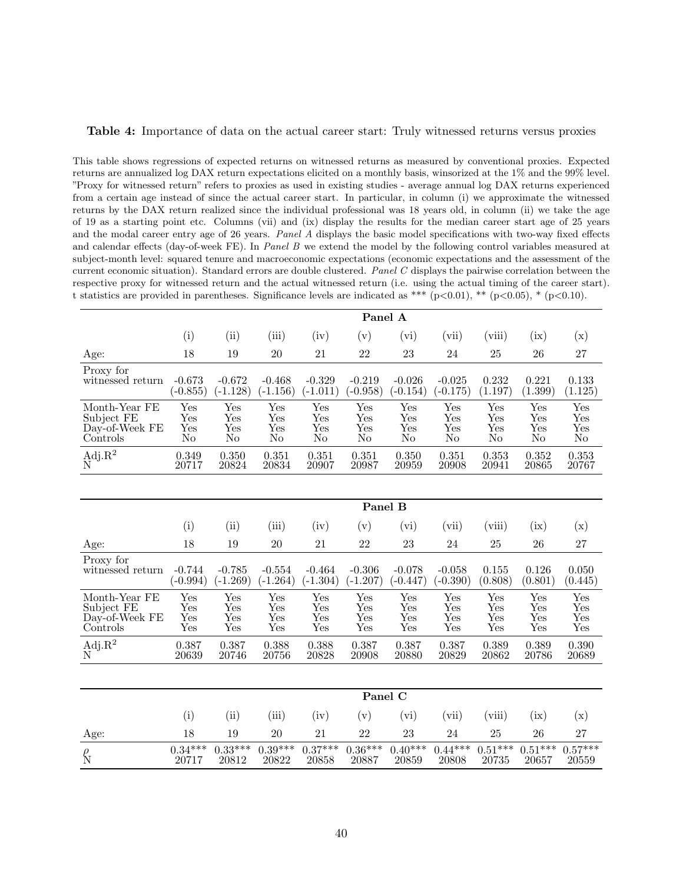**Table 4:** Importance of data on the actual career start: Truly witnessed returns versus proxies

This table shows regressions of expected returns on witnessed returns as measured by conventional proxies. Expected returns are annualized log DAX return expectations elicited on a monthly basis, winsorized at the 1% and the 99% level. "Proxy for witnessed return" refers to proxies as used in existing studies - average annual log DAX returns experienced from a certain age instead of since the actual career start. In particular, in column (i) we approximate the witnessed returns by the DAX return realized since the individual professional was 18 years old, in column (ii) we take the age of 19 as a starting point etc. Columns (vii) and (ix) display the results for the median career start age of 25 years and the modal career entry age of 26 years. *Panel A* displays the basic model specifications with two-way fixed effects and calendar effects (day-of-week FE). In *Panel B* we extend the model by the following control variables measured at subject-month level: squared tenure and macroeconomic expectations (economic expectations and the assessment of the current economic situation). Standard errors are double clustered. *Panel C* displays the pairwise correlation between the respective proxy for witnessed return and the actual witnessed return (i.e. using the actual timing of the career start). t statistics are provided in parentheses. Significance levels are indicated as *** (p<0.01), ** (p<0.05), * (p<0.10).

| | Panel A | | | | | | | | | |
|---|---|---|---|---|---|---|---|---|---|---|
| | (i) | (ii) | (iii) | (iv) | (v) | (vi) | (vii) | (viii) | (ix) | (x) |
| Age: | 18 | 19 | 20 | 21 | 22 | 23 | 24 | 25 | 26 | 27 |
| Proxy for witnessed return | -0.673 | -0.672 | -0.468 | -0.329 | -0.219 | -0.026 | -0.025 | 0.232 | 0.221 | 0.133 |
| | (-0.855) | (-1.128) | (-1.156) | (-1.011) | (-0.958) | (-0.154) | (-0.175) | (1.197) | (1.399) | (1.125) |
| Month-Year FE | Yes | Yes | Yes | Yes | Yes | Yes | Yes | Yes | Yes | Yes |
| Subject FE | Yes | Yes | Yes | Yes | Yes | Yes | Yes | Yes | Yes | Yes |
| Day-of-Week FE | Yes | Yes | Yes | Yes | Yes | Yes | Yes | Yes | Yes | Yes |
| Controls | No | No | No | No | No | No | No | No | No | No |
| Adj.$R^2$ | 0.349 | 0.350 | 0.351 | 0.351 | 0.351 | 0.350 | 0.351 | 0.353 | 0.352 | 0.353 |
| N | 20717 | 20824 | 20834 | 20907 | 20987 | 20959 | 20908 | 20941 | 20865 | 20767 |

| | Panel B | | | | | | | | | |
|---|---|---|---|---|---|---|---|---|---|---|
| | (i) | (ii) | (iii) | (iv) | (v) | (vi) | (vii) | (viii) | (ix) | (x) |
| Age: | 18 | 19 | 20 | 21 | 22 | 23 | 24 | 25 | 26 | 27 |
| Proxy for witnessed return | -0.744 | -0.785 | -0.554 | -0.464 | -0.306 | -0.078 | -0.058 | 0.155 | 0.126 | 0.050 |
| | (-0.994) | (-1.269) | (-1.264) | (-1.304) | (-1.207) | (-0.447) | (-0.390) | (0.808) | (0.801) | (0.445) |
| Month-Year FE | Yes | Yes | Yes | Yes | Yes | Yes | Yes | Yes | Yes | Yes |
| Subject FE | Yes | Yes | Yes | Yes | Yes | Yes | Yes | Yes | Yes | Yes |
| Day-of-Week FE | Yes | Yes | Yes | Yes | Yes | Yes | Yes | Yes | Yes | Yes |
| Controls | Yes | Yes | Yes | Yes | Yes | Yes | Yes | Yes | Yes | Yes |
| Adj.$R^2$ | 0.387 | 0.387 | 0.388 | 0.388 | 0.387 | 0.387 | 0.387 | 0.389 | 0.389 | 0.390 |
| N | 20639 | 20746 | 20756 | 20828 | 20908 | 20880 | 20829 | 20862 | 20786 | 20689 |

| | Panel C | | | | | | | | | |
|---|---|---|---|---|---|---|---|---|---|---|
| | (i) | (ii) | (iii) | (iv) | (v) | (vi) | (vii) | (viii) | (ix) | (x) |
| Age: | 18 | 19 | 20 | 21 | 22 | 23 | 24 | 25 | 26 | 27 |
| $\rho$ | 0.34*** | 0.33*** | 0.39*** | 0.37*** | 0.36*** | 0.40*** | 0.44*** | 0.51*** | 0.51*** | 0.57*** |
| N | 20717 | 20812 | 20822 | 20858 | 20887 | 20859 | 20808 | 20735 | 20657 | 20559 |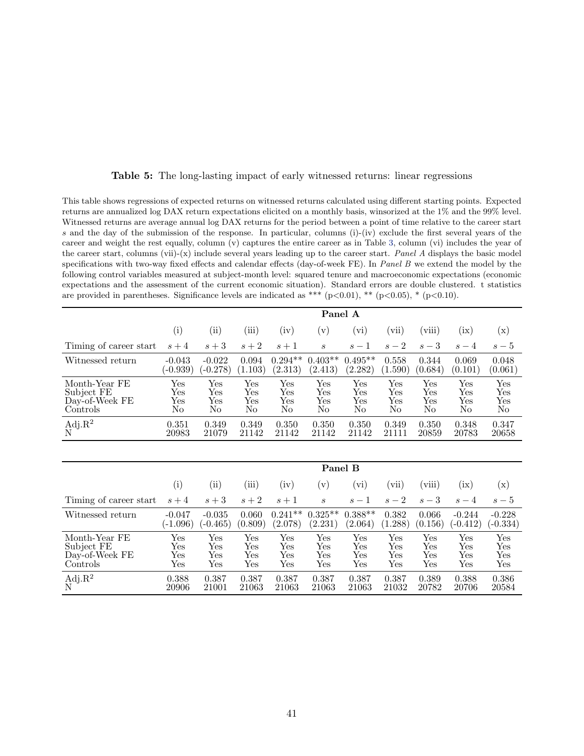**Table 5:** The long-lasting impact of early witnessed returns: linear regressions

This table shows regressions of expected returns on witnessed returns calculated using different starting points. Expected returns are annualized log DAX return expectations elicited on a monthly basis, winsorized at the 1% and the 99% level. Witnessed returns are average annual log DAX returns for the period between a point of time relative to the career start $s$ and the day of the submission of the response. In particular, columns (i)-(iv) exclude the first several years of the career and weight the rest equally, column (v) captures the entire career as in Table 3, column (vi) includes the year of the career start, columns (vii)-(x) include several years leading up to the career start. *Panel A* displays the basic model specifications with two-way fixed effects and calendar effects (day-of-week FE). In *Panel B* we extend the model by the following control variables measured at subject-month level: squared tenure and macroeconomic expectations (economic expectations and the assessment of the current economic situation). Standard errors are double clustered. t statistics are provided in parentheses. Significance levels are indicated as *** (p<0.01), ** (p<0.05), * (p<0.10).

| | **Panel A** | | | | | | | | | |
|---|---|---|---|---|---|---|---|---|---|---|
| | (i) | (ii) | (iii) | (iv) | (v) | (vi) | (vii) | (viii) | (ix) | (x) |
| Timing of career start | $s+4$ | $s+3$ | $s+2$ | $s+1$ | $s$ | $s-1$ | $s-2$ | $s-3$ | $s-4$ | $s-5$ |
| Witnessed return | -0.043 | -0.022 | 0.094 | 0.294** | 0.403** | 0.495** | 0.558 | 0.344 | 0.069 | 0.048 |
| | (-0.939) | (-0.278) | (1.103) | (2.313) | (2.413) | (2.282) | (1.590) | (0.684) | (0.101) | (0.061) |
| Month-Year FE | Yes | Yes | Yes | Yes | Yes | Yes | Yes | Yes | Yes | Yes |
| Subject FE | Yes | Yes | Yes | Yes | Yes | Yes | Yes | Yes | Yes | Yes |
| Day-of-Week FE | Yes | Yes | Yes | Yes | Yes | Yes | Yes | Yes | Yes | Yes |
| Controls | No | No | No | No | No | No | No | No | No | No |
| Adj.$R^2$ | 0.351 | 0.349 | 0.349 | 0.350 | 0.350 | 0.350 | 0.349 | 0.350 | 0.348 | 0.347 |
| N | 20983 | 21079 | 21142 | 21142 | 21142 | 21142 | 21111 | 20859 | 20783 | 20658 |

| | **Panel B** | | | | | | | | | |
|---|---|---|---|---|---|---|---|---|---|---|
| | (i) | (ii) | (iii) | (iv) | (v) | (vi) | (vii) | (viii) | (ix) | (x) |
| Timing of career start | $s+4$ | $s+3$ | $s+2$ | $s+1$ | $s$ | $s-1$ | $s-2$ | $s-3$ | $s-4$ | $s-5$ |
| Witnessed return | -0.047 | -0.035 | 0.060 | 0.241** | 0.325** | 0.388** | 0.382 | 0.066 | -0.244 | -0.228 |
| | (-1.096) | (-0.465) | (0.809) | (2.078) | (2.231) | (2.064) | (1.288) | (0.156) | (-0.412) | (-0.334) |
| Month-Year FE | Yes | Yes | Yes | Yes | Yes | Yes | Yes | Yes | Yes | Yes |
| Subject FE | Yes | Yes | Yes | Yes | Yes | Yes | Yes | Yes | Yes | Yes |
| Day-of-Week FE | Yes | Yes | Yes | Yes | Yes | Yes | Yes | Yes | Yes | Yes |
| Controls | Yes | Yes | Yes | Yes | Yes | Yes | Yes | Yes | Yes | Yes |
| Adj.$R^2$ | 0.388 | 0.387 | 0.387 | 0.387 | 0.387 | 0.387 | 0.387 | 0.389 | 0.388 | 0.386 |
| N | 20906 | 21001 | 21063 | 21063 | 21063 | 21063 | 21032 | 20782 | 20706 | 20584 |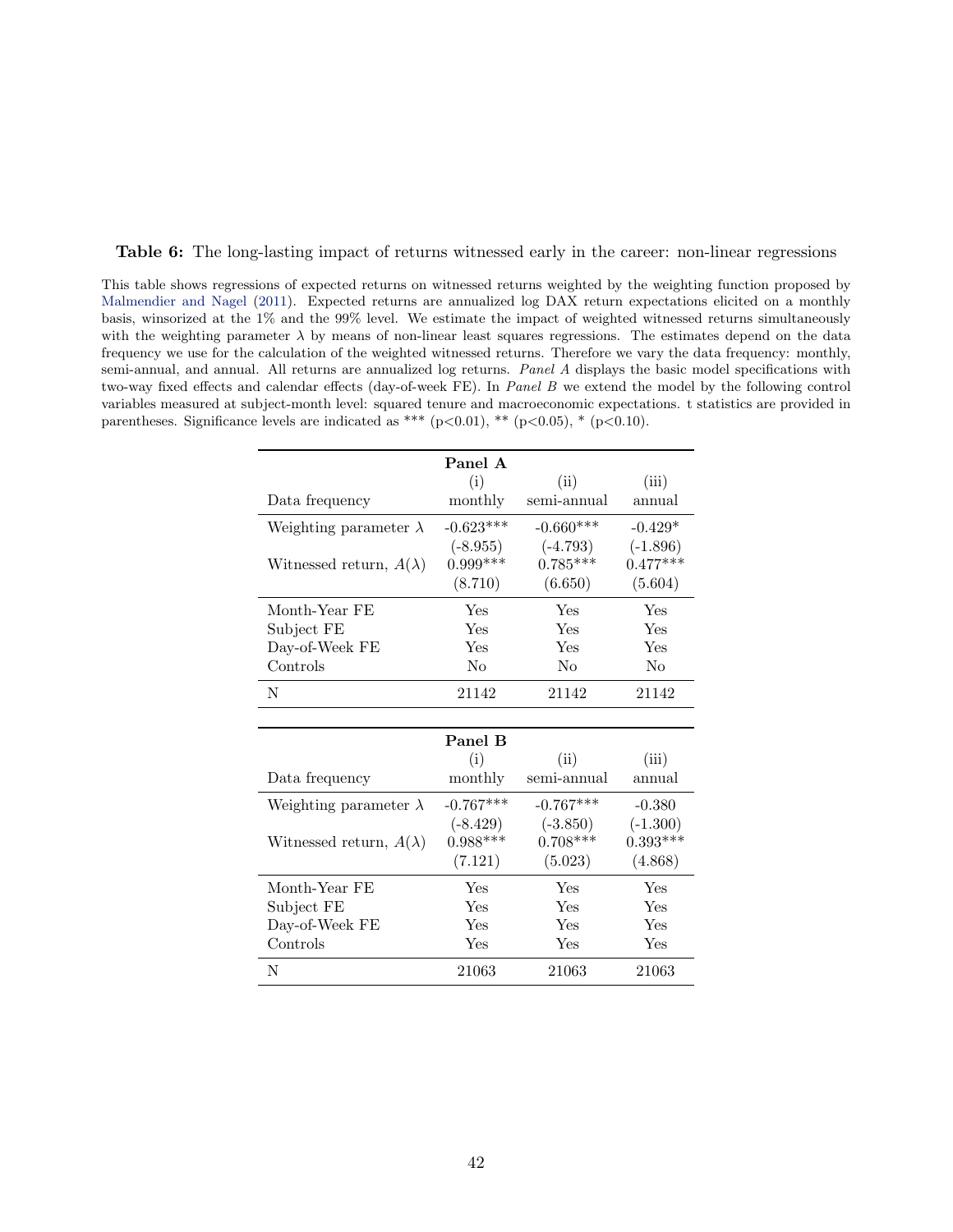**Table 6:** The long-lasting impact of returns witnessed early in the career: non-linear regressions

This table shows regressions of expected returns on witnessed returns weighted by the weighting function proposed by Malmendier and Nagel (2011). Expected returns are annualized log DAX return expectations elicited on a monthly basis, winsorized at the 1% and the 99% level. We estimate the impact of weighted witnessed returns simultaneously with the weighting parameter $\lambda$ by means of non-linear least squares regressions. The estimates depend on the data frequency we use for the calculation of the weighted witnessed returns. Therefore we vary the data frequency: monthly, semi-annual, and annual. All returns are annualized log returns. *Panel A* displays the basic model specifications with two-way fixed effects and calendar effects (day-of-week FE). In *Panel B* we extend the model by the following control variables measured at subject-month level: squared tenure and macroeconomic expectations. t statistics are provided in parentheses. Significance levels are indicated as *** (p<0.01), ** (p<0.05), * (p<0.10).

**Panel A**

| | (i) | (ii) | (iii) |
|---|---|---|---|
| Data frequency | monthly | semi-annual | annual |
| Weighting parameter $\lambda$ | -0.623*** | -0.660*** | -0.429* |
| | (-8.955) | (-4.793) | (-1.896) |
| Witnessed return, $A(\lambda)$ | 0.999*** | 0.785*** | 0.477*** |
| | (8.710) | (6.650) | (5.604) |
| Month-Year FE | Yes | Yes | Yes |
| Subject FE | Yes | Yes | Yes |
| Day-of-Week FE | Yes | Yes | Yes |
| Controls | No | No | No |
| N | 21142 | 21142 | 21142 |

**Panel B**

| | (i) | (ii) | (iii) |
|---|---|---|---|
| Data frequency | monthly | semi-annual | annual |
| Weighting parameter $\lambda$ | -0.767*** | -0.767*** | -0.380 |
| | (-8.429) | (-3.850) | (-1.300) |
| Witnessed return, $A(\lambda)$ | 0.988*** | 0.708*** | 0.393*** |
| | (7.121) | (5.023) | (4.868) |
| Month-Year FE | Yes | Yes | Yes |
| Subject FE | Yes | Yes | Yes |
| Day-of-Week FE | Yes | Yes | Yes |
| Controls | Yes | Yes | Yes |
| N | 21063 | 21063 | 21063 |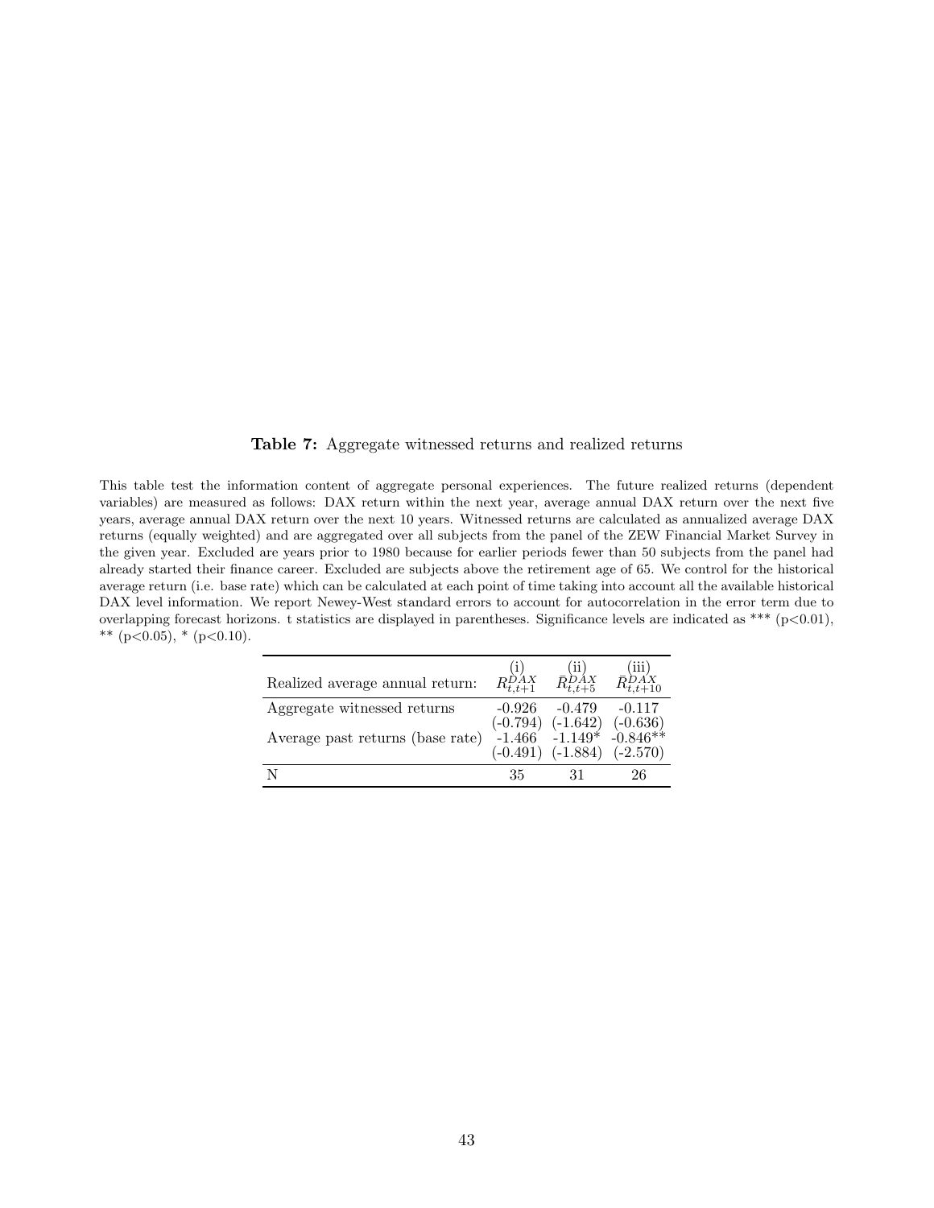**Table 7:** Aggregate witnessed returns and realized returns

This table test the information content of aggregate personal experiences. The future realized returns (dependent variables) are measured as follows: DAX return within the next year, average annual DAX return over the next five years, average annual DAX return over the next 10 years. Witnessed returns are calculated as annualized average DAX returns (equally weighted) and are aggregated over all subjects from the panel of the ZEW Financial Market Survey in the given year. Excluded are years prior to 1980 because for earlier periods fewer than 50 subjects from the panel had already started their finance career. Excluded are subjects above the retirement age of 65. We control for the historical average return (i.e. base rate) which can be calculated at each point of time taking into account all the available historical DAX level information. We report Newey-West standard errors to account for autocorrelation in the error term due to overlapping forecast horizons. t statistics are displayed in parentheses. Significance levels are indicated as *** (p<0.01), ** (p<0.05), * (p<0.10).

| Realized average annual return: | (i) $R^{DAX}_{t,t+1}$ | (ii) $\bar{R}^{DAX}_{t,t+5}$ | (iii) $\bar{R}^{DAX}_{t,t+10}$ |
|---|---|---|---|
| Aggregate witnessed returns | -0.926 | -0.479 | -0.117 |
| | (-0.794) | (-1.642) | (-0.636) |
| Average past returns (base rate) | -1.466 | -1.149* | -0.846** |
| | (-0.491) | (-1.884) | (-2.570) |
| N | 35 | 31 | 26 |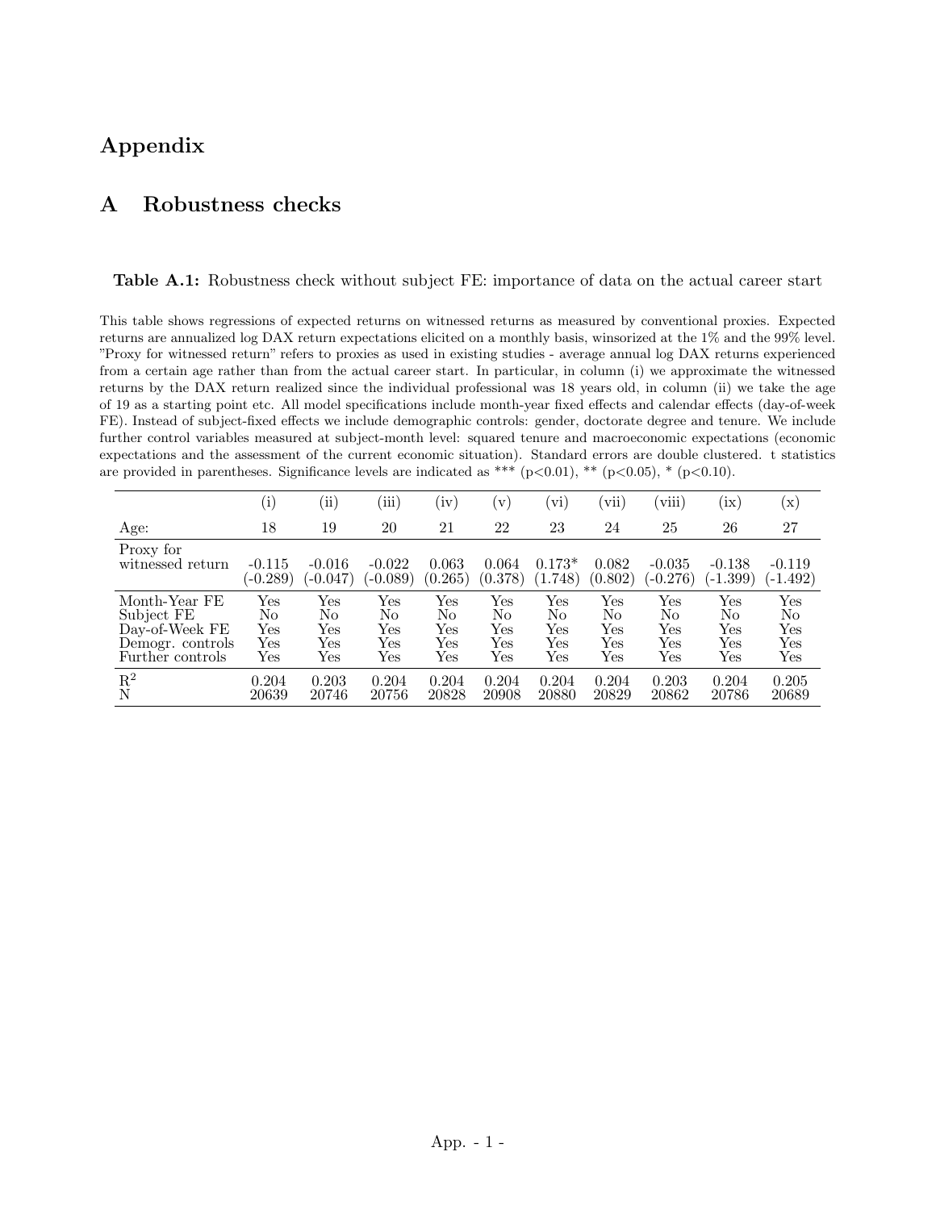# Appendix

## A Robustness checks

**Table A.1:** Robustness check without subject FE: importance of data on the actual career start

This table shows regressions of expected returns on witnessed returns as measured by conventional proxies. Expected returns are annualized log DAX return expectations elicited on a monthly basis, winsorized at the 1% and the 99% level. "Proxy for witnessed return" refers to proxies as used in existing studies - average annual log DAX returns experienced from a certain age rather than from the actual career start. In particular, in column (i) we approximate the witnessed returns by the DAX return realized since the individual professional was 18 years old, in column (ii) we take the age of 19 as a starting point etc. All model specifications include month-year fixed effects and calendar effects (day-of-week FE). Instead of subject-fixed effects we include demographic controls: gender, doctorate degree and tenure. We include further control variables measured at subject-month level: squared tenure and macroeconomic expectations (economic expectations and the assessment of the current economic situation). Standard errors are double clustered. t statistics are provided in parentheses. Significance levels are indicated as *** (p<0.01), ** (p<0.05), * (p<0.10).

| | (i) | (ii) | (iii) | (iv) | (v) | (vi) | (vii) | (viii) | (ix) | (x) |
|---|---|---|---|---|---|---|---|---|---|---|
| Age: | 18 | 19 | 20 | 21 | 22 | 23 | 24 | 25 | 26 | 27 |
| Proxy for witnessed return | -0.115 | -0.016 | -0.022 | 0.063 | 0.064 | 0.173* | 0.082 | -0.035 | -0.138 | -0.119 |
| | (-0.289) | (-0.047) | (-0.089) | (0.265) | (0.378) | (1.748) | (0.802) | (-0.276) | (-1.399) | (-1.492) |
| Month-Year FE | Yes | Yes | Yes | Yes | Yes | Yes | Yes | Yes | Yes | Yes |
| Subject FE | No | No | No | No | No | No | No | No | No | No |
| Day-of-Week FE | Yes | Yes | Yes | Yes | Yes | Yes | Yes | Yes | Yes | Yes |
| Demogr. controls | Yes | Yes | Yes | Yes | Yes | Yes | Yes | Yes | Yes | Yes |
| Further controls | Yes | Yes | Yes | Yes | Yes | Yes | Yes | Yes | Yes | Yes |
| $R^2$ | 0.204 | 0.203 | 0.204 | 0.204 | 0.204 | 0.204 | 0.204 | 0.203 | 0.204 | 0.205 |
| N | 20639 | 20746 | 20756 | 20828 | 20908 | 20880 | 20829 | 20862 | 20786 | 20689 |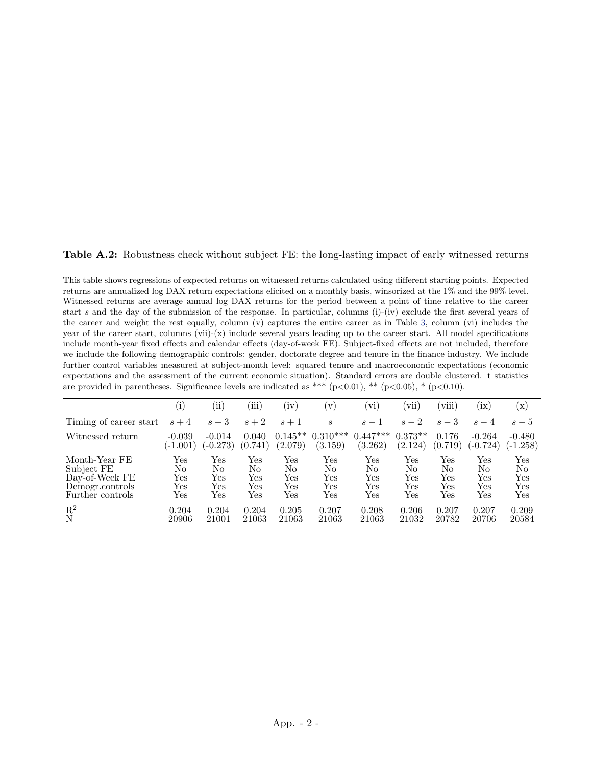**Table A.2:** Robustness check without subject FE: the long-lasting impact of early witnessed returns

This table shows regressions of expected returns on witnessed returns calculated using different starting points. Expected returns are annualized log DAX return expectations elicited on a monthly basis, winsorized at the 1% and the 99% level. Witnessed returns are average annual log DAX returns for the period between a point of time relative to the career start $s$ and the day of the submission of the response. In particular, columns (i)-(iv) exclude the first several years of the career and weight the rest equally, column (v) captures the entire career as in Table 3, column (vi) includes the year of the career start, columns (vii)-(x) include several years leading up to the career start. All model specifications include month-year fixed effects and calendar effects (day-of-week FE). Subject-fixed effects are not included, therefore we include the following demographic controls: gender, doctorate degree and tenure in the finance industry. We include further control variables measured at subject-month level: squared tenure and macroeconomic expectations (economic expectations and the assessment of the current economic situation). Standard errors are double clustered. t statistics are provided in parentheses. Significance levels are indicated as *** (p<0.01), ** (p<0.05), * (p<0.10).

| | (i) | (ii) | (iii) | (iv) | (v) | (vi) | (vii) | (viii) | (ix) | (x) |
|---|---|---|---|---|---|---|---|---|---|---|
| Timing of career start | $s+4$ | $s+3$ | $s+2$ | $s+1$ | $s$ | $s-1$ | $s-2$ | $s-3$ | $s-4$ | $s-5$ |
| Witnessed return | -0.039 | -0.014 | 0.040 | 0.145** | 0.310*** | 0.447*** | 0.373** | 0.176 | -0.264 | -0.480 |
| | (-1.001) | (-0.273) | (0.741) | (2.079) | (3.159) | (3.262) | (2.124) | (0.719) | (-0.724) | (-1.258) |
| Month-Year FE | Yes | Yes | Yes | Yes | Yes | Yes | Yes | Yes | Yes | Yes |
| Subject FE | No | No | No | No | No | No | No | No | No | No |
| Day-of-Week FE | Yes | Yes | Yes | Yes | Yes | Yes | Yes | Yes | Yes | Yes |
| Demogr.controls | Yes | Yes | Yes | Yes | Yes | Yes | Yes | Yes | Yes | Yes |
| Further controls | Yes | Yes | Yes | Yes | Yes | Yes | Yes | Yes | Yes | Yes |
| $R^2$ | 0.204 | 0.204 | 0.204 | 0.205 | 0.207 | 0.208 | 0.206 | 0.207 | 0.207 | 0.209 |
| N | 20906 | 21001 | 21063 | 21063 | 21063 | 21063 | 21032 | 20782 | 20706 | 20584 |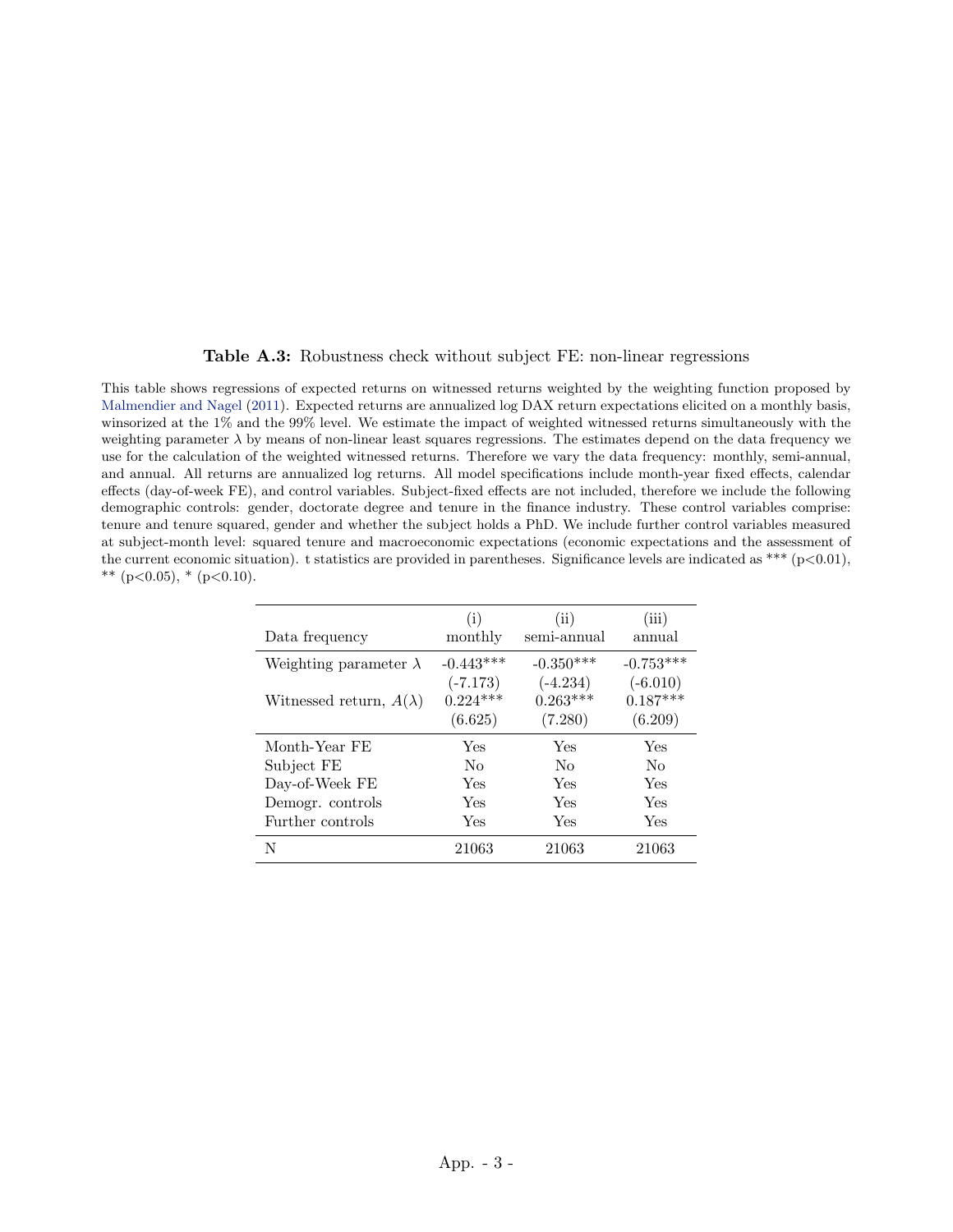**Table A.3:** Robustness check without subject FE: non-linear regressions

This table shows regressions of expected returns on witnessed returns weighted by the weighting function proposed by Malmendier and Nagel (2011). Expected returns are annualized log DAX return expectations elicited on a monthly basis, winsorized at the 1% and the 99% level. We estimate the impact of weighted witnessed returns simultaneously with the weighting parameter $\lambda$ by means of non-linear least squares regressions. The estimates depend on the data frequency we use for the calculation of the weighted witnessed returns. Therefore we vary the data frequency: monthly, semi-annual, and annual. All returns are annualized log returns. All model specifications include month-year fixed effects, calendar effects (day-of-week FE), and control variables. Subject-fixed effects are not included, therefore we include the following demographic controls: gender, doctorate degree and tenure in the finance industry. These control variables comprise: tenure and tenure squared, gender and whether the subject holds a PhD. We include further control variables measured at subject-month level: squared tenure and macroeconomic expectations (economic expectations and the assessment of the current economic situation). t statistics are provided in parentheses. Significance levels are indicated as *** (p<0.01), ** (p<0.05), * (p<0.10).

| Data frequency | (i) monthly | (ii) semi-annual | (iii) annual |
|---|---|---|---|
| Weighting parameter $\lambda$ | -0.443*** | -0.350*** | -0.753*** |
| | (-7.173) | (-4.234) | (-6.010) |
| Witnessed return, $A(\lambda)$ | 0.224*** | 0.263*** | 0.187*** |
| | (6.625) | (7.280) | (6.209) |
| Month-Year FE | Yes | Yes | Yes |
| Subject FE | No | No | No |
| Day-of-Week FE | Yes | Yes | Yes |
| Demogr. controls | Yes | Yes | Yes |
| Further controls | Yes | Yes | Yes |
| N | 21063 | 21063 | 21063 |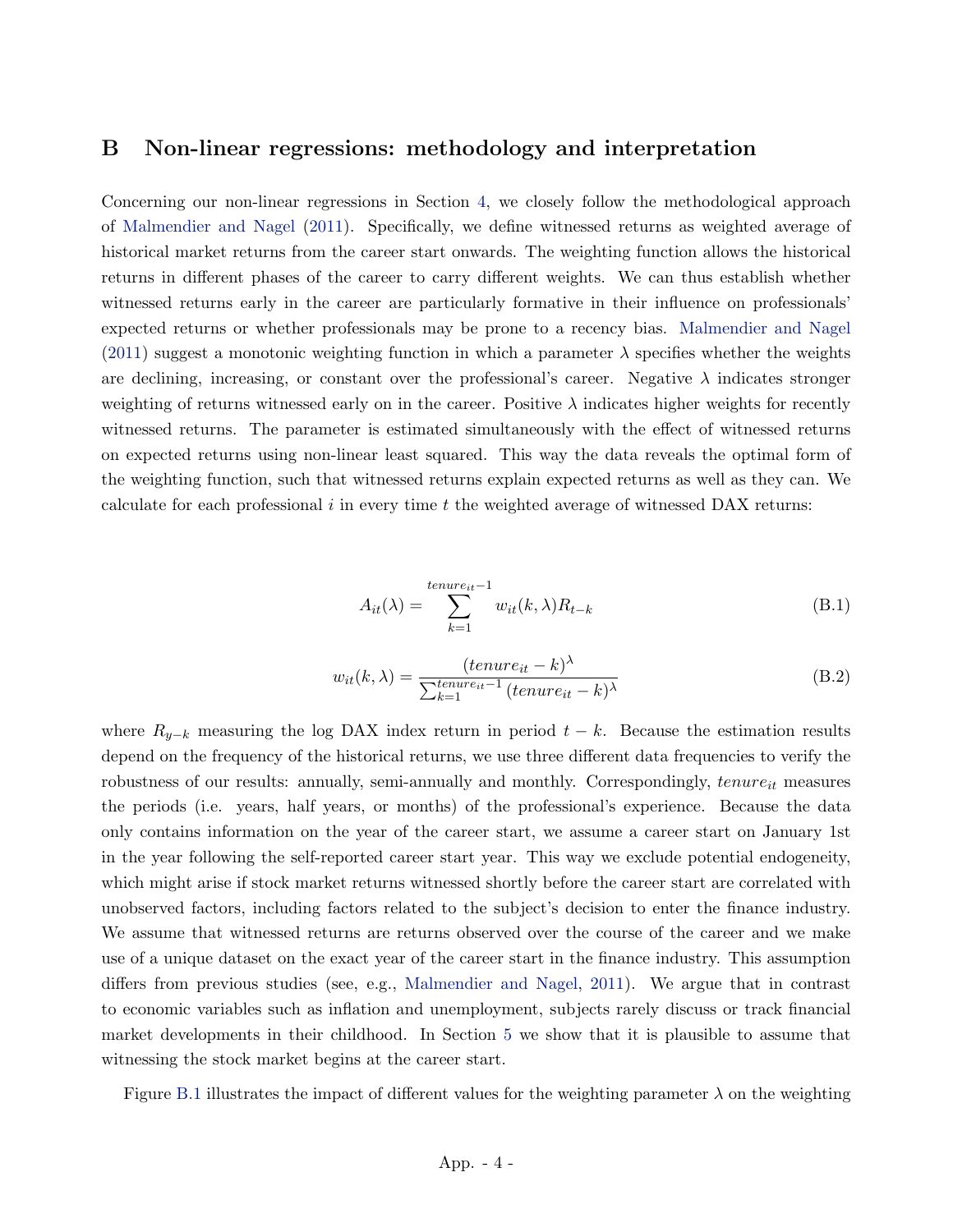# B Non-linear regressions: methodology and interpretation

Concerning our non-linear regressions in Section 4, we closely follow the methodological approach of Malmendier and Nagel (2011). Specifically, we define witnessed returns as weighted average of historical market returns from the career start onwards. The weighting function allows the historical returns in different phases of the career to carry different weights. We can thus establish whether witnessed returns early in the career are particularly formative in their influence on professionals' expected returns or whether professionals may be prone to a recency bias. Malmendier and Nagel (2011) suggest a monotonic weighting function in which a parameter $\lambda$ specifies whether the weights are declining, increasing, or constant over the professional's career. Negative $\lambda$ indicates stronger weighting of returns witnessed early on in the career. Positive $\lambda$ indicates higher weights for recently witnessed returns. The parameter is estimated simultaneously with the effect of witnessed returns on expected returns using non-linear least squared. This way the data reveals the optimal form of the weighting function, such that witnessed returns explain expected returns as well as they can. We calculate for each professional $i$ in every time $t$ the weighted average of witnessed DAX returns:

$$A_{it}(\lambda) = \sum_{k=1}^{tenure_{it}-1} w_{it}(k, \lambda) R_{t-k} \tag{B.1}$$

$$w_{it}(k, \lambda) = \frac{(tenure_{it} - k)^{\lambda}}{\sum_{k=1}^{tenure_{it}-1} (tenure_{it} - k)^{\lambda}} \tag{B.2}$$

where $R_{y-k}$ measuring the log DAX index return in period $t-k$. Because the estimation results depend on the frequency of the historical returns, we use three different data frequencies to verify the robustness of our results: annually, semi-annually and monthly. Correspondingly, $tenure_{it}$ measures the periods (i.e. years, half years, or months) of the professional's experience. Because the data only contains information on the year of the career start, we assume a career start on January 1st in the year following the self-reported career start year. This way we exclude potential endogeneity, which might arise if stock market returns witnessed shortly before the career start are correlated with unobserved factors, including factors related to the subject's decision to enter the finance industry. We assume that witnessed returns are returns observed over the course of the career and we make use of a unique dataset on the exact year of the career start in the finance industry. This assumption differs from previous studies (see, e.g., Malmendier and Nagel, 2011). We argue that in contrast to economic variables such as inflation and unemployment, subjects rarely discuss or track financial market developments in their childhood. In Section 5 we show that it is plausible to assume that witnessing the stock market begins at the career start.

Figure B.1 illustrates the impact of different values for the weighting parameter $\lambda$ on the weighting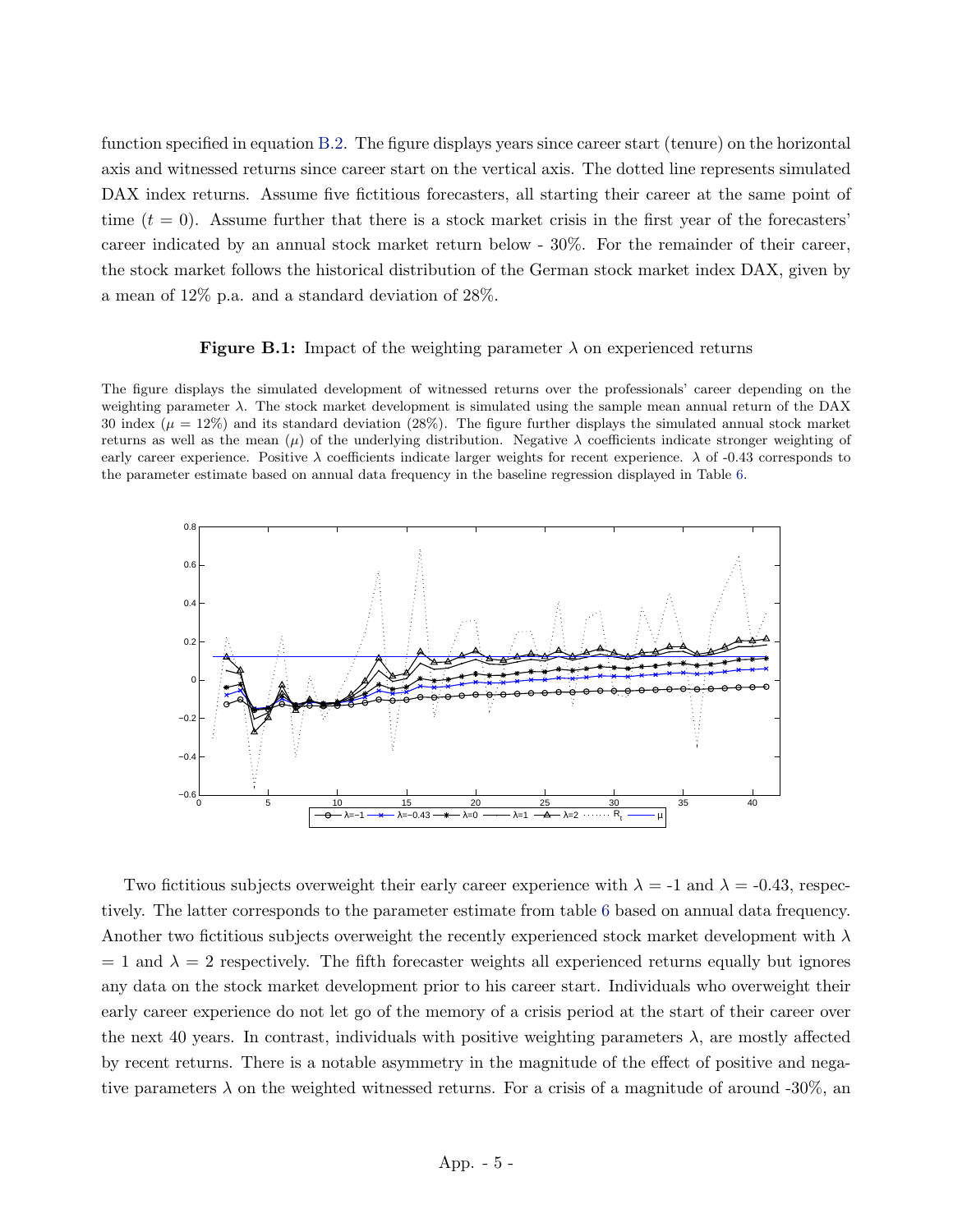function specified in equation B.2. The figure displays years since career start (tenure) on the horizontal axis and witnessed returns since career start on the vertical axis. The dotted line represents simulated DAX index returns. Assume five fictitious forecasters, all starting their career at the same point of time ($t = 0$). Assume further that there is a stock market crisis in the first year of the forecasters' career indicated by an annual stock market return below - 30%. For the remainder of their career, the stock market follows the historical distribution of the German stock market index DAX, given by a mean of 12% p.a. and a standard deviation of 28%.

**Figure B.1:** Impact of the weighting parameter $\lambda$ on experienced returns

The figure displays the simulated development of witnessed returns over the professionals' career depending on the weighting parameter $\lambda$. The stock market development is simulated using the sample mean annual return of the DAX 30 index ($\mu = 12\%$) and its standard deviation (28%). The figure further displays the simulated annual stock market returns as well as the mean ($\mu$) of the underlying distribution. Negative $\lambda$ coefficients indicate stronger weighting of early career experience. Positive $\lambda$ coefficients indicate larger weights for recent experience. $\lambda$ of -0.43 corresponds to the parameter estimate based on annual data frequency in the baseline regression displayed in Table 6.

Two fictitious subjects overweight their early career experience with $\lambda$ = -1 and $\lambda$ = -0.43, respectively. The latter corresponds to the parameter estimate from table 6 based on annual data frequency. Another two fictitious subjects overweight the recently experienced stock market development with $\lambda$ = 1 and $\lambda$ = 2 respectively. The fifth forecaster weights all experienced returns equally but ignores any data on the stock market development prior to his career start. Individuals who overweight their early career experience do not let go of the memory of a crisis period at the start of their career over the next 40 years. In contrast, individuals with positive weighting parameters $\lambda$, are mostly affected by recent returns. There is a notable asymmetry in the magnitude of the effect of positive and negative parameters $\lambda$ on the weighted witnessed returns. For a crisis of a magnitude of around -30%, an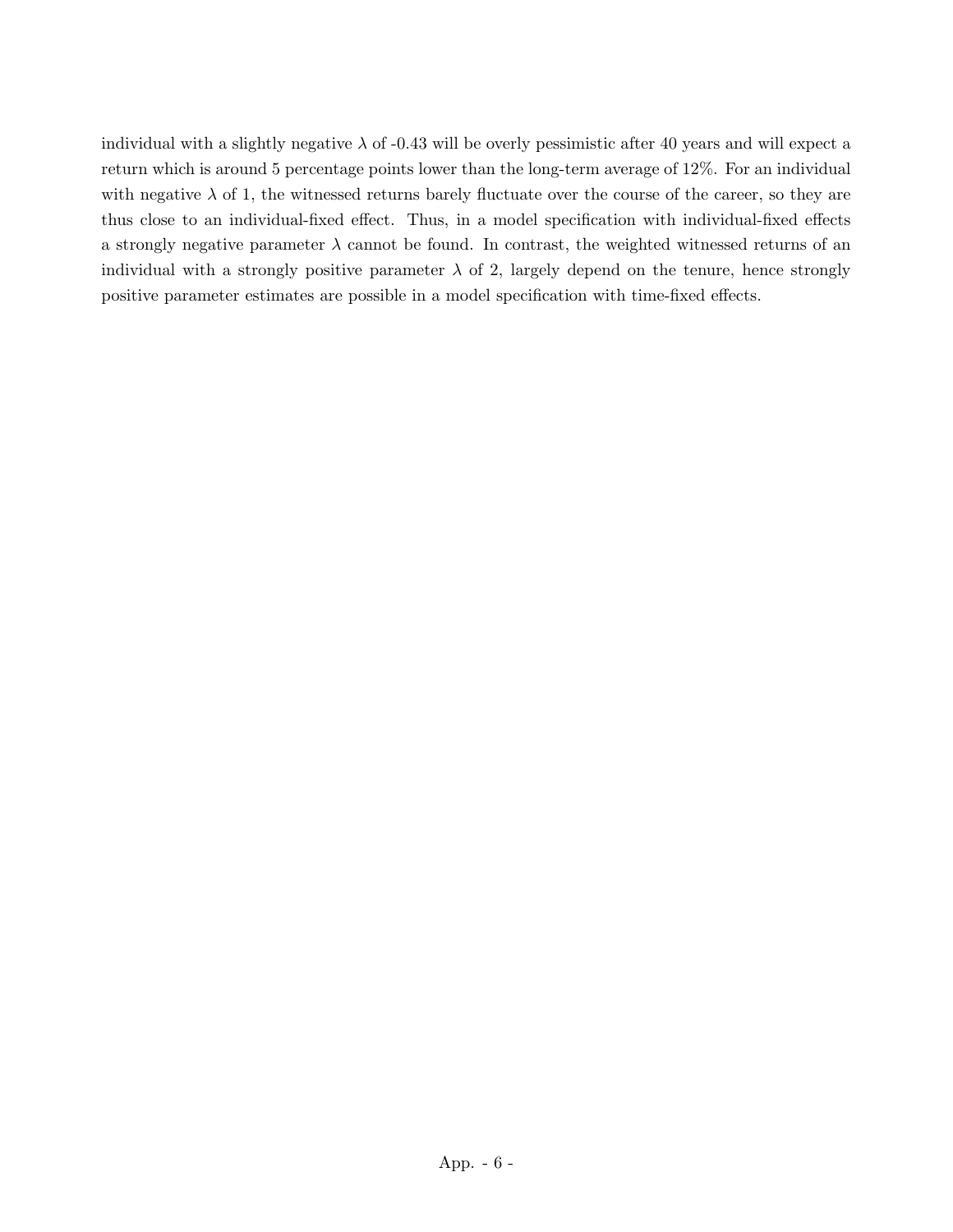individual with a slightly negative $\lambda$ of -0.43 will be overly pessimistic after 40 years and will expect a return which is around 5 percentage points lower than the long-term average of 12%. For an individual with negative $\lambda$ of 1, the witnessed returns barely fluctuate over the course of the career, so they are thus close to an individual-fixed effect. Thus, in a model specification with individual-fixed effects a strongly negative parameter $\lambda$ cannot be found. In contrast, the weighted witnessed returns of an individual with a strongly positive parameter $\lambda$ of 2, largely depend on the tenure, hence strongly positive parameter estimates are possible in a model specification with time-fixed effects.